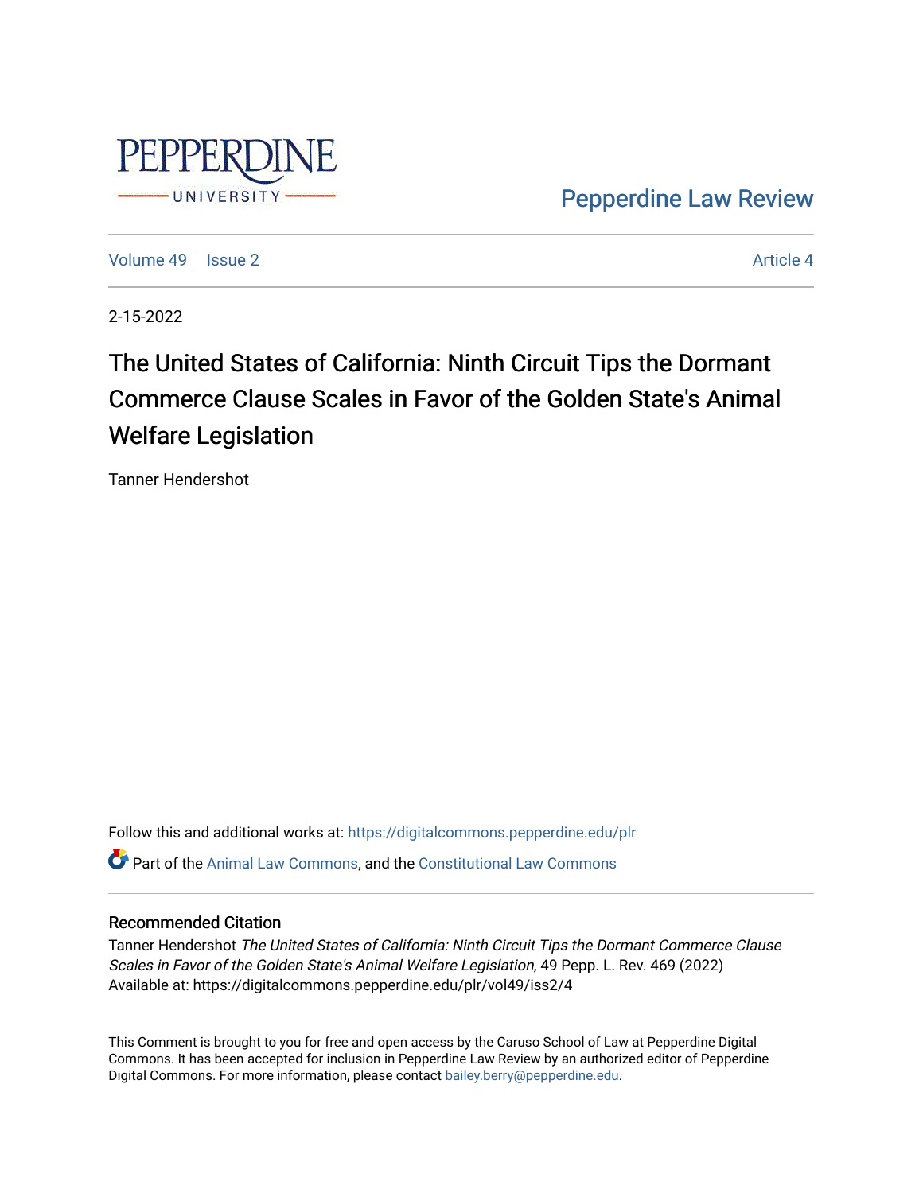Pepperdine Law Review

Volume 49 | Issue 2 | Article 4

2-15-2022

# The United States of California: Ninth Circuit Tips the Dormant Commerce Clause Scales in Favor of the Golden State's Animal Welfare Legislation

Tanner Hendershot

Follow this and additional works at: https://digitalcommons.pepperdine.edu/plr

Part of the Animal Law Commons, and the Constitutional Law Commons

## Recommended Citation

Tanner Hendershot *The United States of California: Ninth Circuit Tips the Dormant Commerce Clause Scales in Favor of the Golden State's Animal Welfare Legislation*, 49 Pepp. L. Rev. 469 (2022)
Available at: https://digitalcommons.pepperdine.edu/plr/vol49/iss2/4

This Comment is brought to you for free and open access by the Caruso School of Law at Pepperdine Digital Commons. It has been accepted for inclusion in Pepperdine Law Review by an authorized editor of Pepperdine Digital Commons. For more information, please contact bailey.berry@pepperdine.edu.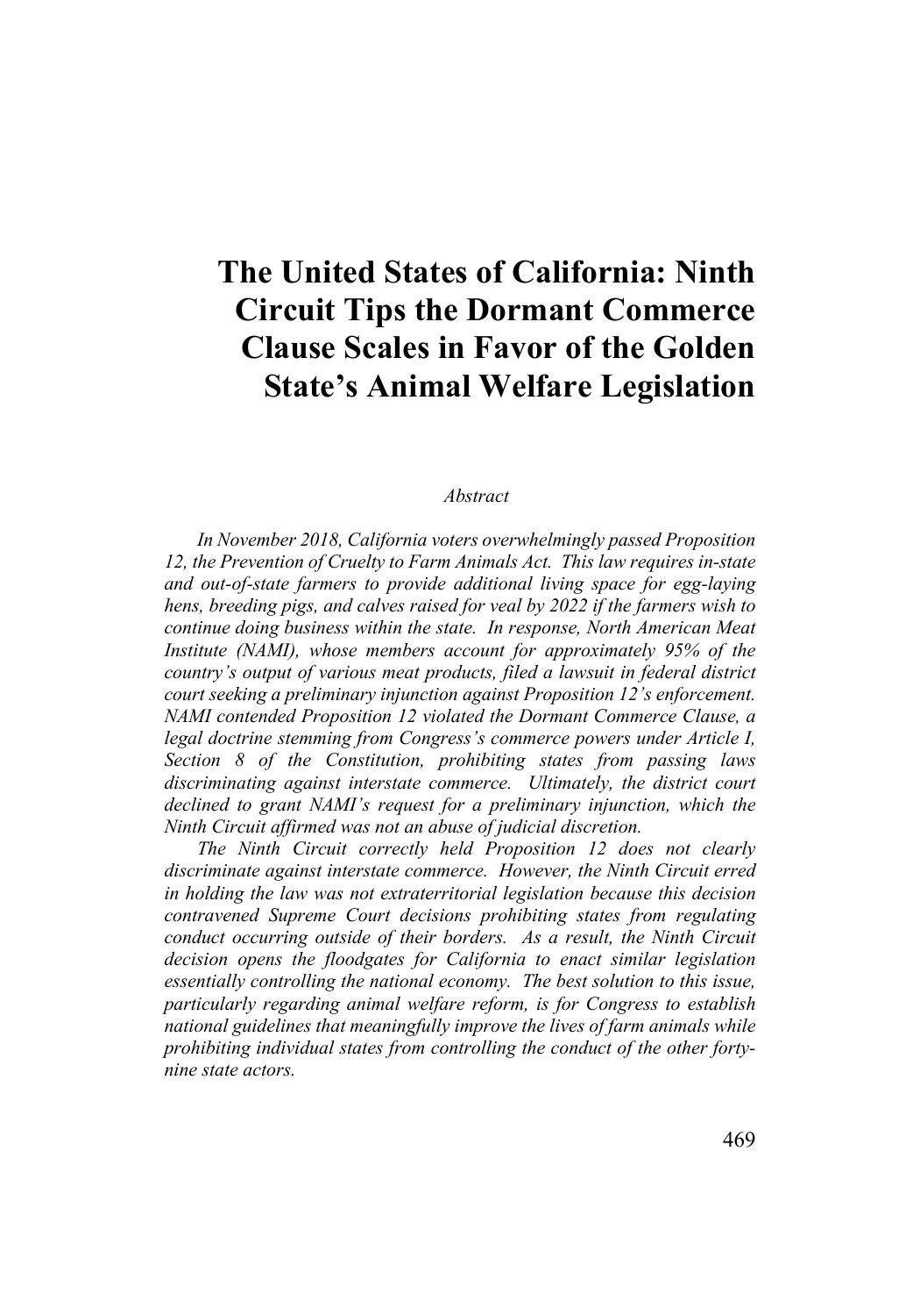# The United States of California: Ninth Circuit Tips the Dormant Commerce Clause Scales in Favor of the Golden State's Animal Welfare Legislation

*Abstract*

*In November 2018, California voters overwhelmingly passed Proposition 12, the Prevention of Cruelty to Farm Animals Act. This law requires in-state and out-of-state farmers to provide additional living space for egg-laying hens, breeding pigs, and calves raised for veal by 2022 if the farmers wish to continue doing business within the state. In response, North American Meat Institute (NAMI), whose members account for approximately 95% of the country's output of various meat products, filed a lawsuit in federal district court seeking a preliminary injunction against Proposition 12's enforcement. NAMI contended Proposition 12 violated the Dormant Commerce Clause, a legal doctrine stemming from Congress's commerce powers under Article I, Section 8 of the Constitution, prohibiting states from passing laws discriminating against interstate commerce. Ultimately, the district court declined to grant NAMI's request for a preliminary injunction, which the Ninth Circuit affirmed was not an abuse of judicial discretion.*

*The Ninth Circuit correctly held Proposition 12 does not clearly discriminate against interstate commerce. However, the Ninth Circuit erred in holding the law was not extraterritorial legislation because this decision contravened Supreme Court decisions prohibiting states from regulating conduct occurring outside of their borders. As a result, the Ninth Circuit decision opens the floodgates for California to enact similar legislation essentially controlling the national economy. The best solution to this issue, particularly regarding animal welfare reform, is for Congress to establish national guidelines that meaningfully improve the lives of farm animals while prohibiting individual states from controlling the conduct of the other forty-nine state actors.*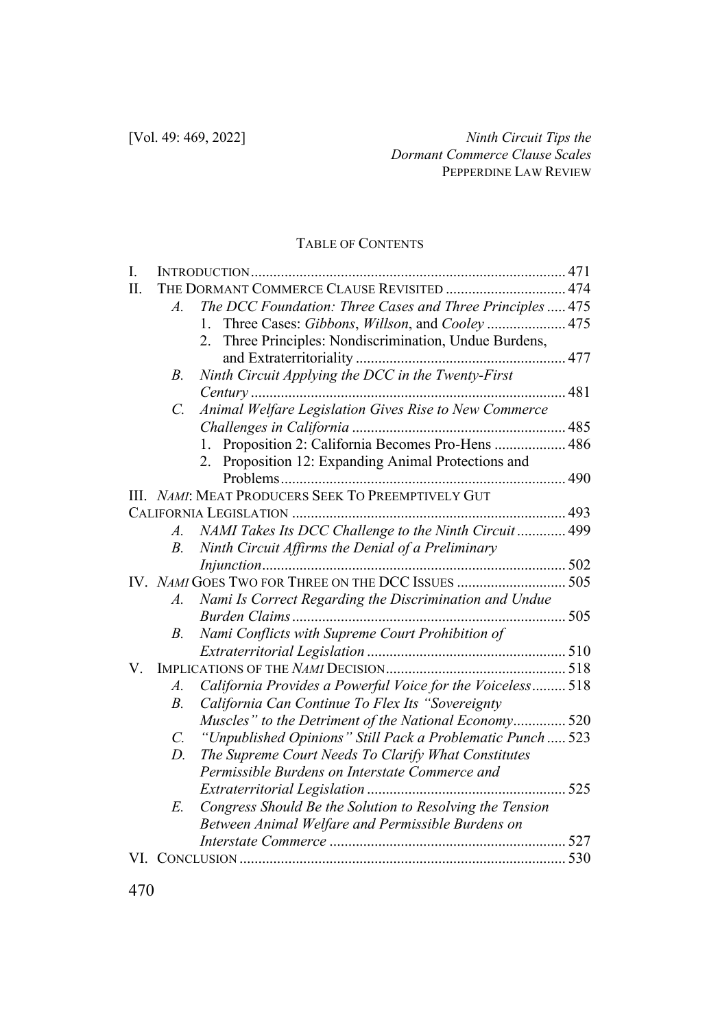## TABLE OF CONTENTS

I. INTRODUCTION ........ 471

II. THE DORMANT COMMERCE CLAUSE REVISITED ........ 474

- *A. The DCC Foundation: Three Cases and Three Principles* ........ 475
  - 1. Three Cases: *Gibbons*, *Willson*, and *Cooley* ........ 475
  - 2. Three Principles: Nondiscrimination, Undue Burdens, and Extraterritoriality ........ 477
- *B. Ninth Circuit Applying the DCC in the Twenty-First Century* ........ 481
- *C. Animal Welfare Legislation Gives Rise to New Commerce Challenges in California* ........ 485
  - 1. Proposition 2: California Becomes Pro-Hens ........ 486
  - 2. Proposition 12: Expanding Animal Protections and Problems ........ 490

III. *NAMI*: MEAT PRODUCERS SEEK TO PREEMPTIVELY GUT CALIFORNIA LEGISLATION ........ 493

- *A. NAMI Takes Its DCC Challenge to the Ninth Circuit* ........ 499
- *B. Ninth Circuit Affirms the Denial of a Preliminary Injunction* ........ 502

IV. *NAMI* GOES TWO FOR THREE ON THE DCC ISSUES ........ 505

- *A. Nami Is Correct Regarding the Discrimination and Undue Burden Claims* ........ 505
- *B. Nami Conflicts with Supreme Court Prohibition of Extraterritorial Legislation* ........ 510

V. IMPLICATIONS OF THE *NAMI* DECISION ........ 518

- *A. California Provides a Powerful Voice for the Voiceless* ........ 518
- *B. California Can Continue To Flex Its "Sovereignty Muscles" to the Detriment of the National Economy* ........ 520
- *C. "Unpublished Opinions" Still Pack a Problematic Punch* ........ 523
- *D. The Supreme Court Needs To Clarify What Constitutes Permissible Burdens on Interstate Commerce and Extraterritorial Legislation* ........ 525
- *E. Congress Should Be the Solution to Resolving the Tension Between Animal Welfare and Permissible Burdens on Interstate Commerce* ........ 527

VI. CONCLUSION ........ 530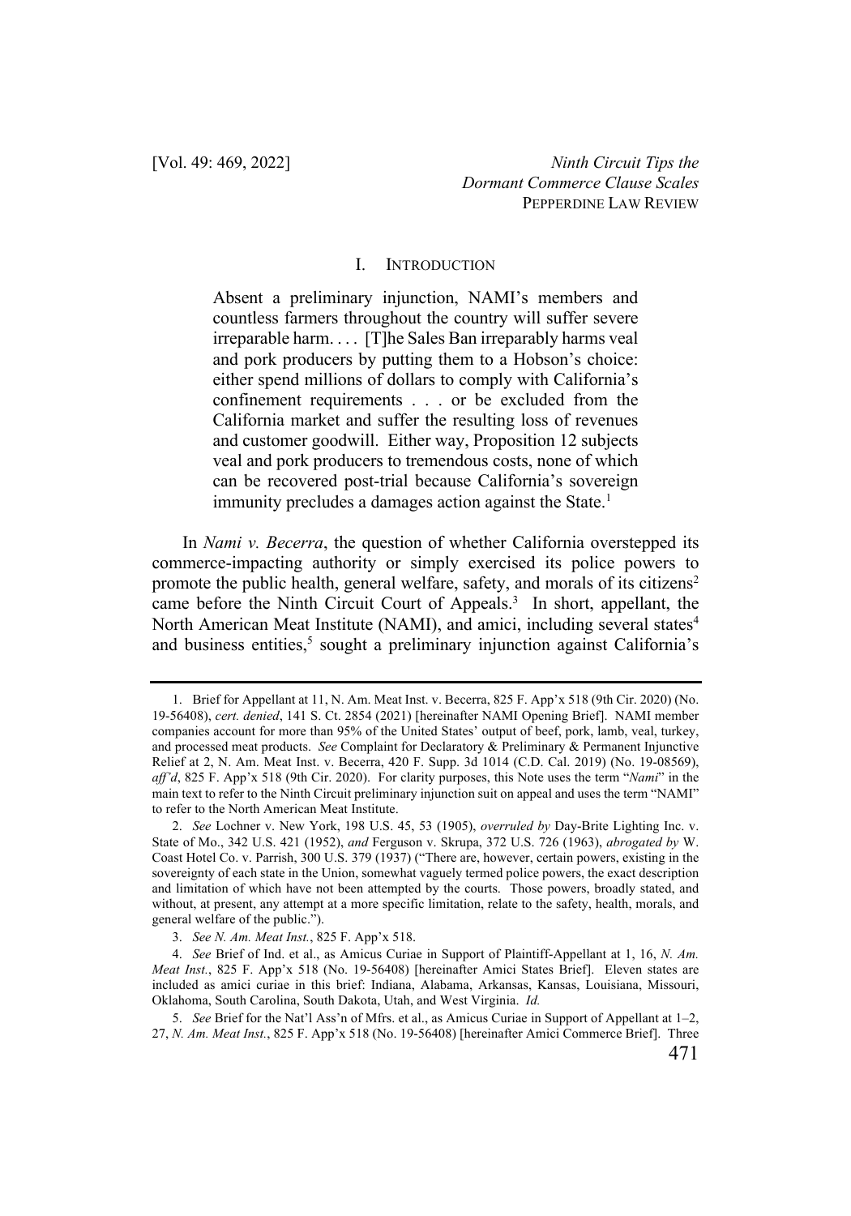## I. Introduction

> Absent a preliminary injunction, NAMI's members and countless farmers throughout the country will suffer severe irreparable harm. . . . [T]he Sales Ban irreparably harms veal and pork producers by putting them to a Hobson's choice: either spend millions of dollars to comply with California's confinement requirements . . . or be excluded from the California market and suffer the resulting loss of revenues and customer goodwill. Either way, Proposition 12 subjects veal and pork producers to tremendous costs, none of which can be recovered post-trial because California's sovereign immunity precludes a damages action against the State.[1]

In *Nami v. Becerra*, the question of whether California overstepped its commerce-impacting authority or simply exercised its police powers to promote the public health, general welfare, safety, and morals of its citizens[2] came before the Ninth Circuit Court of Appeals.[3] In short, appellant, the North American Meat Institute (NAMI), and amici, including several states[4] and business entities,[5] sought a preliminary injunction against California's

---

1. Brief for Appellant at 11, N. Am. Meat Inst. v. Becerra, 825 F. App'x 518 (9th Cir. 2020) (No. 19-56408), *cert. denied*, 141 S. Ct. 2854 (2021) [hereinafter NAMI Opening Brief]. NAMI member companies account for more than 95% of the United States' output of beef, pork, lamb, veal, turkey, and processed meat products. *See* Complaint for Declaratory & Preliminary & Permanent Injunctive Relief at 2, N. Am. Meat Inst. v. Becerra, 420 F. Supp. 3d 1014 (C.D. Cal. 2019) (No. 19-08569), *aff'd*, 825 F. App'x 518 (9th Cir. 2020). For clarity purposes, this Note uses the term "*Nami*" in the main text to refer to the Ninth Circuit preliminary injunction suit on appeal and uses the term "NAMI" to refer to the North American Meat Institute.

2. *See* Lochner v. New York, 198 U.S. 45, 53 (1905), *overruled by* Day-Brite Lighting Inc. v. State of Mo., 342 U.S. 421 (1952), *and* Ferguson v. Skrupa, 372 U.S. 726 (1963), *abrogated by* W. Coast Hotel Co. v. Parrish, 300 U.S. 379 (1937) ("There are, however, certain powers, existing in the sovereignty of each state in the Union, somewhat vaguely termed police powers, the exact description and limitation of which have not been attempted by the courts. Those powers, broadly stated, and without, at present, any attempt at a more specific limitation, relate to the safety, health, morals, and general welfare of the public.").

3. *See N. Am. Meat Inst.*, 825 F. App'x 518.

4. *See* Brief of Ind. et al., as Amicus Curiae in Support of Plaintiff-Appellant at 1, 16, *N. Am. Meat Inst.*, 825 F. App'x 518 (No. 19-56408) [hereinafter Amici States Brief]. Eleven states are included as amici curiae in this brief: Indiana, Alabama, Arkansas, Kansas, Louisiana, Missouri, Oklahoma, South Carolina, South Dakota, Utah, and West Virginia. *Id.*

5. *See* Brief for the Nat'l Ass'n of Mfrs. et al., as Amicus Curiae in Support of Appellant at 1–2, 27, *N. Am. Meat Inst.*, 825 F. App'x 518 (No. 19-56408) [hereinafter Amici Commerce Brief]. Three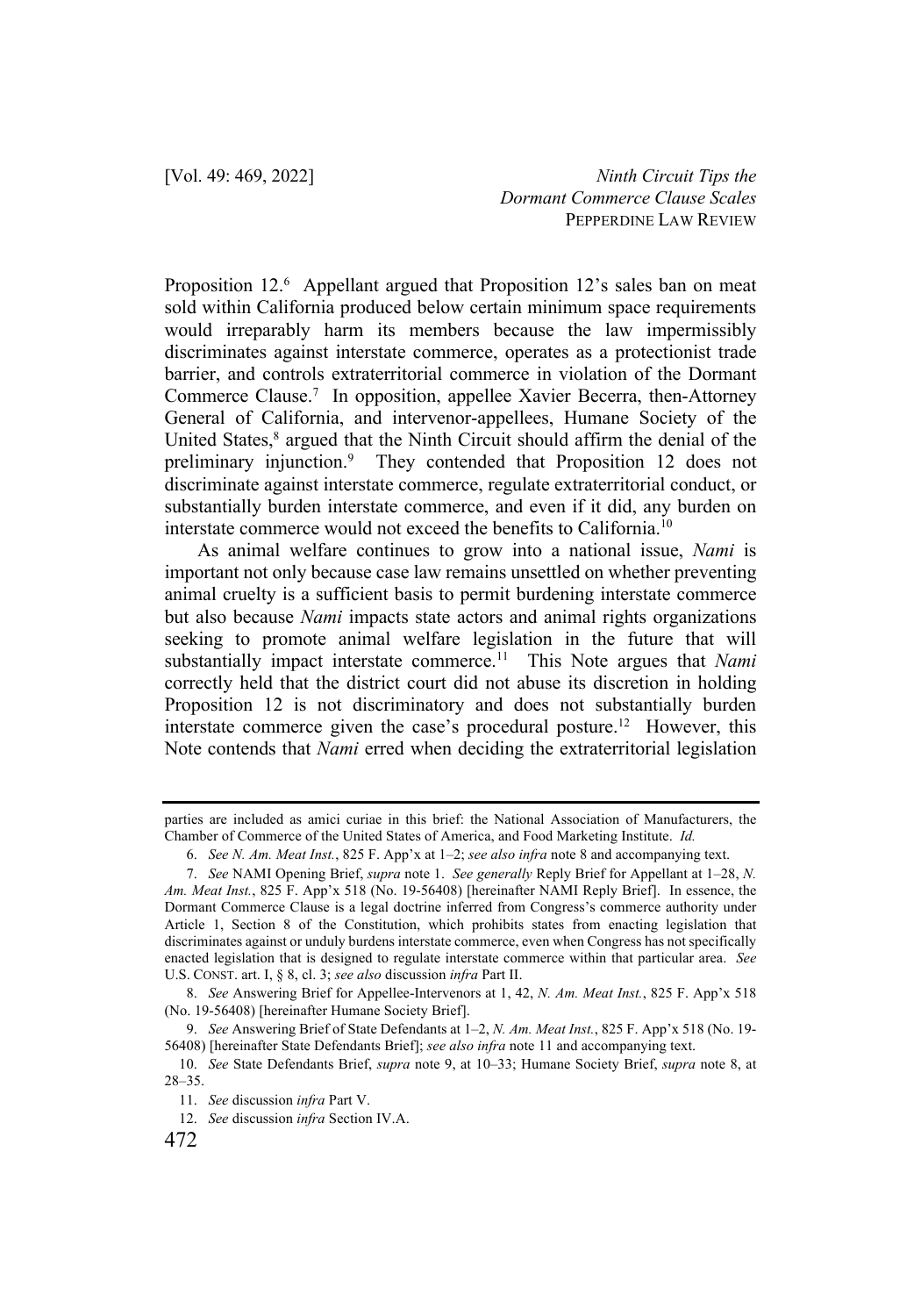Proposition 12.[6] Appellant argued that Proposition 12's sales ban on meat sold within California produced below certain minimum space requirements would irreparably harm its members because the law impermissibly discriminates against interstate commerce, operates as a protectionist trade barrier, and controls extraterritorial commerce in violation of the Dormant Commerce Clause.[7] In opposition, appellee Xavier Becerra, then-Attorney General of California, and intervenor-appellees, Humane Society of the United States,[8] argued that the Ninth Circuit should affirm the denial of the preliminary injunction.[9] They contended that Proposition 12 does not discriminate against interstate commerce, regulate extraterritorial conduct, or substantially burden interstate commerce, and even if it did, any burden on interstate commerce would not exceed the benefits to California.[10]

As animal welfare continues to grow into a national issue, *Nami* is important not only because case law remains unsettled on whether preventing animal cruelty is a sufficient basis to permit burdening interstate commerce but also because *Nami* impacts state actors and animal rights organizations seeking to promote animal welfare legislation in the future that will substantially impact interstate commerce.[11] This Note argues that *Nami* correctly held that the district court did not abuse its discretion in holding Proposition 12 is not discriminatory and does not substantially burden interstate commerce given the case's procedural posture.[12] However, this Note contends that *Nami* erred when deciding the extraterritorial legislation

---

parties are included as amici curiae in this brief: the National Association of Manufacturers, the Chamber of Commerce of the United States of America, and Food Marketing Institute. *Id.*

6. *See N. Am. Meat Inst.*, 825 F. App'x at 1–2; *see also infra* note 8 and accompanying text.

7. *See* NAMI Opening Brief, *supra* note 1. *See generally* Reply Brief for Appellant at 1–28, *N. Am. Meat Inst.*, 825 F. App'x 518 (No. 19-56408) [hereinafter NAMI Reply Brief]. In essence, the Dormant Commerce Clause is a legal doctrine inferred from Congress's commerce authority under Article 1, Section 8 of the Constitution, which prohibits states from enacting legislation that discriminates against or unduly burdens interstate commerce, even when Congress has not specifically enacted legislation that is designed to regulate interstate commerce within that particular area. *See* U.S. CONST. art. I, § 8, cl. 3; *see also* discussion *infra* Part II.

8. *See* Answering Brief for Appellee-Intervenors at 1, 42, *N. Am. Meat Inst.*, 825 F. App'x 518 (No. 19-56408) [hereinafter Humane Society Brief].

9. *See* Answering Brief of State Defendants at 1–2, *N. Am. Meat Inst.*, 825 F. App'x 518 (No. 19-56408) [hereinafter State Defendants Brief]; *see also infra* note 11 and accompanying text.

10. *See* State Defendants Brief, *supra* note 9, at 10–33; Humane Society Brief, *supra* note 8, at 28–35.

11. *See* discussion *infra* Part V.

12. *See* discussion *infra* Section IV.A.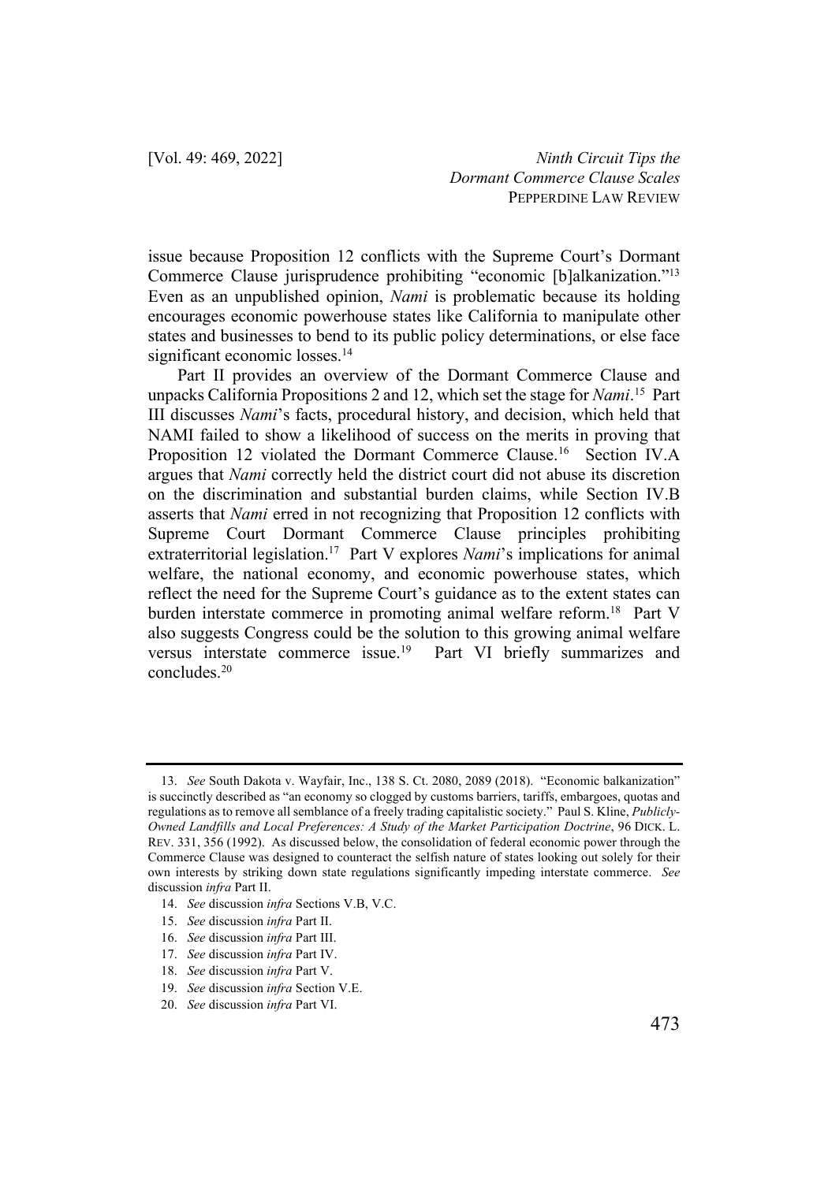issue because Proposition 12 conflicts with the Supreme Court's Dormant Commerce Clause jurisprudence prohibiting "economic [b]alkanization."[13] Even as an unpublished opinion, *Nami* is problematic because its holding encourages economic powerhouse states like California to manipulate other states and businesses to bend to its public policy determinations, or else face significant economic losses.[14]

Part II provides an overview of the Dormant Commerce Clause and unpacks California Propositions 2 and 12, which set the stage for *Nami*.[15] Part III discusses *Nami*'s facts, procedural history, and decision, which held that NAMI failed to show a likelihood of success on the merits in proving that Proposition 12 violated the Dormant Commerce Clause.[16] Section IV.A argues that *Nami* correctly held the district court did not abuse its discretion on the discrimination and substantial burden claims, while Section IV.B asserts that *Nami* erred in not recognizing that Proposition 12 conflicts with Supreme Court Dormant Commerce Clause principles prohibiting extraterritorial legislation.[17] Part V explores *Nami*'s implications for animal welfare, the national economy, and economic powerhouse states, which reflect the need for the Supreme Court's guidance as to the extent states can burden interstate commerce in promoting animal welfare reform.[18] Part V also suggests Congress could be the solution to this growing animal welfare versus interstate commerce issue.[19] Part VI briefly summarizes and concludes.[20]

---

13. *See* South Dakota v. Wayfair, Inc., 138 S. Ct. 2080, 2089 (2018). "Economic balkanization" is succinctly described as "an economy so clogged by customs barriers, tariffs, embargoes, quotas and regulations as to remove all semblance of a freely trading capitalistic society." Paul S. Kline, *Publicly-Owned Landfills and Local Preferences: A Study of the Market Participation Doctrine*, 96 DICK. L. REV. 331, 356 (1992). As discussed below, the consolidation of federal economic power through the Commerce Clause was designed to counteract the selfish nature of states looking out solely for their own interests by striking down state regulations significantly impeding interstate commerce. *See* discussion *infra* Part II.

14. *See* discussion *infra* Sections V.B, V.C.

15. *See* discussion *infra* Part II.

16. *See* discussion *infra* Part III.

17. *See* discussion *infra* Part IV.

18. *See* discussion *infra* Part V.

19. *See* discussion *infra* Section V.E.

20. *See* discussion *infra* Part VI.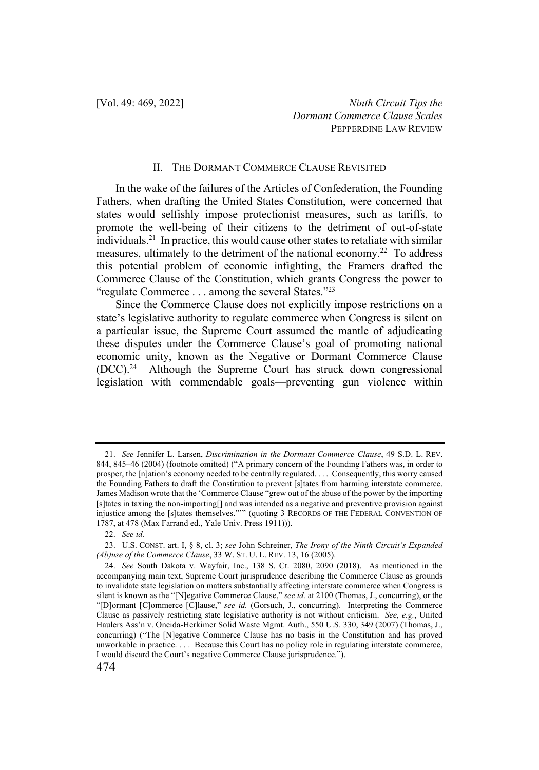## II. The Dormant Commerce Clause Revisited

In the wake of the failures of the Articles of Confederation, the Founding Fathers, when drafting the United States Constitution, were concerned that states would selfishly impose protectionist measures, such as tariffs, to promote the well-being of their citizens to the detriment of out-of-state individuals.[21] In practice, this would cause other states to retaliate with similar measures, ultimately to the detriment of the national economy.[22] To address this potential problem of economic infighting, the Framers drafted the Commerce Clause of the Constitution, which grants Congress the power to "regulate Commerce . . . among the several States."[23]

Since the Commerce Clause does not explicitly impose restrictions on a state's legislative authority to regulate commerce when Congress is silent on a particular issue, the Supreme Court assumed the mantle of adjudicating these disputes under the Commerce Clause's goal of promoting national economic unity, known as the Negative or Dormant Commerce Clause (DCC).[24] Although the Supreme Court has struck down congressional legislation with commendable goals—preventing gun violence within

---

21. *See* Jennifer L. Larsen, *Discrimination in the Dormant Commerce Clause*, 49 S.D. L. REV. 844, 845–46 (2004) (footnote omitted) ("A primary concern of the Founding Fathers was, in order to prosper, the [n]ation's economy needed to be centrally regulated. . . . Consequently, this worry caused the Founding Fathers to draft the Constitution to prevent [s]tates from harming interstate commerce. James Madison wrote that the 'Commerce Clause "grew out of the abuse of the power by the importing [s]tates in taxing the non-importing[] and was intended as a negative and preventive provision against injustice among the [s]tates themselves."'" (quoting 3 RECORDS OF THE FEDERAL CONVENTION OF 1787, at 478 (Max Farrand ed., Yale Univ. Press 1911))).

22. *See id.*

23. U.S. CONST. art. I, § 8, cl. 3; *see* John Schreiner, *The Irony of the Ninth Circuit's Expanded (Ab)use of the Commerce Clause*, 33 W. ST. U. L. REV. 13, 16 (2005).

24. *See* South Dakota v. Wayfair, Inc., 138 S. Ct. 2080, 2090 (2018). As mentioned in the accompanying main text, Supreme Court jurisprudence describing the Commerce Clause as grounds to invalidate state legislation on matters substantially affecting interstate commerce when Congress is silent is known as the "[N]egative Commerce Clause," *see id.* at 2100 (Thomas, J., concurring), or the "[D]ormant [C]ommerce [C]lause," *see id.* (Gorsuch, J., concurring). Interpreting the Commerce Clause as passively restricting state legislative authority is not without criticism. *See, e.g.*, United Haulers Ass'n v. Oneida-Herkimer Solid Waste Mgmt. Auth., 550 U.S. 330, 349 (2007) (Thomas, J., concurring) ("The [N]egative Commerce Clause has no basis in the Constitution and has proved unworkable in practice. . . . Because this Court has no policy role in regulating interstate commerce, I would discard the Court's negative Commerce Clause jurisprudence.").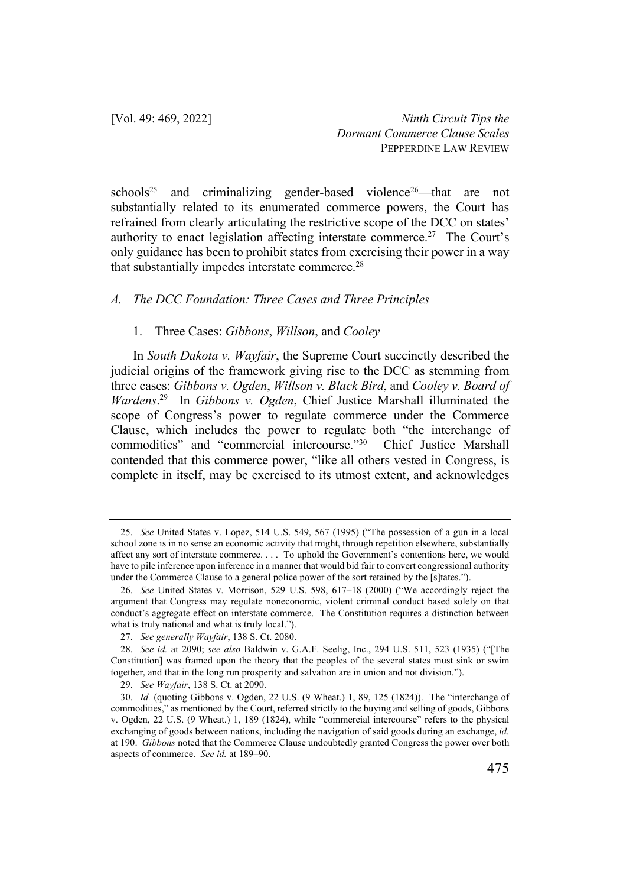schools[25] and criminalizing gender-based violence[26]—that are not substantially related to its enumerated commerce powers, the Court has refrained from clearly articulating the restrictive scope of the DCC on states' authority to enact legislation affecting interstate commerce.[27] The Court's only guidance has been to prohibit states from exercising their power in a way that substantially impedes interstate commerce.[28]

### *A. The DCC Foundation: Three Cases and Three Principles*

#### 1. Three Cases: *Gibbons*, *Willson*, and *Cooley*

In *South Dakota v. Wayfair*, the Supreme Court succinctly described the judicial origins of the framework giving rise to the DCC as stemming from three cases: *Gibbons v. Ogden*, *Willson v. Black Bird*, and *Cooley v. Board of Wardens*.[29] In *Gibbons v. Ogden*, Chief Justice Marshall illuminated the scope of Congress's power to regulate commerce under the Commerce Clause, which includes the power to regulate both "the interchange of commodities" and "commercial intercourse."[30] Chief Justice Marshall contended that this commerce power, "like all others vested in Congress, is complete in itself, may be exercised to its utmost extent, and acknowledges

---

25. *See* United States v. Lopez, 514 U.S. 549, 567 (1995) ("The possession of a gun in a local school zone is in no sense an economic activity that might, through repetition elsewhere, substantially affect any sort of interstate commerce. . . . To uphold the Government's contentions here, we would have to pile inference upon inference in a manner that would bid fair to convert congressional authority under the Commerce Clause to a general police power of the sort retained by the [s]tates.").

26. *See* United States v. Morrison, 529 U.S. 598, 617–18 (2000) ("We accordingly reject the argument that Congress may regulate noneconomic, violent criminal conduct based solely on that conduct's aggregate effect on interstate commerce. The Constitution requires a distinction between what is truly national and what is truly local.").

27. *See generally Wayfair*, 138 S. Ct. 2080.

28. *See id.* at 2090; *see also* Baldwin v. G.A.F. Seelig, Inc., 294 U.S. 511, 523 (1935) ("[The Constitution] was framed upon the theory that the peoples of the several states must sink or swim together, and that in the long run prosperity and salvation are in union and not division.").

29. *See Wayfair*, 138 S. Ct. at 2090.

30. *Id.* (quoting Gibbons v. Ogden, 22 U.S. (9 Wheat.) 1, 89, 125 (1824)). The "interchange of commodities," as mentioned by the Court, referred strictly to the buying and selling of goods, Gibbons v. Ogden, 22 U.S. (9 Wheat.) 1, 189 (1824), while "commercial intercourse" refers to the physical exchanging of goods between nations, including the navigation of said goods during an exchange, *id.* at 190. *Gibbons* noted that the Commerce Clause undoubtedly granted Congress the power over both aspects of commerce. *See id.* at 189–90.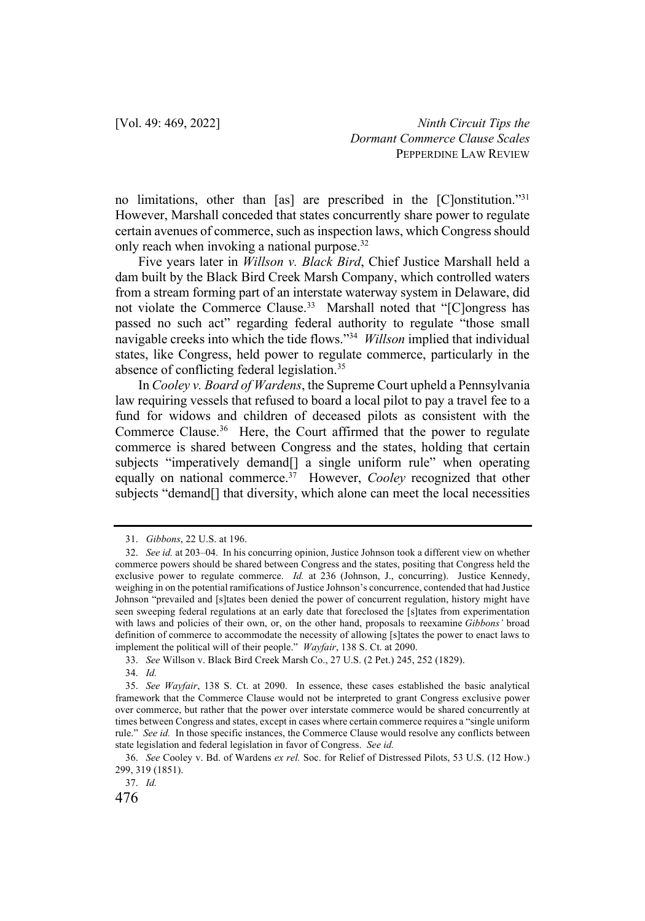no limitations, other than [as] are prescribed in the [C]onstitution."[31] However, Marshall conceded that states concurrently share power to regulate certain avenues of commerce, such as inspection laws, which Congress should only reach when invoking a national purpose.[32]

Five years later in *Willson v. Black Bird*, Chief Justice Marshall held a dam built by the Black Bird Creek Marsh Company, which controlled waters from a stream forming part of an interstate waterway system in Delaware, did not violate the Commerce Clause.[33] Marshall noted that "[C]ongress has passed no such act" regarding federal authority to regulate "those small navigable creeks into which the tide flows."[34] *Willson* implied that individual states, like Congress, held power to regulate commerce, particularly in the absence of conflicting federal legislation.[35]

In *Cooley v. Board of Wardens*, the Supreme Court upheld a Pennsylvania law requiring vessels that refused to board a local pilot to pay a travel fee to a fund for widows and children of deceased pilots as consistent with the Commerce Clause.[36] Here, the Court affirmed that the power to regulate commerce is shared between Congress and the states, holding that certain subjects "imperatively demand[] a single uniform rule" when operating equally on national commerce.[37] However, *Cooley* recognized that other subjects "demand[] that diversity, which alone can meet the local necessities

---

31. *Gibbons*, 22 U.S. at 196.

32. *See id.* at 203–04. In his concurring opinion, Justice Johnson took a different view on whether commerce powers should be shared between Congress and the states, positing that Congress held the exclusive power to regulate commerce. *Id.* at 236 (Johnson, J., concurring). Justice Kennedy, weighing in on the potential ramifications of Justice Johnson's concurrence, contended that had Justice Johnson "prevailed and [s]tates been denied the power of concurrent regulation, history might have seen sweeping federal regulations at an early date that foreclosed the [s]tates from experimentation with laws and policies of their own, or, on the other hand, proposals to reexamine *Gibbons'* broad definition of commerce to accommodate the necessity of allowing [s]tates the power to enact laws to implement the political will of their people." *Wayfair*, 138 S. Ct. at 2090.

33. *See* Willson v. Black Bird Creek Marsh Co., 27 U.S. (2 Pet.) 245, 252 (1829).

34. *Id.*

35. *See Wayfair*, 138 S. Ct. at 2090. In essence, these cases established the basic analytical framework that the Commerce Clause would not be interpreted to grant Congress exclusive power over commerce, but rather that the power over interstate commerce would be shared concurrently at times between Congress and states, except in cases where certain commerce requires a "single uniform rule." *See id.* In those specific instances, the Commerce Clause would resolve any conflicts between state legislation and federal legislation in favor of Congress. *See id.*

36. *See* Cooley v. Bd. of Wardens *ex rel.* Soc. for Relief of Distressed Pilots, 53 U.S. (12 How.) 299, 319 (1851).

37. *Id.*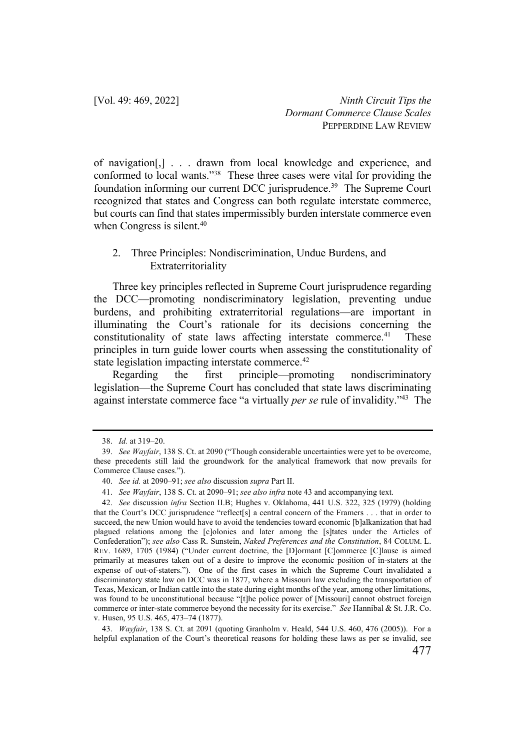of navigation[,] . . . drawn from local knowledge and experience, and conformed to local wants."[38] These three cases were vital for providing the foundation informing our current DCC jurisprudence.[39] The Supreme Court recognized that states and Congress can both regulate interstate commerce, but courts can find that states impermissibly burden interstate commerce even when Congress is silent.[40]

### 2. Three Principles: Nondiscrimination, Undue Burdens, and Extraterritoriality

Three key principles reflected in Supreme Court jurisprudence regarding the DCC—promoting nondiscriminatory legislation, preventing undue burdens, and prohibiting extraterritorial regulations—are important in illuminating the Court's rationale for its decisions concerning the constitutionality of state laws affecting interstate commerce.[41] These principles in turn guide lower courts when assessing the constitutionality of state legislation impacting interstate commerce.[42]

Regarding the first principle—promoting nondiscriminatory legislation—the Supreme Court has concluded that state laws discriminating against interstate commerce face "a virtually *per se* rule of invalidity."[43] The

---

38. *Id.* at 319–20.

39. *See Wayfair*, 138 S. Ct. at 2090 ("Though considerable uncertainties were yet to be overcome, these precedents still laid the groundwork for the analytical framework that now prevails for Commerce Clause cases.").

40. *See id.* at 2090–91; *see also* discussion *supra* Part II.

41. *See Wayfair*, 138 S. Ct. at 2090–91; *see also infra* note 43 and accompanying text.

42. *See* discussion *infra* Section II.B; Hughes v. Oklahoma, 441 U.S. 322, 325 (1979) (holding that the Court's DCC jurisprudence "reflect[s] a central concern of the Framers . . . that in order to succeed, the new Union would have to avoid the tendencies toward economic [b]alkanization that had plagued relations among the [c]olonies and later among the [s]tates under the Articles of Confederation"); *see also* Cass R. Sunstein, *Naked Preferences and the Constitution*, 84 COLUM. L. REV. 1689, 1705 (1984) ("Under current doctrine, the [D]ormant [C]ommerce [C]lause is aimed primarily at measures taken out of a desire to improve the economic position of in-staters at the expense of out-of-staters."). One of the first cases in which the Supreme Court invalidated a discriminatory state law on DCC was in 1877, where a Missouri law excluding the transportation of Texas, Mexican, or Indian cattle into the state during eight months of the year, among other limitations, was found to be unconstitutional because "[t]he police power of [Missouri] cannot obstruct foreign commerce or inter-state commerce beyond the necessity for its exercise." *See* Hannibal & St. J.R. Co. v. Husen, 95 U.S. 465, 473–74 (1877).

43. *Wayfair*, 138 S. Ct. at 2091 (quoting Granholm v. Heald, 544 U.S. 460, 476 (2005)). For a helpful explanation of the Court's theoretical reasons for holding these laws as per se invalid, see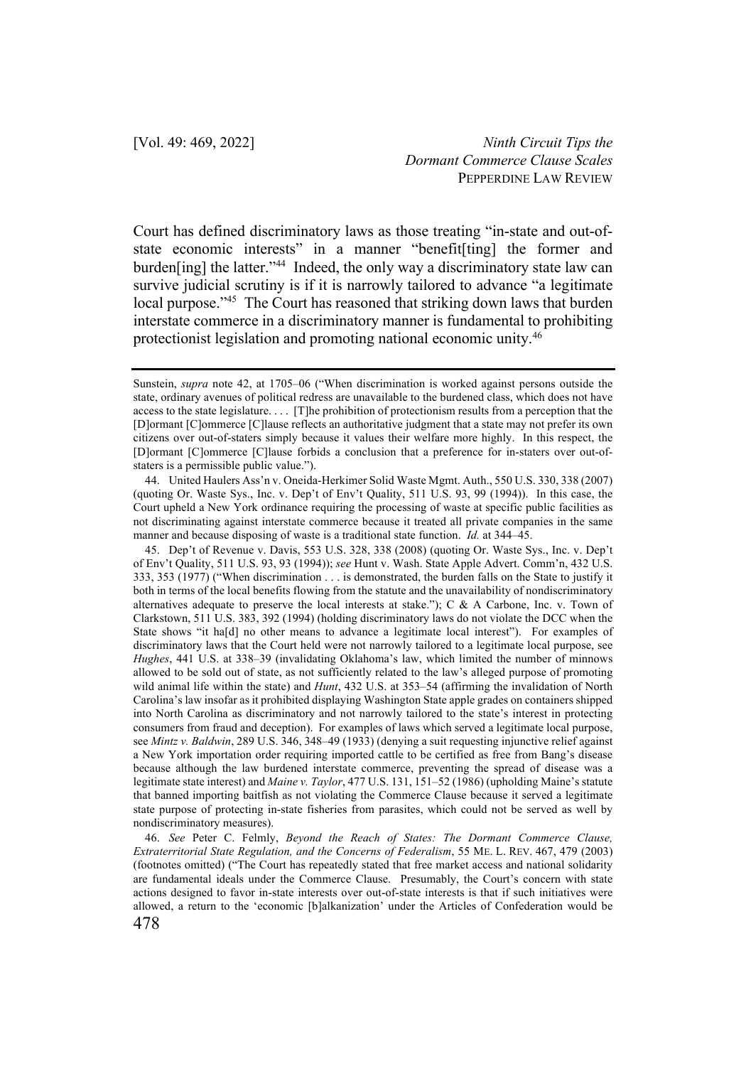Court has defined discriminatory laws as those treating "in-state and out-of-state economic interests" in a manner "benefit[ting] the former and burden[ing] the latter."[44] Indeed, the only way a discriminatory state law can survive judicial scrutiny is if it is narrowly tailored to advance "a legitimate local purpose."[45] The Court has reasoned that striking down laws that burden interstate commerce in a discriminatory manner is fundamental to prohibiting protectionist legislation and promoting national economic unity.[46]

---

Sunstein, *supra* note 42, at 1705–06 ("When discrimination is worked against persons outside the state, ordinary avenues of political redress are unavailable to the burdened class, which does not have access to the state legislature. . . . [T]he prohibition of protectionism results from a perception that the [D]ormant [C]ommerce [C]lause reflects an authoritative judgment that a state may not prefer its own citizens over out-of-staters simply because it values their welfare more highly. In this respect, the [D]ormant [C]ommerce [C]lause forbids a conclusion that a preference for in-staters over out-of-staters is a permissible public value.").

44. United Haulers Ass'n v. Oneida-Herkimer Solid Waste Mgmt. Auth., 550 U.S. 330, 338 (2007) (quoting Or. Waste Sys., Inc. v. Dep't of Env't Quality, 511 U.S. 93, 99 (1994)). In this case, the Court upheld a New York ordinance requiring the processing of waste at specific public facilities as not discriminating against interstate commerce because it treated all private companies in the same manner and because disposing of waste is a traditional state function. *Id.* at 344–45.

45. Dep't of Revenue v. Davis, 553 U.S. 328, 338 (2008) (quoting Or. Waste Sys., Inc. v. Dep't of Env't Quality, 511 U.S. 93, 93 (1994)); *see* Hunt v. Wash. State Apple Advert. Comm'n, 432 U.S. 333, 353 (1977) ("When discrimination . . . is demonstrated, the burden falls on the State to justify it both in terms of the local benefits flowing from the statute and the unavailability of nondiscriminatory alternatives adequate to preserve the local interests at stake."); C & A Carbone, Inc. v. Town of Clarkstown, 511 U.S. 383, 392 (1994) (holding discriminatory laws do not violate the DCC when the State shows "it ha[d] no other means to advance a legitimate local interest"). For examples of discriminatory laws that the Court held were not narrowly tailored to a legitimate local purpose, see *Hughes*, 441 U.S. at 338–39 (invalidating Oklahoma's law, which limited the number of minnows allowed to be sold out of state, as not sufficiently related to the law's alleged purpose of promoting wild animal life within the state) and *Hunt*, 432 U.S. at 353–54 (affirming the invalidation of North Carolina's law insofar as it prohibited displaying Washington State apple grades on containers shipped into North Carolina as discriminatory and not narrowly tailored to the state's interest in protecting consumers from fraud and deception). For examples of laws which served a legitimate local purpose, see *Mintz v. Baldwin*, 289 U.S. 346, 348–49 (1933) (denying a suit requesting injunctive relief against a New York importation order requiring imported cattle to be certified as free from Bang's disease because although the law burdened interstate commerce, preventing the spread of disease was a legitimate state interest) and *Maine v. Taylor*, 477 U.S. 131, 151–52 (1986) (upholding Maine's statute that banned importing baitfish as not violating the Commerce Clause because it served a legitimate state purpose of protecting in-state fisheries from parasites, which could not be served as well by nondiscriminatory measures).

46. *See* Peter C. Felmly, *Beyond the Reach of States: The Dormant Commerce Clause, Extraterritorial State Regulation, and the Concerns of Federalism*, 55 ME. L. REV. 467, 479 (2003) (footnotes omitted) ("The Court has repeatedly stated that free market access and national solidarity are fundamental ideals under the Commerce Clause. Presumably, the Court's concern with state actions designed to favor in-state interests over out-of-state interests is that if such initiatives were allowed, a return to the 'economic [b]alkanization' under the Articles of Confederation would be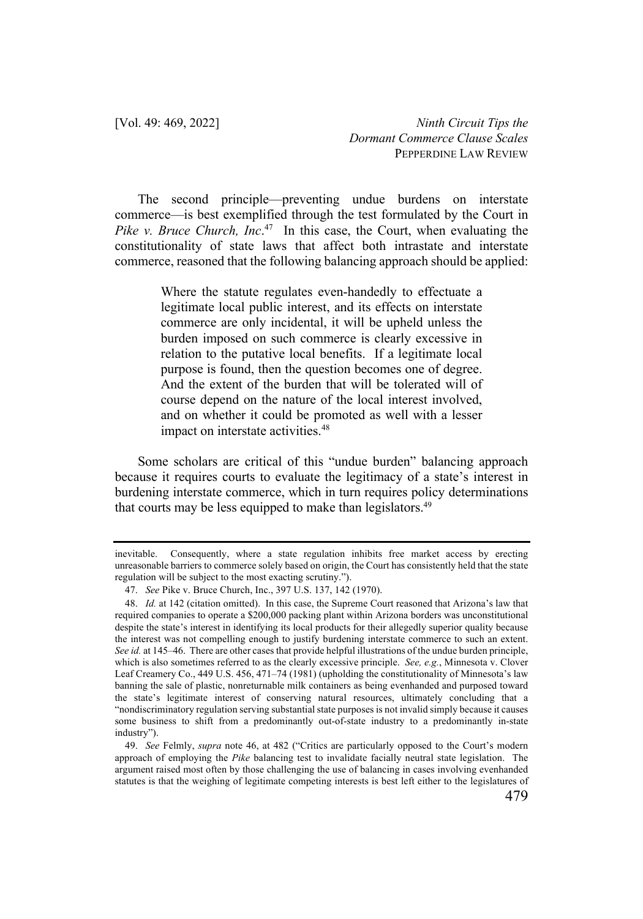The second principle—preventing undue burdens on interstate commerce—is best exemplified through the test formulated by the Court in *Pike v. Bruce Church, Inc*.[47] In this case, the Court, when evaluating the constitutionality of state laws that affect both intrastate and interstate commerce, reasoned that the following balancing approach should be applied:

> Where the statute regulates even-handedly to effectuate a legitimate local public interest, and its effects on interstate commerce are only incidental, it will be upheld unless the burden imposed on such commerce is clearly excessive in relation to the putative local benefits. If a legitimate local purpose is found, then the question becomes one of degree. And the extent of the burden that will be tolerated will of course depend on the nature of the local interest involved, and on whether it could be promoted as well with a lesser impact on interstate activities.[48]

Some scholars are critical of this "undue burden" balancing approach because it requires courts to evaluate the legitimacy of a state's interest in burdening interstate commerce, which in turn requires policy determinations that courts may be less equipped to make than legislators.[49]

---

inevitable. Consequently, where a state regulation inhibits free market access by erecting unreasonable barriers to commerce solely based on origin, the Court has consistently held that the state regulation will be subject to the most exacting scrutiny.").

47. *See* Pike v. Bruce Church, Inc., 397 U.S. 137, 142 (1970).

48. *Id.* at 142 (citation omitted). In this case, the Supreme Court reasoned that Arizona's law that required companies to operate a $200,000 packing plant within Arizona borders was unconstitutional despite the state's interest in identifying its local products for their allegedly superior quality because the interest was not compelling enough to justify burdening interstate commerce to such an extent. *See id.* at 145–46. There are other cases that provide helpful illustrations of the undue burden principle, which is also sometimes referred to as the clearly excessive principle. *See, e.g.*, Minnesota v. Clover Leaf Creamery Co., 449 U.S. 456, 471–74 (1981) (upholding the constitutionality of Minnesota's law banning the sale of plastic, nonreturnable milk containers as being evenhanded and purposed toward the state's legitimate interest of conserving natural resources, ultimately concluding that a "nondiscriminatory regulation serving substantial state purposes is not invalid simply because it causes some business to shift from a predominantly out-of-state industry to a predominantly in-state industry").

49. *See* Felmly, *supra* note 46, at 482 ("Critics are particularly opposed to the Court's modern approach of employing the *Pike* balancing test to invalidate facially neutral state legislation. The argument raised most often by those challenging the use of balancing in cases involving evenhanded statutes is that the weighing of legitimate competing interests is best left either to the legislatures of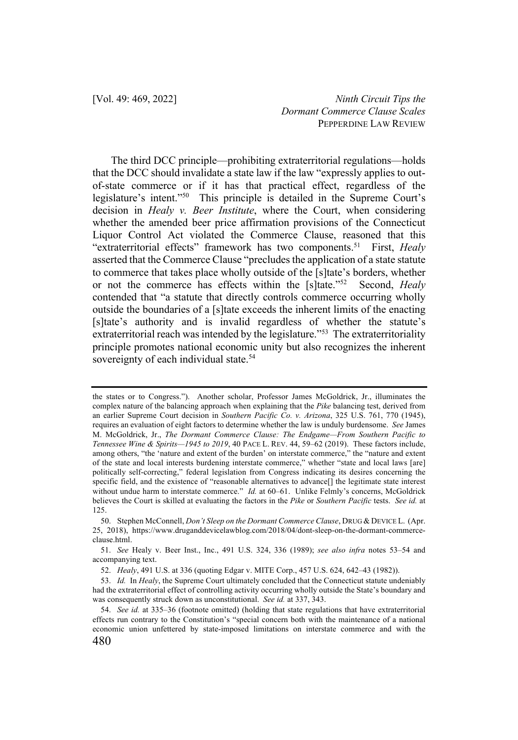The third DCC principle—prohibiting extraterritorial regulations—holds that the DCC should invalidate a state law if the law "expressly applies to out-of-state commerce or if it has that practical effect, regardless of the legislature's intent."[50] This principle is detailed in the Supreme Court's decision in *Healy v. Beer Institute*, where the Court, when considering whether the amended beer price affirmation provisions of the Connecticut Liquor Control Act violated the Commerce Clause, reasoned that this "extraterritorial effects" framework has two components.[51] First, *Healy* asserted that the Commerce Clause "precludes the application of a state statute to commerce that takes place wholly outside of the [s]tate's borders, whether or not the commerce has effects within the [s]tate."[52] Second, *Healy* contended that "a statute that directly controls commerce occurring wholly outside the boundaries of a [s]tate exceeds the inherent limits of the enacting [s]tate's authority and is invalid regardless of whether the statute's extraterritorial reach was intended by the legislature."[53] The extraterritoriality principle promotes national economic unity but also recognizes the inherent sovereignty of each individual state.[54]

---

the states or to Congress."). Another scholar, Professor James McGoldrick, Jr., illuminates the complex nature of the balancing approach when explaining that the *Pike* balancing test, derived from an earlier Supreme Court decision in *Southern Pacific Co. v. Arizona*, 325 U.S. 761, 770 (1945), requires an evaluation of eight factors to determine whether the law is unduly burdensome. *See* James M. McGoldrick, Jr., *The Dormant Commerce Clause: The Endgame—From Southern Pacific to Tennessee Wine & Spirits—1945 to 2019*, 40 PACE L. REV. 44, 59–62 (2019). These factors include, among others, "the 'nature and extent of the burden' on interstate commerce," the "nature and extent of the state and local interests burdening interstate commerce," whether "state and local laws [are] politically self-correcting," federal legislation from Congress indicating its desires concerning the specific field, and the existence of "reasonable alternatives to advance[] the legitimate state interest without undue harm to interstate commerce." *Id.* at 60–61. Unlike Felmly's concerns, McGoldrick believes the Court is skilled at evaluating the factors in the *Pike* or *Southern Pacific* tests. *See id.* at 125.

50. Stephen McConnell, *Don't Sleep on the Dormant Commerce Clause*, DRUG & DEVICE L. (Apr. 25, 2018), https://www.druganddevicelawblog.com/2018/04/dont-sleep-on-the-dormant-commerce-clause.html.

51. *See* Healy v. Beer Inst., Inc., 491 U.S. 324, 336 (1989); *see also infra* notes 53–54 and accompanying text.

52. *Healy*, 491 U.S. at 336 (quoting Edgar v. MITE Corp., 457 U.S. 624, 642–43 (1982)).

53. *Id.* In *Healy*, the Supreme Court ultimately concluded that the Connecticut statute undeniably had the extraterritorial effect of controlling activity occurring wholly outside the State's boundary and was consequently struck down as unconstitutional. *See id.* at 337, 343.

54. *See id.* at 335–36 (footnote omitted) (holding that state regulations that have extraterritorial effects run contrary to the Constitution's "special concern both with the maintenance of a national economic union unfettered by state-imposed limitations on interstate commerce and with the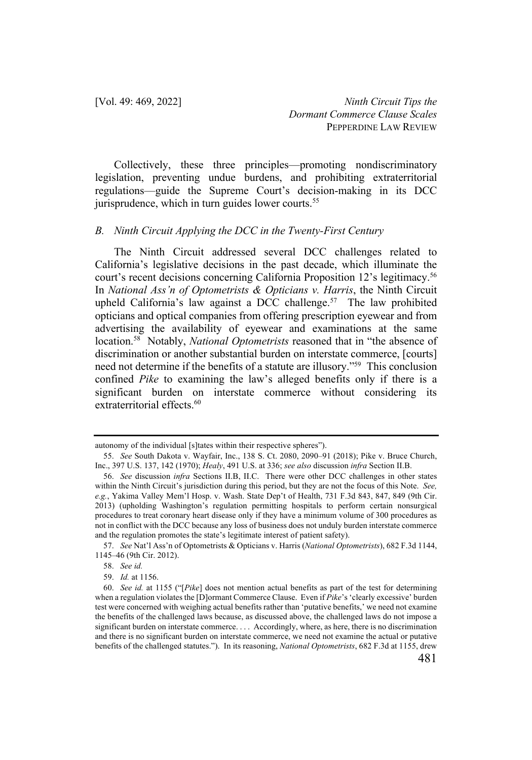Collectively, these three principles—promoting nondiscriminatory legislation, preventing undue burdens, and prohibiting extraterritorial regulations—guide the Supreme Court's decision-making in its DCC jurisprudence, which in turn guides lower courts.[55]

### *B. Ninth Circuit Applying the DCC in the Twenty-First Century*

The Ninth Circuit addressed several DCC challenges related to California's legislative decisions in the past decade, which illuminate the court's recent decisions concerning California Proposition 12's legitimacy.[56] In *National Ass'n of Optometrists & Opticians v. Harris*, the Ninth Circuit upheld California's law against a DCC challenge.[57] The law prohibited opticians and optical companies from offering prescription eyewear and from advertising the availability of eyewear and examinations at the same location.[58] Notably, *National Optometrists* reasoned that in "the absence of discrimination or another substantial burden on interstate commerce, [courts] need not determine if the benefits of a statute are illusory."[59] This conclusion confined *Pike* to examining the law's alleged benefits only if there is a significant burden on interstate commerce without considering its extraterritorial effects.[60]

---

autonomy of the individual [s]tates within their respective spheres").

55. *See* South Dakota v. Wayfair, Inc., 138 S. Ct. 2080, 2090–91 (2018); Pike v. Bruce Church, Inc., 397 U.S. 137, 142 (1970); *Healy*, 491 U.S. at 336; *see also* discussion *infra* Section II.B.

56. *See* discussion *infra* Sections II.B, II.C. There were other DCC challenges in other states within the Ninth Circuit's jurisdiction during this period, but they are not the focus of this Note. *See, e.g.*, Yakima Valley Mem'l Hosp. v. Wash. State Dep't of Health, 731 F.3d 843, 847, 849 (9th Cir. 2013) (upholding Washington's regulation permitting hospitals to perform certain nonsurgical procedures to treat coronary heart disease only if they have a minimum volume of 300 procedures as not in conflict with the DCC because any loss of business does not unduly burden interstate commerce and the regulation promotes the state's legitimate interest of patient safety).

57. *See* Nat'l Ass'n of Optometrists & Opticians v. Harris (*National Optometrists*), 682 F.3d 1144, 1145–46 (9th Cir. 2012).

58. *See id.*

59. *Id.* at 1156.

60. *See id.* at 1155 ("[*Pike*] does not mention actual benefits as part of the test for determining when a regulation violates the [D]ormant Commerce Clause. Even if *Pike*'s 'clearly excessive' burden test were concerned with weighing actual benefits rather than 'putative benefits,' we need not examine the benefits of the challenged laws because, as discussed above, the challenged laws do not impose a significant burden on interstate commerce. . . . Accordingly, where, as here, there is no discrimination and there is no significant burden on interstate commerce, we need not examine the actual or putative benefits of the challenged statutes."). In its reasoning, *National Optometrists*, 682 F.3d at 1155, drew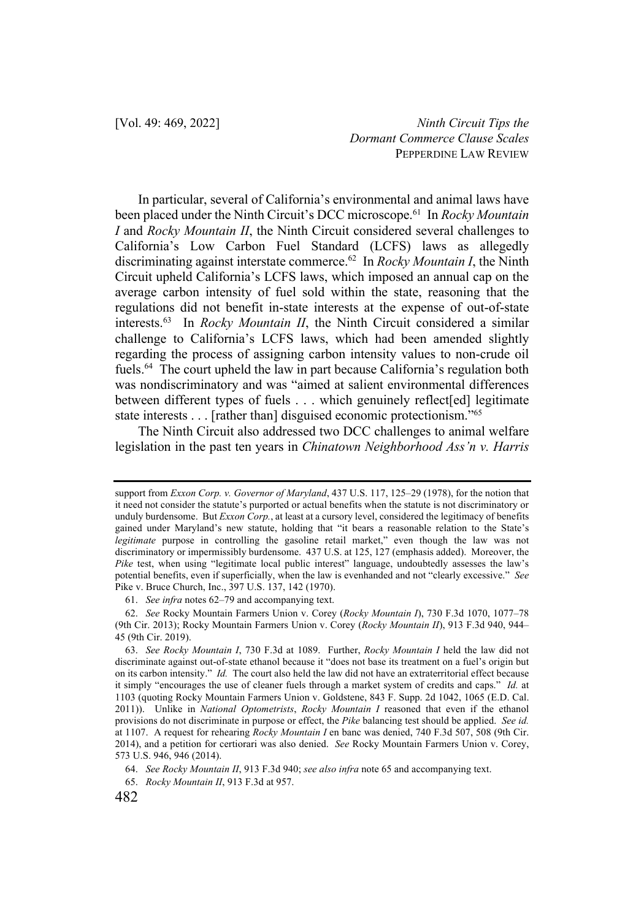In particular, several of California's environmental and animal laws have been placed under the Ninth Circuit's DCC microscope.[61] In *Rocky Mountain I* and *Rocky Mountain II*, the Ninth Circuit considered several challenges to California's Low Carbon Fuel Standard (LCFS) laws as allegedly discriminating against interstate commerce.[62] In *Rocky Mountain I*, the Ninth Circuit upheld California's LCFS laws, which imposed an annual cap on the average carbon intensity of fuel sold within the state, reasoning that the regulations did not benefit in-state interests at the expense of out-of-state interests.[63] In *Rocky Mountain II*, the Ninth Circuit considered a similar challenge to California's LCFS laws, which had been amended slightly regarding the process of assigning carbon intensity values to non-crude oil fuels.[64] The court upheld the law in part because California's regulation both was nondiscriminatory and was "aimed at salient environmental differences between different types of fuels . . . which genuinely reflect[ed] legitimate state interests . . . [rather than] disguised economic protectionism."[65]

The Ninth Circuit also addressed two DCC challenges to animal welfare legislation in the past ten years in *Chinatown Neighborhood Ass'n v. Harris*

---

support from *Exxon Corp. v. Governor of Maryland*, 437 U.S. 117, 125–29 (1978), for the notion that it need not consider the statute's purported or actual benefits when the statute is not discriminatory or unduly burdensome. But *Exxon Corp.*, at least at a cursory level, considered the legitimacy of benefits gained under Maryland's new statute, holding that "it bears a reasonable relation to the State's *legitimate* purpose in controlling the gasoline retail market," even though the law was not discriminatory or impermissibly burdensome. 437 U.S. at 125, 127 (emphasis added). Moreover, the *Pike* test, when using "legitimate local public interest" language, undoubtedly assesses the law's potential benefits, even if superficially, when the law is evenhanded and not "clearly excessive." *See* Pike v. Bruce Church, Inc., 397 U.S. 137, 142 (1970).

61. *See infra* notes 62–79 and accompanying text.

62. *See* Rocky Mountain Farmers Union v. Corey (*Rocky Mountain I*), 730 F.3d 1070, 1077–78 (9th Cir. 2013); Rocky Mountain Farmers Union v. Corey (*Rocky Mountain II*), 913 F.3d 940, 944–45 (9th Cir. 2019).

63. *See Rocky Mountain I*, 730 F.3d at 1089. Further, *Rocky Mountain I* held the law did not discriminate against out-of-state ethanol because it "does not base its treatment on a fuel's origin but on its carbon intensity." *Id.* The court also held the law did not have an extraterritorial effect because it simply "encourages the use of cleaner fuels through a market system of credits and caps." *Id.* at 1103 (quoting Rocky Mountain Farmers Union v. Goldstene, 843 F. Supp. 2d 1042, 1065 (E.D. Cal. 2011)). Unlike in *National Optometrists*, *Rocky Mountain I* reasoned that even if the ethanol provisions do not discriminate in purpose or effect, the *Pike* balancing test should be applied. *See id.* at 1107. A request for rehearing *Rocky Mountain I* en banc was denied, 740 F.3d 507, 508 (9th Cir. 2014), and a petition for certiorari was also denied. *See* Rocky Mountain Farmers Union v. Corey, 573 U.S. 946, 946 (2014).

64. *See Rocky Mountain II*, 913 F.3d 940; *see also infra* note 65 and accompanying text.

65. *Rocky Mountain II*, 913 F.3d at 957.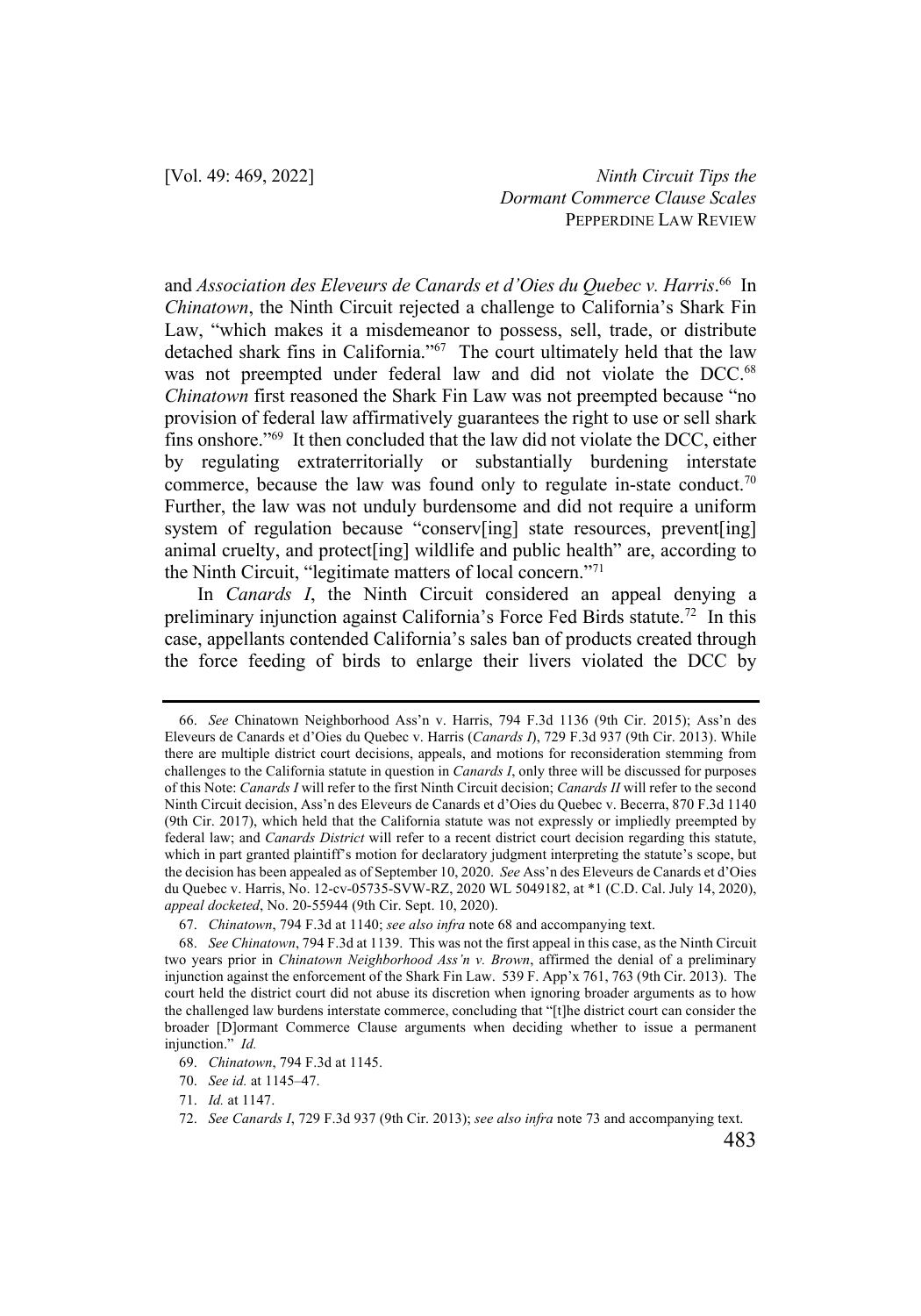and *Association des Eleveurs de Canards et d'Oies du Quebec v. Harris*.[66] In *Chinatown*, the Ninth Circuit rejected a challenge to California's Shark Fin Law, "which makes it a misdemeanor to possess, sell, trade, or distribute detached shark fins in California."[67] The court ultimately held that the law was not preempted under federal law and did not violate the DCC.[68] *Chinatown* first reasoned the Shark Fin Law was not preempted because "no provision of federal law affirmatively guarantees the right to use or sell shark fins onshore."[69] It then concluded that the law did not violate the DCC, either by regulating extraterritorially or substantially burdening interstate commerce, because the law was found only to regulate in-state conduct.[70] Further, the law was not unduly burdensome and did not require a uniform system of regulation because "conserv[ing] state resources, prevent[ing] animal cruelty, and protect[ing] wildlife and public health" are, according to the Ninth Circuit, "legitimate matters of local concern."[71]

In *Canards I*, the Ninth Circuit considered an appeal denying a preliminary injunction against California's Force Fed Birds statute.[72] In this case, appellants contended California's sales ban of products created through the force feeding of birds to enlarge their livers violated the DCC by

---

66. *See* Chinatown Neighborhood Ass'n v. Harris, 794 F.3d 1136 (9th Cir. 2015); Ass'n des Eleveurs de Canards et d'Oies du Quebec v. Harris (*Canards I*), 729 F.3d 937 (9th Cir. 2013). While there are multiple district court decisions, appeals, and motions for reconsideration stemming from challenges to the California statute in question in *Canards I*, only three will be discussed for purposes of this Note: *Canards I* will refer to the first Ninth Circuit decision; *Canards II* will refer to the second Ninth Circuit decision, Ass'n des Eleveurs de Canards et d'Oies du Quebec v. Becerra, 870 F.3d 1140 (9th Cir. 2017), which held that the California statute was not expressly or impliedly preempted by federal law; and *Canards District* will refer to a recent district court decision regarding this statute, which in part granted plaintiff's motion for declaratory judgment interpreting the statute's scope, but the decision has been appealed as of September 10, 2020. *See* Ass'n des Eleveurs de Canards et d'Oies du Quebec v. Harris, No. 12-cv-05735-SVW-RZ, 2020 WL 5049182, at *1 (C.D. Cal. July 14, 2020), *appeal docketed*, No. 20-55944 (9th Cir. Sept. 10, 2020).

67. *Chinatown*, 794 F.3d at 1140; *see also infra* note 68 and accompanying text.

68. *See Chinatown*, 794 F.3d at 1139. This was not the first appeal in this case, as the Ninth Circuit two years prior in *Chinatown Neighborhood Ass'n v. Brown*, affirmed the denial of a preliminary injunction against the enforcement of the Shark Fin Law. 539 F. App'x 761, 763 (9th Cir. 2013). The court held the district court did not abuse its discretion when ignoring broader arguments as to how the challenged law burdens interstate commerce, concluding that "[t]he district court can consider the broader [D]ormant Commerce Clause arguments when deciding whether to issue a permanent injunction." *Id.*

69. *Chinatown*, 794 F.3d at 1145.

70. *See id.* at 1145–47.

71. *Id.* at 1147.

72. *See Canards I*, 729 F.3d 937 (9th Cir. 2013); *see also infra* note 73 and accompanying text.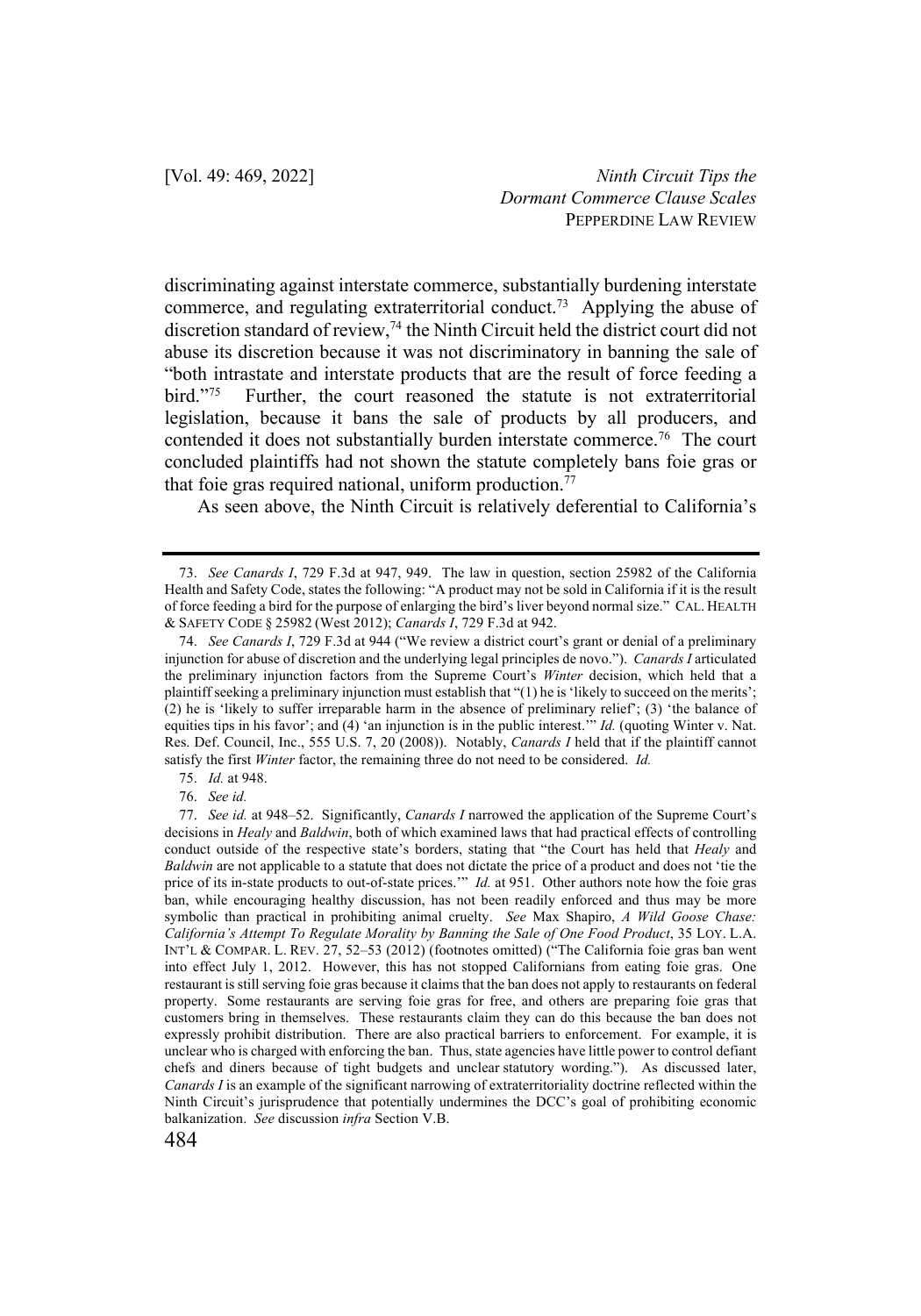discriminating against interstate commerce, substantially burdening interstate commerce, and regulating extraterritorial conduct.[73] Applying the abuse of discretion standard of review,[74] the Ninth Circuit held the district court did not abuse its discretion because it was not discriminatory in banning the sale of "both intrastate and interstate products that are the result of force feeding a bird."[75] Further, the court reasoned the statute is not extraterritorial legislation, because it bans the sale of products by all producers, and contended it does not substantially burden interstate commerce.[76] The court concluded plaintiffs had not shown the statute completely bans foie gras or that foie gras required national, uniform production.[77]

As seen above, the Ninth Circuit is relatively deferential to California's

---

73. *See Canards I*, 729 F.3d at 947, 949. The law in question, section 25982 of the California Health and Safety Code, states the following: "A product may not be sold in California if it is the result of force feeding a bird for the purpose of enlarging the bird's liver beyond normal size." CAL. HEALTH & SAFETY CODE § 25982 (West 2012); *Canards I*, 729 F.3d at 942.

74. *See Canards I*, 729 F.3d at 944 ("We review a district court's grant or denial of a preliminary injunction for abuse of discretion and the underlying legal principles de novo."). *Canards I* articulated the preliminary injunction factors from the Supreme Court's *Winter* decision, which held that a plaintiff seeking a preliminary injunction must establish that "(1) he is 'likely to succeed on the merits'; (2) he is 'likely to suffer irreparable harm in the absence of preliminary relief'; (3) 'the balance of equities tips in his favor'; and (4) 'an injunction is in the public interest.'" *Id.* (quoting Winter v. Nat. Res. Def. Council, Inc., 555 U.S. 7, 20 (2008)). Notably, *Canards I* held that if the plaintiff cannot satisfy the first *Winter* factor, the remaining three do not need to be considered. *Id.*

75. *Id.* at 948.

76. *See id.*

77. *See id.* at 948–52. Significantly, *Canards I* narrowed the application of the Supreme Court's decisions in *Healy* and *Baldwin*, both of which examined laws that had practical effects of controlling conduct outside of the respective state's borders, stating that "the Court has held that *Healy* and *Baldwin* are not applicable to a statute that does not dictate the price of a product and does not 'tie the price of its in-state products to out-of-state prices.'" *Id.* at 951. Other authors note how the foie gras ban, while encouraging healthy discussion, has not been readily enforced and thus may be more symbolic than practical in prohibiting animal cruelty. *See* Max Shapiro, *A Wild Goose Chase: California's Attempt To Regulate Morality by Banning the Sale of One Food Product*, 35 LOY. L.A. INT'L & COMPAR. L. REV. 27, 52–53 (2012) (footnotes omitted) ("The California foie gras ban went into effect July 1, 2012. However, this has not stopped Californians from eating foie gras. One restaurant is still serving foie gras because it claims that the ban does not apply to restaurants on federal property. Some restaurants are serving foie gras for free, and others are preparing foie gras that customers bring in themselves. These restaurants claim they can do this because the ban does not expressly prohibit distribution. There are also practical barriers to enforcement. For example, it is unclear who is charged with enforcing the ban. Thus, state agencies have little power to control defiant chefs and diners because of tight budgets and unclear statutory wording."). As discussed later, *Canards I* is an example of the significant narrowing of extraterritoriality doctrine reflected within the Ninth Circuit's jurisprudence that potentially undermines the DCC's goal of prohibiting economic balkanization. *See* discussion *infra* Section V.B.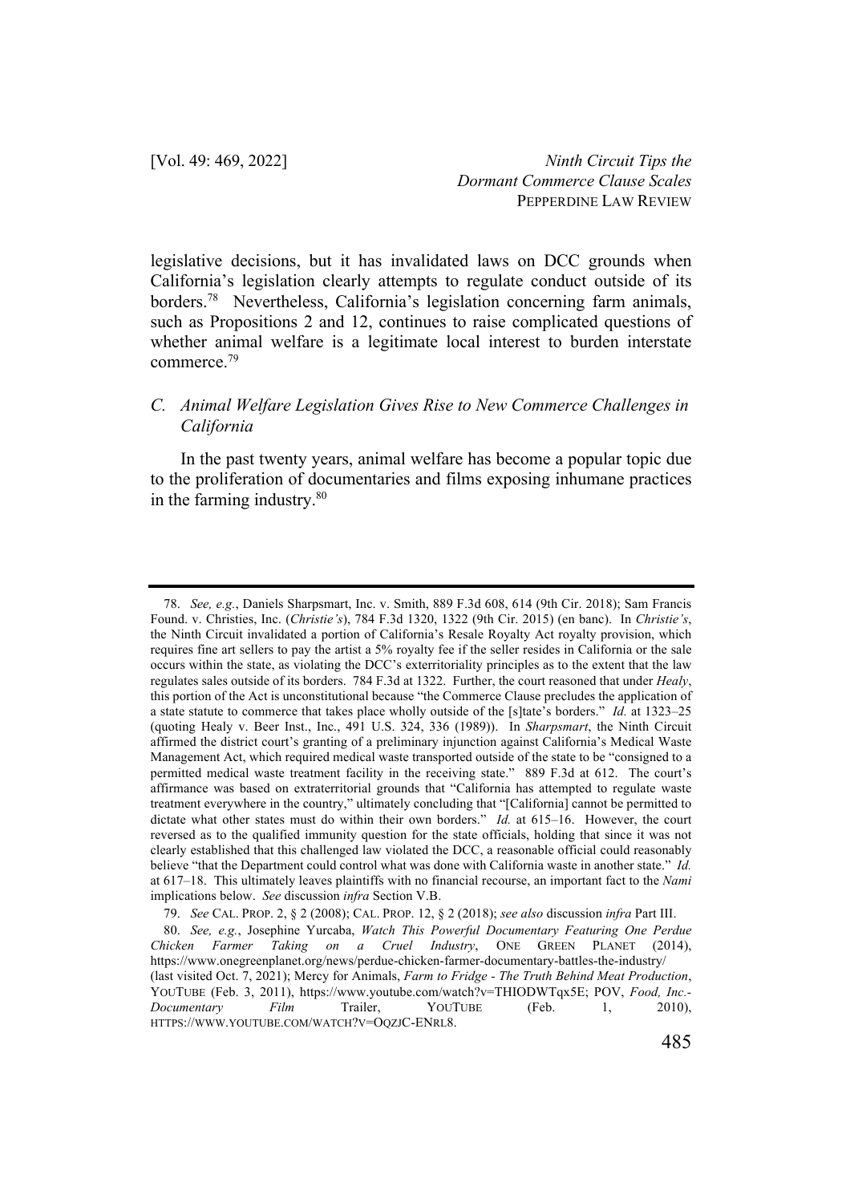legislative decisions, but it has invalidated laws on DCC grounds when California's legislation clearly attempts to regulate conduct outside of its borders.[78] Nevertheless, California's legislation concerning farm animals, such as Propositions 2 and 12, continues to raise complicated questions of whether animal welfare is a legitimate local interest to burden interstate commerce.[79]

### *C. Animal Welfare Legislation Gives Rise to New Commerce Challenges in California*

In the past twenty years, animal welfare has become a popular topic due to the proliferation of documentaries and films exposing inhumane practices in the farming industry.[80]

---

78. *See, e.g.*, Daniels Sharpsmart, Inc. v. Smith, 889 F.3d 608, 614 (9th Cir. 2018); Sam Francis Found. v. Christies, Inc. (*Christie's*), 784 F.3d 1320, 1322 (9th Cir. 2015) (en banc). In *Christie's*, the Ninth Circuit invalidated a portion of California's Resale Royalty Act royalty provision, which requires fine art sellers to pay the artist a 5% royalty fee if the seller resides in California or the sale occurs within the state, as violating the DCC's exterritoriality principles as to the extent that the law regulates sales outside of its borders. 784 F.3d at 1322. Further, the court reasoned that under *Healy*, this portion of the Act is unconstitutional because "the Commerce Clause precludes the application of a state statute to commerce that takes place wholly outside of the [s]tate's borders." *Id.* at 1323–25 (quoting Healy v. Beer Inst., Inc., 491 U.S. 324, 336 (1989)). In *Sharpsmart*, the Ninth Circuit affirmed the district court's granting of a preliminary injunction against California's Medical Waste Management Act, which required medical waste transported outside of the state to be "consigned to a permitted medical waste treatment facility in the receiving state." 889 F.3d at 612. The court's affirmance was based on extraterritorial grounds that "California has attempted to regulate waste treatment everywhere in the country," ultimately concluding that "[California] cannot be permitted to dictate what other states must do within their own borders." *Id.* at 615–16. However, the court reversed as to the qualified immunity question for the state officials, holding that since it was not clearly established that this challenged law violated the DCC, a reasonable official could reasonably believe "that the Department could control what was done with California waste in another state." *Id.* at 617–18. This ultimately leaves plaintiffs with no financial recourse, an important fact to the *Nami* implications below. *See* discussion *infra* Section V.B.

79. *See* CAL. PROP. 2, § 2 (2008); CAL. PROP. 12, § 2 (2018); *see also* discussion *infra* Part III.

80. *See, e.g.*, Josephine Yurcaba, *Watch This Powerful Documentary Featuring One Perdue Chicken Farmer Taking on a Cruel Industry*, ONE GREEN PLANET (2014), https://www.onegreenplanet.org/news/perdue-chicken-farmer-documentary-battles-the-industry/ (last visited Oct. 7, 2021); Mercy for Animals, *Farm to Fridge - The Truth Behind Meat Production*, YOUTUBE (Feb. 3, 2011), https://www.youtube.com/watch?v=THIODWTqx5E; POV, *Food, Inc.- Documentary Film* Trailer, YOUTUBE (Feb. 1, 2010), HTTPS://WWW.YOUTUBE.COM/WATCH?V=OQZJC-ENRL8.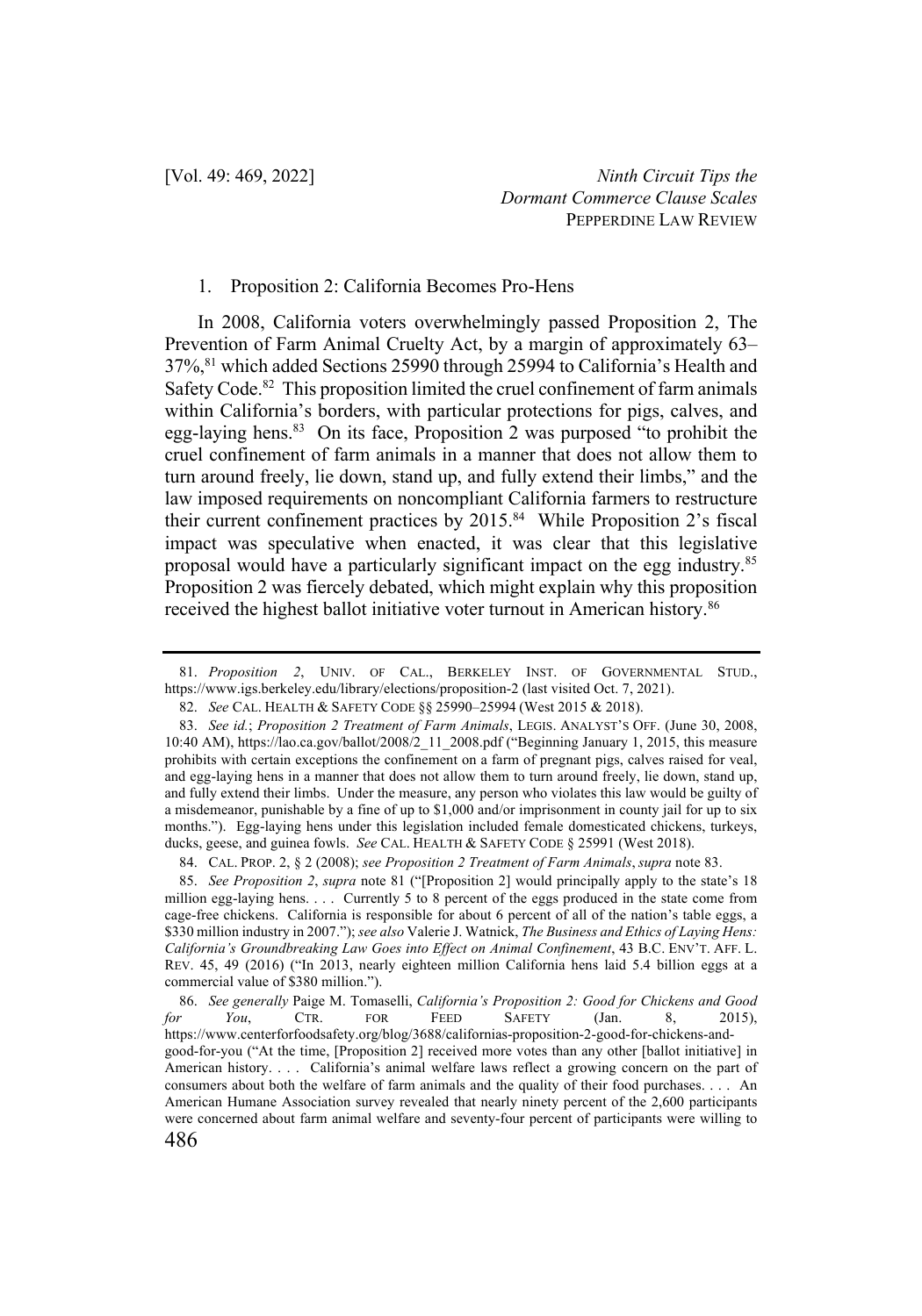### 1. Proposition 2: California Becomes Pro-Hens

In 2008, California voters overwhelmingly passed Proposition 2, The Prevention of Farm Animal Cruelty Act, by a margin of approximately 63–37%,[81] which added Sections 25990 through 25994 to California's Health and Safety Code.[82] This proposition limited the cruel confinement of farm animals within California's borders, with particular protections for pigs, calves, and egg-laying hens.[83] On its face, Proposition 2 was purposed "to prohibit the cruel confinement of farm animals in a manner that does not allow them to turn around freely, lie down, stand up, and fully extend their limbs," and the law imposed requirements on noncompliant California farmers to restructure their current confinement practices by 2015.[84] While Proposition 2's fiscal impact was speculative when enacted, it was clear that this legislative proposal would have a particularly significant impact on the egg industry.[85] Proposition 2 was fiercely debated, which might explain why this proposition received the highest ballot initiative voter turnout in American history.[86]

---

81. *Proposition 2*, UNIV. OF CAL., BERKELEY INST. OF GOVERNMENTAL STUD., https://www.igs.berkeley.edu/library/elections/proposition-2 (last visited Oct. 7, 2021).

82. *See* CAL. HEALTH & SAFETY CODE §§ 25990–25994 (West 2015 & 2018).

83. *See id.*; *Proposition 2 Treatment of Farm Animals*, LEGIS. ANALYST'S OFF. (June 30, 2008, 10:40 AM), https://lao.ca.gov/ballot/2008/2_11_2008.pdf ("Beginning January 1, 2015, this measure prohibits with certain exceptions the confinement on a farm of pregnant pigs, calves raised for veal, and egg-laying hens in a manner that does not allow them to turn around freely, lie down, stand up, and fully extend their limbs. Under the measure, any person who violates this law would be guilty of a misdemeanor, punishable by a fine of up to $1,000 and/or imprisonment in county jail for up to six months."). Egg-laying hens under this legislation included female domesticated chickens, turkeys, ducks, geese, and guinea fowls. *See* CAL. HEALTH & SAFETY CODE § 25991 (West 2018).

84. CAL. PROP. 2, § 2 (2008); *see Proposition 2 Treatment of Farm Animals*, *supra* note 83.

85. *See Proposition 2*, *supra* note 81 ("[Proposition 2] would principally apply to the state's 18 million egg-laying hens. . . . Currently 5 to 8 percent of the eggs produced in the state come from cage-free chickens. California is responsible for about 6 percent of all of the nation's table eggs, a $330 million industry in 2007."); *see also* Valerie J. Watnick, *The Business and Ethics of Laying Hens: California's Groundbreaking Law Goes into Effect on Animal Confinement*, 43 B.C. ENV'T. AFF. L. REV. 45, 49 (2016) ("In 2013, nearly eighteen million California hens laid 5.4 billion eggs at a commercial value of $380 million.").

86. *See generally* Paige M. Tomaselli, *California's Proposition 2: Good for Chickens and Good for You*, CTR. FOR FEED SAFETY (Jan. 8, 2015), https://www.centerforfoodsafety.org/blog/3688/californias-proposition-2-good-for-chickens-and-good-for-you ("At the time, [Proposition 2] received more votes than any other [ballot initiative] in American history. . . . California's animal welfare laws reflect a growing concern on the part of consumers about both the welfare of farm animals and the quality of their food purchases. . . . An American Humane Association survey revealed that nearly ninety percent of the 2,600 participants were concerned about farm animal welfare and seventy-four percent of participants were willing to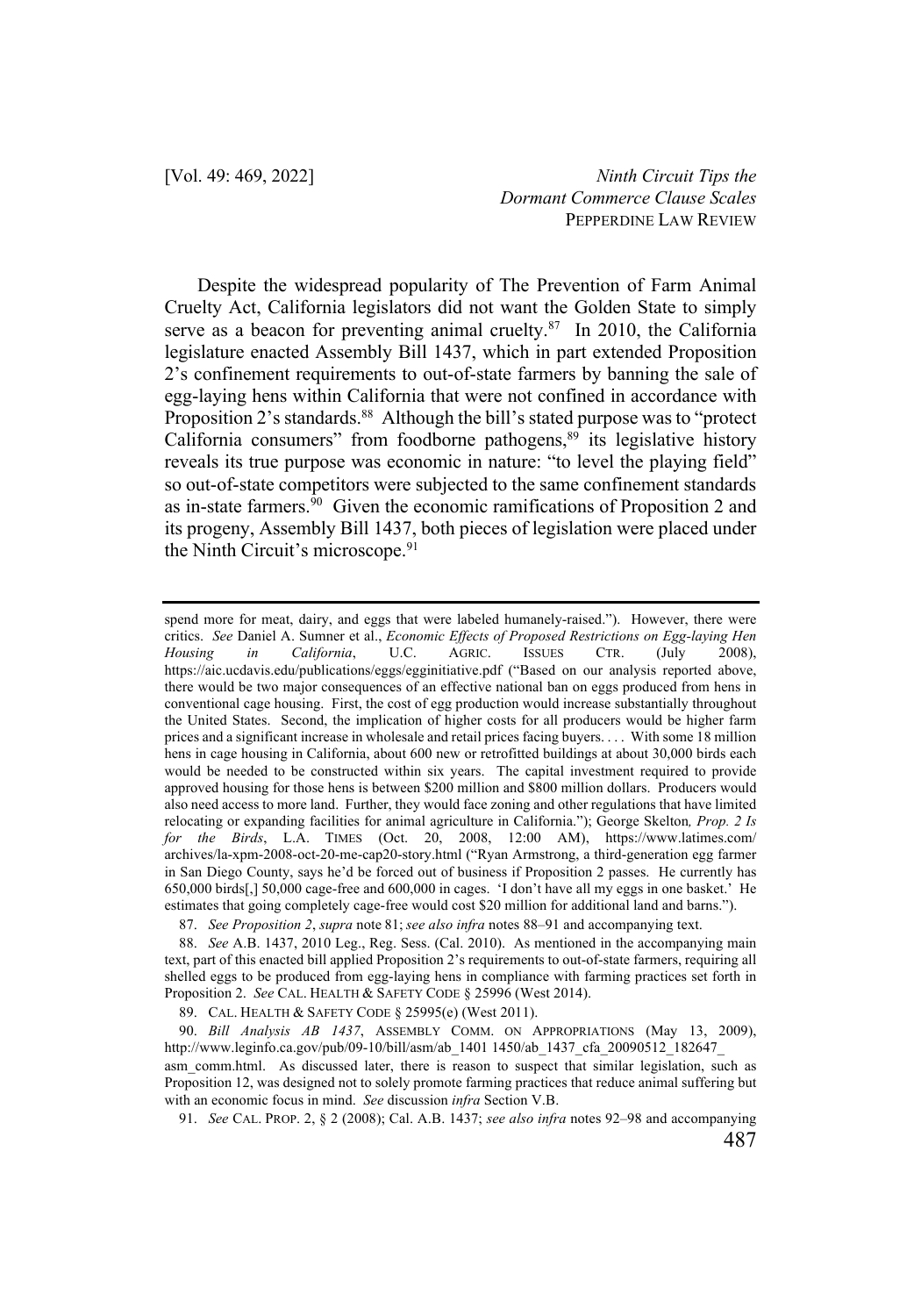Despite the widespread popularity of The Prevention of Farm Animal Cruelty Act, California legislators did not want the Golden State to simply serve as a beacon for preventing animal cruelty.[87] In 2010, the California legislature enacted Assembly Bill 1437, which in part extended Proposition 2's confinement requirements to out-of-state farmers by banning the sale of egg-laying hens within California that were not confined in accordance with Proposition 2's standards.[88] Although the bill's stated purpose was to "protect California consumers" from foodborne pathogens,[89] its legislative history reveals its true purpose was economic in nature: "to level the playing field" so out-of-state competitors were subjected to the same confinement standards as in-state farmers.[90] Given the economic ramifications of Proposition 2 and its progeny, Assembly Bill 1437, both pieces of legislation were placed under the Ninth Circuit's microscope.[91]

---

spend more for meat, dairy, and eggs that were labeled humanely-raised."). However, there were critics. *See* Daniel A. Sumner et al., *Economic Effects of Proposed Restrictions on Egg-laying Hen Housing in California*, U.C. AGRIC. ISSUES CTR. (July 2008), https://aic.ucdavis.edu/publications/eggs/egginitiative.pdf ("Based on our analysis reported above, there would be two major consequences of an effective national ban on eggs produced from hens in conventional cage housing. First, the cost of egg production would increase substantially throughout the United States. Second, the implication of higher costs for all producers would be higher farm prices and a significant increase in wholesale and retail prices facing buyers. . . . With some 18 million hens in cage housing in California, about 600 new or retrofitted buildings at about 30,000 birds each would be needed to be constructed within six years. The capital investment required to provide approved housing for those hens is between $200 million and $800 million dollars. Producers would also need access to more land. Further, they would face zoning and other regulations that have limited relocating or expanding facilities for animal agriculture in California."); George Skelton*, Prop. 2 Is for the Birds*, L.A. TIMES (Oct. 20, 2008, 12:00 AM), https://www.latimes.com/archives/la-xpm-2008-oct-20-me-cap20-story.html ("Ryan Armstrong, a third-generation egg farmer in San Diego County, says he'd be forced out of business if Proposition 2 passes. He currently has 650,000 birds[,] 50,000 cage-free and 600,000 in cages. 'I don't have all my eggs in one basket.' He estimates that going completely cage-free would cost $20 million for additional land and barns.").

87. *See Proposition 2*, *supra* note 81; *see also infra* notes 88–91 and accompanying text.

88. *See* A.B. 1437, 2010 Leg., Reg. Sess. (Cal. 2010). As mentioned in the accompanying main text, part of this enacted bill applied Proposition 2's requirements to out-of-state farmers, requiring all shelled eggs to be produced from egg-laying hens in compliance with farming practices set forth in Proposition 2. *See* CAL. HEALTH & SAFETY CODE § 25996 (West 2014).

89. CAL. HEALTH & SAFETY CODE § 25995(e) (West 2011).

90. *Bill Analysis AB 1437*, ASSEMBLY COMM. ON APPROPRIATIONS (May 13, 2009), http://www.leginfo.ca.gov/pub/09-10/bill/asm/ab_1401 1450/ab_1437_cfa_20090512_182647_asm_comm.html. As discussed later, there is reason to suspect that similar legislation, such as Proposition 12, was designed not to solely promote farming practices that reduce animal suffering but with an economic focus in mind. *See* discussion *infra* Section V.B.

91. *See* CAL. PROP. 2, § 2 (2008); Cal. A.B. 1437; *see also infra* notes 92–98 and accompanying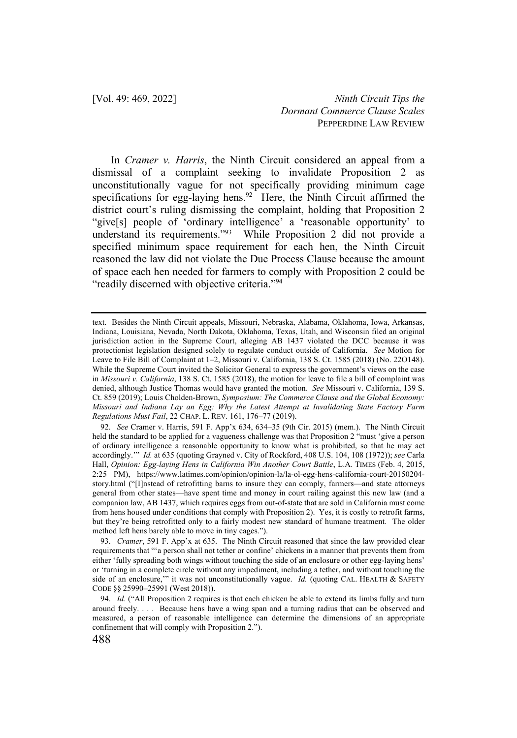In *Cramer v. Harris*, the Ninth Circuit considered an appeal from a dismissal of a complaint seeking to invalidate Proposition 2 as unconstitutionally vague for not specifically providing minimum cage specifications for egg-laying hens.[92] Here, the Ninth Circuit affirmed the district court's ruling dismissing the complaint, holding that Proposition 2 "give[s] people of 'ordinary intelligence' a 'reasonable opportunity' to understand its requirements."[93] While Proposition 2 did not provide a specified minimum space requirement for each hen, the Ninth Circuit reasoned the law did not violate the Due Process Clause because the amount of space each hen needed for farmers to comply with Proposition 2 could be "readily discerned with objective criteria."[94]

---

text. Besides the Ninth Circuit appeals, Missouri, Nebraska, Alabama, Oklahoma, Iowa, Arkansas, Indiana, Louisiana, Nevada, North Dakota, Oklahoma, Texas, Utah, and Wisconsin filed an original jurisdiction action in the Supreme Court, alleging AB 1437 violated the DCC because it was protectionist legislation designed solely to regulate conduct outside of California. *See* Motion for Leave to File Bill of Complaint at 1–2, Missouri v. California, 138 S. Ct. 1585 (2018) (No. 22O148). While the Supreme Court invited the Solicitor General to express the government's views on the case in *Missouri v. California*, 138 S. Ct. 1585 (2018), the motion for leave to file a bill of complaint was denied, although Justice Thomas would have granted the motion. *See* Missouri v. California, 139 S. Ct. 859 (2019); Louis Cholden-Brown, *Symposium: The Commerce Clause and the Global Economy: Missouri and Indiana Lay an Egg: Why the Latest Attempt at Invalidating State Factory Farm Regulations Must Fail*, 22 CHAP. L. REV. 161, 176–77 (2019).

92. *See* Cramer v. Harris, 591 F. App'x 634, 634–35 (9th Cir. 2015) (mem.). The Ninth Circuit held the standard to be applied for a vagueness challenge was that Proposition 2 "must 'give a person of ordinary intelligence a reasonable opportunity to know what is prohibited, so that he may act accordingly.'" *Id.* at 635 (quoting Grayned v. City of Rockford, 408 U.S. 104, 108 (1972)); *see* Carla Hall, *Opinion: Egg-laying Hens in California Win Another Court Battle*, L.A. TIMES (Feb. 4, 2015, 2:25 PM), https://www.latimes.com/opinion/opinion-la/la-ol-egg-hens-california-court-20150204-story.html ("[I]nstead of retrofitting barns to insure they can comply, farmers—and state attorneys general from other states—have spent time and money in court railing against this new law (and a companion law, AB 1437, which requires eggs from out-of-state that are sold in California must come from hens housed under conditions that comply with Proposition 2). Yes, it is costly to retrofit farms, but they're being retrofitted only to a fairly modest new standard of humane treatment. The older method left hens barely able to move in tiny cages.").

93. *Cramer*, 591 F. App'x at 635. The Ninth Circuit reasoned that since the law provided clear requirements that "'a person shall not tether or confine' chickens in a manner that prevents them from either 'fully spreading both wings without touching the side of an enclosure or other egg-laying hens' or 'turning in a complete circle without any impediment, including a tether, and without touching the side of an enclosure,'" it was not unconstitutionally vague. *Id.* (quoting CAL. HEALTH & SAFETY CODE §§ 25990–25991 (West 2018)).

94. *Id.* ("All Proposition 2 requires is that each chicken be able to extend its limbs fully and turn around freely. . . . Because hens have a wing span and a turning radius that can be observed and measured, a person of reasonable intelligence can determine the dimensions of an appropriate confinement that will comply with Proposition 2.").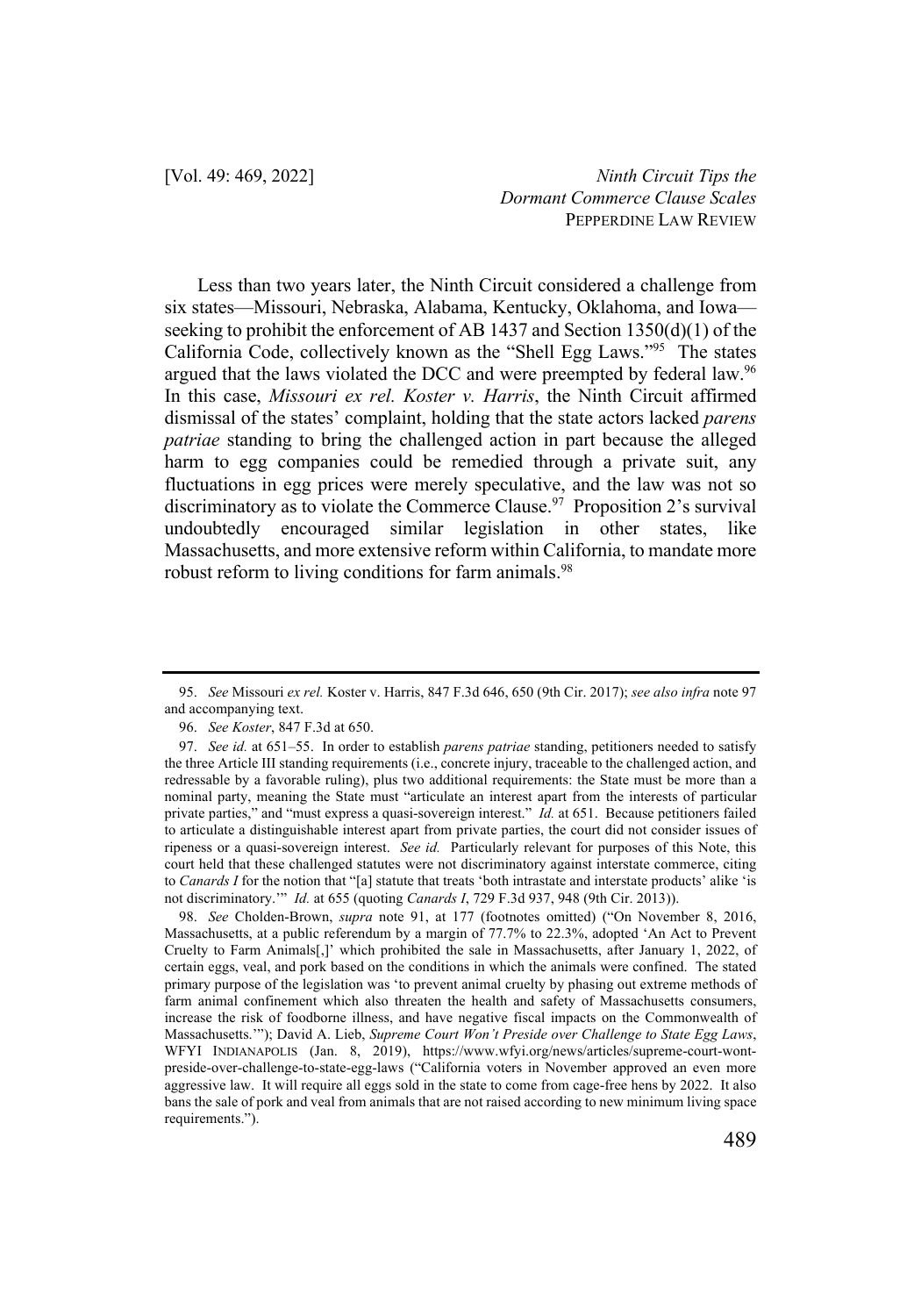Less than two years later, the Ninth Circuit considered a challenge from six states—Missouri, Nebraska, Alabama, Kentucky, Oklahoma, and Iowa—seeking to prohibit the enforcement of AB 1437 and Section 1350(d)(1) of the California Code, collectively known as the "Shell Egg Laws."[95] The states argued that the laws violated the DCC and were preempted by federal law.[96] In this case, *Missouri ex rel. Koster v. Harris*, the Ninth Circuit affirmed dismissal of the states' complaint, holding that the state actors lacked *parens patriae* standing to bring the challenged action in part because the alleged harm to egg companies could be remedied through a private suit, any fluctuations in egg prices were merely speculative, and the law was not so discriminatory as to violate the Commerce Clause.[97] Proposition 2's survival undoubtedly encouraged similar legislation in other states, like Massachusetts, and more extensive reform within California, to mandate more robust reform to living conditions for farm animals.[98]

---

95. *See* Missouri *ex rel.* Koster v. Harris, 847 F.3d 646, 650 (9th Cir. 2017); *see also infra* note 97 and accompanying text.

96. *See Koster*, 847 F.3d at 650.

97. *See id.* at 651–55. In order to establish *parens patriae* standing, petitioners needed to satisfy the three Article III standing requirements (i.e., concrete injury, traceable to the challenged action, and redressable by a favorable ruling), plus two additional requirements: the State must be more than a nominal party, meaning the State must "articulate an interest apart from the interests of particular private parties," and "must express a quasi-sovereign interest." *Id.* at 651. Because petitioners failed to articulate a distinguishable interest apart from private parties, the court did not consider issues of ripeness or a quasi-sovereign interest. *See id.* Particularly relevant for purposes of this Note, this court held that these challenged statutes were not discriminatory against interstate commerce, citing to *Canards I* for the notion that "[a] statute that treats 'both intrastate and interstate products' alike 'is not discriminatory.'" *Id.* at 655 (quoting *Canards I*, 729 F.3d 937, 948 (9th Cir. 2013)).

98. *See* Cholden-Brown, *supra* note 91, at 177 (footnotes omitted) ("On November 8, 2016, Massachusetts, at a public referendum by a margin of 77.7% to 22.3%, adopted 'An Act to Prevent Cruelty to Farm Animals[,]' which prohibited the sale in Massachusetts, after January 1, 2022, of certain eggs, veal, and pork based on the conditions in which the animals were confined. The stated primary purpose of the legislation was 'to prevent animal cruelty by phasing out extreme methods of farm animal confinement which also threaten the health and safety of Massachusetts consumers, increase the risk of foodborne illness, and have negative fiscal impacts on the Commonwealth of Massachusetts.'"); David A. Lieb, *Supreme Court Won't Preside over Challenge to State Egg Laws*, WFYI INDIANAPOLIS (Jan. 8, 2019), https://www.wfyi.org/news/articles/supreme-court-wont-preside-over-challenge-to-state-egg-laws ("California voters in November approved an even more aggressive law. It will require all eggs sold in the state to come from cage-free hens by 2022. It also bans the sale of pork and veal from animals that are not raised according to new minimum living space requirements.").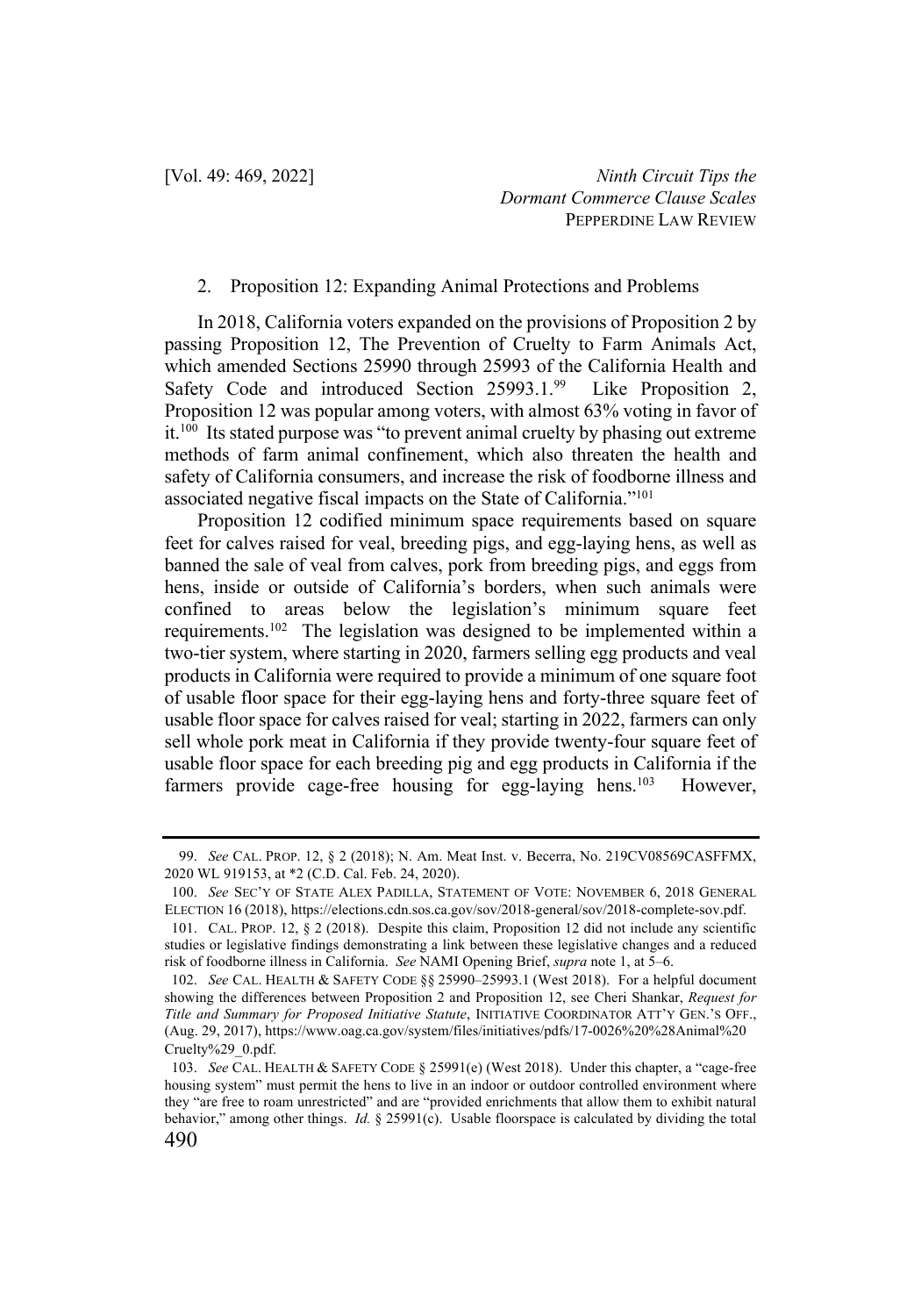### 2. Proposition 12: Expanding Animal Protections and Problems

In 2018, California voters expanded on the provisions of Proposition 2 by passing Proposition 12, The Prevention of Cruelty to Farm Animals Act, which amended Sections 25990 through 25993 of the California Health and Safety Code and introduced Section 25993.1.[99] Like Proposition 2, Proposition 12 was popular among voters, with almost 63% voting in favor of it.[100] Its stated purpose was "to prevent animal cruelty by phasing out extreme methods of farm animal confinement, which also threaten the health and safety of California consumers, and increase the risk of foodborne illness and associated negative fiscal impacts on the State of California."[101]

Proposition 12 codified minimum space requirements based on square feet for calves raised for veal, breeding pigs, and egg-laying hens, as well as banned the sale of veal from calves, pork from breeding pigs, and eggs from hens, inside or outside of California's borders, when such animals were confined to areas below the legislation's minimum square feet requirements.[102] The legislation was designed to be implemented within a two-tier system, where starting in 2020, farmers selling egg products and veal products in California were required to provide a minimum of one square foot of usable floor space for their egg-laying hens and forty-three square feet of usable floor space for calves raised for veal; starting in 2022, farmers can only sell whole pork meat in California if they provide twenty-four square feet of usable floor space for each breeding pig and egg products in California if the farmers provide cage-free housing for egg-laying hens.[103] However,

---

99. *See* CAL. PROP. 12, § 2 (2018); N. Am. Meat Inst. v. Becerra, No. 219CV08569CASFFMX, 2020 WL 919153, at *2 (C.D. Cal. Feb. 24, 2020).

100. *See* SEC'Y OF STATE ALEX PADILLA, STATEMENT OF VOTE: NOVEMBER 6, 2018 GENERAL ELECTION 16 (2018), https://elections.cdn.sos.ca.gov/sov/2018-general/sov/2018-complete-sov.pdf.

101. CAL. PROP. 12, § 2 (2018). Despite this claim, Proposition 12 did not include any scientific studies or legislative findings demonstrating a link between these legislative changes and a reduced risk of foodborne illness in California. *See* NAMI Opening Brief, *supra* note 1, at 5–6.

102. *See* CAL. HEALTH & SAFETY CODE §§ 25990–25993.1 (West 2018). For a helpful document showing the differences between Proposition 2 and Proposition 12, see Cheri Shankar, *Request for Title and Summary for Proposed Initiative Statute*, INITIATIVE COORDINATOR ATT'Y GEN.'S OFF., (Aug. 29, 2017), https://www.oag.ca.gov/system/files/initiatives/pdfs/17-0026%20%28Animal%20Cruelty%29_0.pdf.

103. *See* CAL. HEALTH & SAFETY CODE § 25991(e) (West 2018). Under this chapter, a "cage-free housing system" must permit the hens to live in an indoor or outdoor controlled environment where they "are free to roam unrestricted" and are "provided enrichments that allow them to exhibit natural behavior," among other things. *Id.* § 25991(c). Usable floorspace is calculated by dividing the total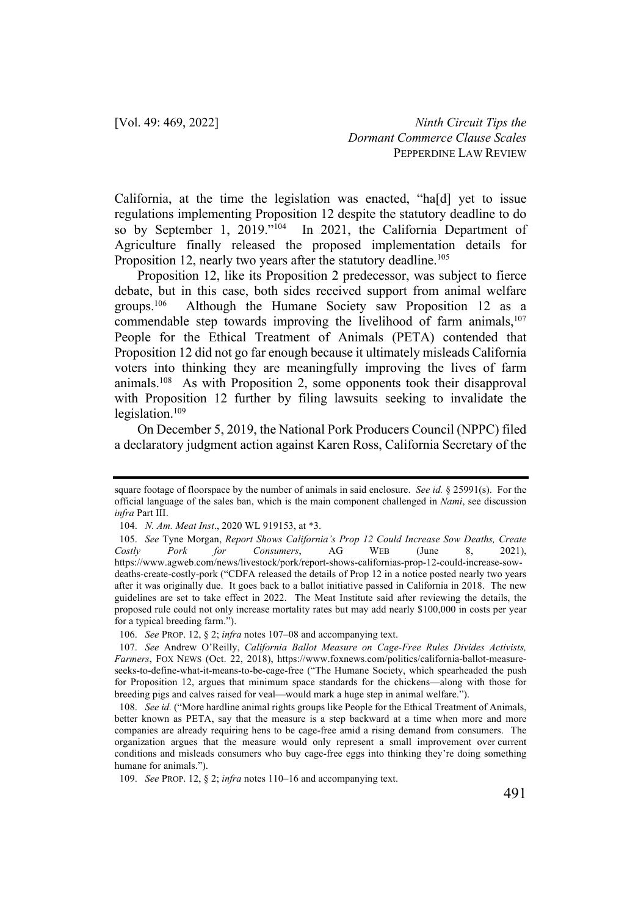California, at the time the legislation was enacted, "ha[d] yet to issue regulations implementing Proposition 12 despite the statutory deadline to do so by September 1, 2019."[104] In 2021, the California Department of Agriculture finally released the proposed implementation details for Proposition 12, nearly two years after the statutory deadline.[105]

Proposition 12, like its Proposition 2 predecessor, was subject to fierce debate, but in this case, both sides received support from animal welfare groups.[106] Although the Humane Society saw Proposition 12 as a commendable step towards improving the livelihood of farm animals,[107] People for the Ethical Treatment of Animals (PETA) contended that Proposition 12 did not go far enough because it ultimately misleads California voters into thinking they are meaningfully improving the lives of farm animals.[108] As with Proposition 2, some opponents took their disapproval with Proposition 12 further by filing lawsuits seeking to invalidate the legislation.[109]

On December 5, 2019, the National Pork Producers Council (NPPC) filed a declaratory judgment action against Karen Ross, California Secretary of the

---

square footage of floorspace by the number of animals in said enclosure. *See id.* § 25991(s). For the official language of the sales ban, which is the main component challenged in *Nami*, see discussion *infra* Part III.

104. *N. Am. Meat Inst*., 2020 WL 919153, at *3.

105. *See* Tyne Morgan, *Report Shows California's Prop 12 Could Increase Sow Deaths, Create Costly Pork for Consumers*, AG WEB (June 8, 2021), https://www.agweb.com/news/livestock/pork/report-shows-californias-prop-12-could-increase-sow-deaths-create-costly-pork ("CDFA released the details of Prop 12 in a notice posted nearly two years after it was originally due. It goes back to a ballot initiative passed in California in 2018. The new guidelines are set to take effect in 2022. The Meat Institute said after reviewing the details, the proposed rule could not only increase mortality rates but may add nearly $100,000 in costs per year for a typical breeding farm.").

106. *See* PROP. 12, § 2; *infra* notes 107–08 and accompanying text.

107. *See* Andrew O'Reilly, *California Ballot Measure on Cage-Free Rules Divides Activists, Farmers*, FOX NEWS (Oct. 22, 2018), https://www.foxnews.com/politics/california-ballot-measure-seeks-to-define-what-it-means-to-be-cage-free ("The Humane Society, which spearheaded the push for Proposition 12, argues that minimum space standards for the chickens—along with those for breeding pigs and calves raised for veal—would mark a huge step in animal welfare.").

108. *See id.* ("More hardline animal rights groups like People for the Ethical Treatment of Animals, better known as PETA, say that the measure is a step backward at a time when more and more companies are already requiring hens to be cage-free amid a rising demand from consumers. The organization argues that the measure would only represent a small improvement over current conditions and misleads consumers who buy cage-free eggs into thinking they're doing something humane for animals.").

109. *See* PROP. 12, § 2; *infra* notes 110–16 and accompanying text.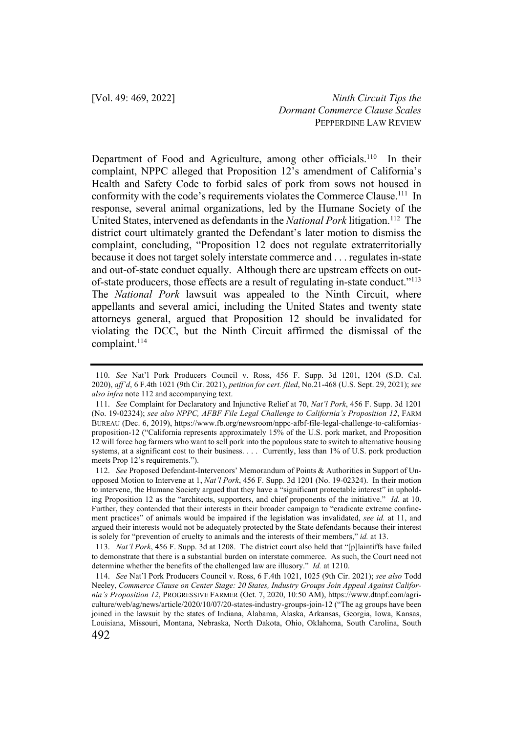Department of Food and Agriculture, among other officials.[110] In their complaint, NPPC alleged that Proposition 12's amendment of California's Health and Safety Code to forbid sales of pork from sows not housed in conformity with the code's requirements violates the Commerce Clause.[111] In response, several animal organizations, led by the Humane Society of the United States, intervened as defendants in the *National Pork* litigation.[112] The district court ultimately granted the Defendant's later motion to dismiss the complaint, concluding, "Proposition 12 does not regulate extraterritorially because it does not target solely interstate commerce and . . . regulates in-state and out-of-state conduct equally. Although there are upstream effects on out-of-state producers, those effects are a result of regulating in-state conduct."[113] The *National Pork* lawsuit was appealed to the Ninth Circuit, where appellants and several amici, including the United States and twenty state attorneys general, argued that Proposition 12 should be invalidated for violating the DCC, but the Ninth Circuit affirmed the dismissal of the complaint.[114]

---

110. *See* Nat'l Pork Producers Council v. Ross, 456 F. Supp. 3d 1201, 1204 (S.D. Cal. 2020), *aff'd*, 6 F.4th 1021 (9th Cir. 2021), *petition for cert. filed*, No.21-468 (U.S. Sept. 29, 2021); *see also infra* note 112 and accompanying text.

111. *See* Complaint for Declaratory and Injunctive Relief at 70, *Nat'l Pork*, 456 F. Supp. 3d 1201 (No. 19-02324); *see also NPPC, AFBF File Legal Challenge to California's Proposition 12*, FARM BUREAU (Dec. 6, 2019), https://www.fb.org/newsroom/nppc-afbf-file-legal-challenge-to-californias-proposition-12 ("California represents approximately 15% of the U.S. pork market, and Proposition 12 will force hog farmers who want to sell pork into the populous state to switch to alternative housing systems, at a significant cost to their business. . . . Currently, less than 1% of U.S. pork production meets Prop 12's requirements.").

112. *See* Proposed Defendant-Intervenors' Memorandum of Points & Authorities in Support of Unopposed Motion to Intervene at 1, *Nat'l Pork*, 456 F. Supp. 3d 1201 (No. 19-02324). In their motion to intervene, the Humane Society argued that they have a "significant protectable interest" in upholding Proposition 12 as the "architects, supporters, and chief proponents of the initiative." *Id.* at 10. Further, they contended that their interests in their broader campaign to "eradicate extreme confinement practices" of animals would be impaired if the legislation was invalidated, *see id.* at 11, and argued their interests would not be adequately protected by the State defendants because their interest is solely for "prevention of cruelty to animals and the interests of their members," *id.* at 13.

113. *Nat'l Pork*, 456 F. Supp. 3d at 1208. The district court also held that "[p]laintiffs have failed to demonstrate that there is a substantial burden on interstate commerce. As such, the Court need not determine whether the benefits of the challenged law are illusory." *Id.* at 1210.

114. *See* Nat'l Pork Producers Council v. Ross, 6 F.4th 1021, 1025 (9th Cir. 2021); *see also* Todd Neeley, *Commerce Clause on Center Stage: 20 States, Industry Groups Join Appeal Against California's Proposition 12*, PROGRESSIVE FARMER (Oct. 7, 2020, 10:50 AM), https://www.dtnpf.com/agriculture/web/ag/news/article/2020/10/07/20-states-industry-groups-join-12 ("The ag groups have been joined in the lawsuit by the states of Indiana, Alabama, Alaska, Arkansas, Georgia, Iowa, Kansas, Louisiana, Missouri, Montana, Nebraska, North Dakota, Ohio, Oklahoma, South Carolina, South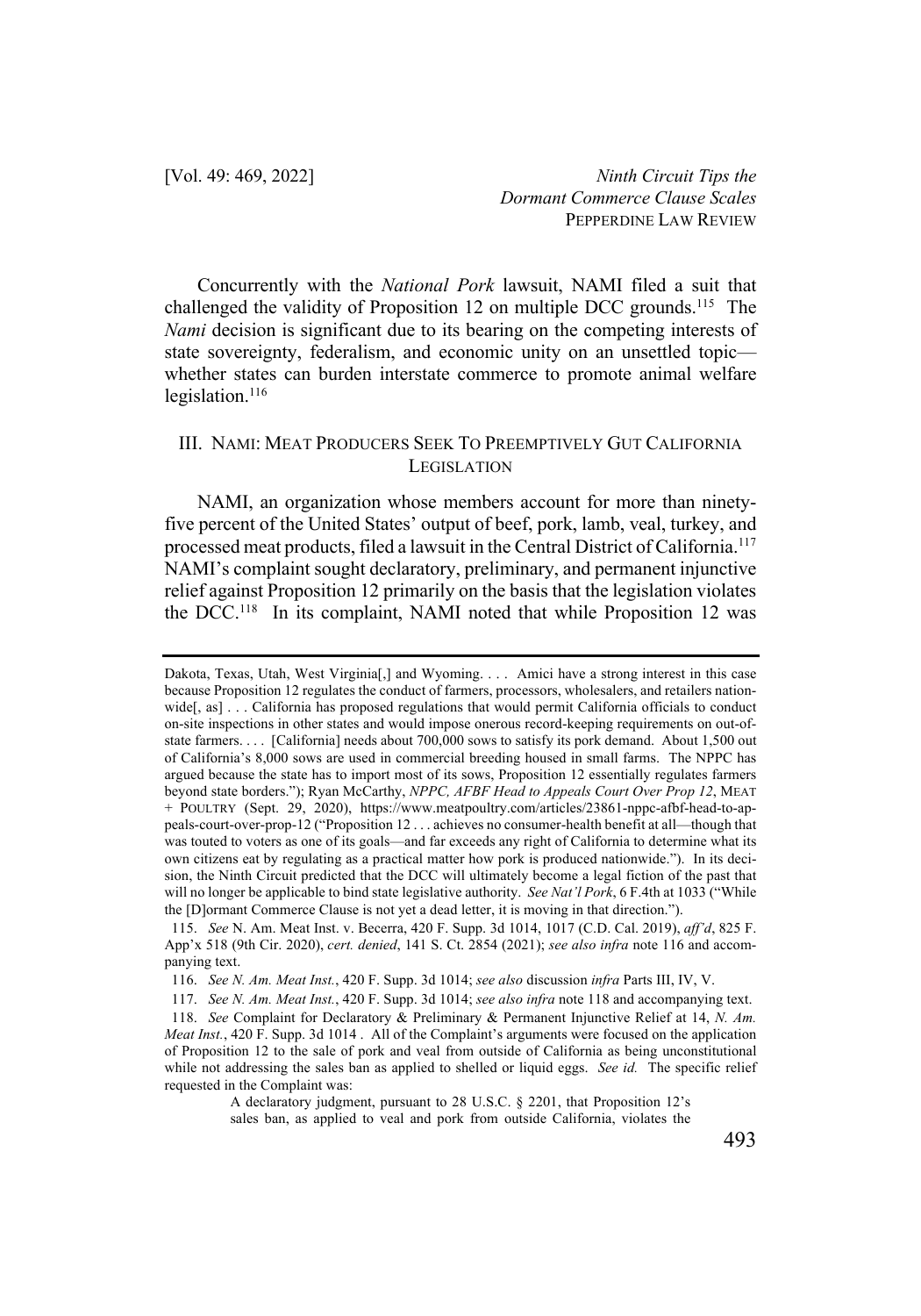Concurrently with the *National Pork* lawsuit, NAMI filed a suit that challenged the validity of Proposition 12 on multiple DCC grounds.[115] The *Nami* decision is significant due to its bearing on the competing interests of state sovereignty, federalism, and economic unity on an unsettled topic—whether states can burden interstate commerce to promote animal welfare legislation.[116]

## III. NAMI: MEAT PRODUCERS SEEK TO PREEMPTIVELY GUT CALIFORNIA LEGISLATION

NAMI, an organization whose members account for more than ninety-five percent of the United States' output of beef, pork, lamb, veal, turkey, and processed meat products, filed a lawsuit in the Central District of California.[117] NAMI's complaint sought declaratory, preliminary, and permanent injunctive relief against Proposition 12 primarily on the basis that the legislation violates the DCC.[118] In its complaint, NAMI noted that while Proposition 12 was

---

Dakota, Texas, Utah, West Virginia[,] and Wyoming. . . . Amici have a strong interest in this case because Proposition 12 regulates the conduct of farmers, processors, wholesalers, and retailers nationwide[, as] . . . California has proposed regulations that would permit California officials to conduct on-site inspections in other states and would impose onerous record-keeping requirements on out-of-state farmers. . . . [California] needs about 700,000 sows to satisfy its pork demand. About 1,500 out of California's 8,000 sows are used in commercial breeding housed in small farms. The NPPC has argued because the state has to import most of its sows, Proposition 12 essentially regulates farmers beyond state borders."); Ryan McCarthy, *NPPC, AFBF Head to Appeals Court Over Prop 12*, MEAT + POULTRY (Sept. 29, 2020), https://www.meatpoultry.com/articles/23861-nppc-afbf-head-to-appeals-court-over-prop-12 ("Proposition 12 . . . achieves no consumer-health benefit at all—though that was touted to voters as one of its goals—and far exceeds any right of California to determine what its own citizens eat by regulating as a practical matter how pork is produced nationwide."). In its decision, the Ninth Circuit predicted that the DCC will ultimately become a legal fiction of the past that will no longer be applicable to bind state legislative authority. *See Nat'l Pork*, 6 F.4th at 1033 ("While the [D]ormant Commerce Clause is not yet a dead letter, it is moving in that direction.").

115. *See* N. Am. Meat Inst. v. Becerra, 420 F. Supp. 3d 1014, 1017 (C.D. Cal. 2019), *aff'd*, 825 F. App'x 518 (9th Cir. 2020), *cert. denied*, 141 S. Ct. 2854 (2021); *see also infra* note 116 and accompanying text.

116. *See N. Am. Meat Inst.*, 420 F. Supp. 3d 1014; *see also* discussion *infra* Parts III, IV, V.

117. *See N. Am. Meat Inst.*, 420 F. Supp. 3d 1014; *see also infra* note 118 and accompanying text.

118. *See* Complaint for Declaratory & Preliminary & Permanent Injunctive Relief at 14, *N. Am. Meat Inst.*, 420 F. Supp. 3d 1014 . All of the Complaint's arguments were focused on the application of Proposition 12 to the sale of pork and veal from outside of California as being unconstitutional while not addressing the sales ban as applied to shelled or liquid eggs. *See id.* The specific relief requested in the Complaint was:

> A declaratory judgment, pursuant to 28 U.S.C. § 2201, that Proposition 12's sales ban, as applied to veal and pork from outside California, violates the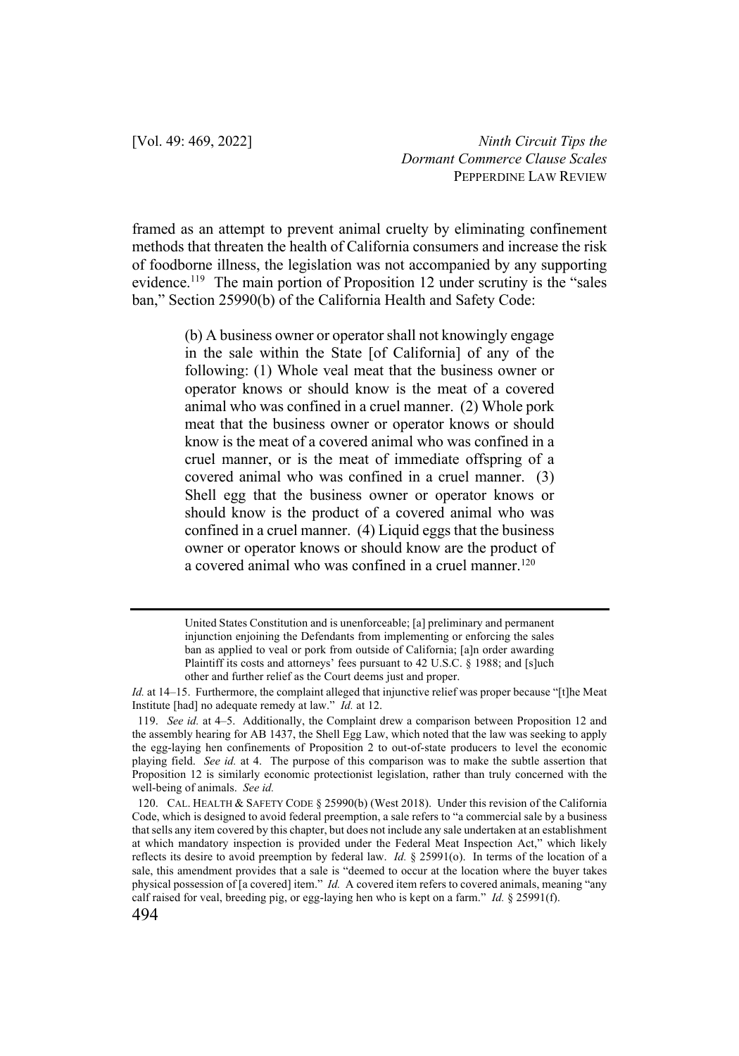framed as an attempt to prevent animal cruelty by eliminating confinement methods that threaten the health of California consumers and increase the risk of foodborne illness, the legislation was not accompanied by any supporting evidence.[119] The main portion of Proposition 12 under scrutiny is the "sales ban," Section 25990(b) of the California Health and Safety Code:

> (b) A business owner or operator shall not knowingly engage in the sale within the State [of California] of any of the following: (1) Whole veal meat that the business owner or operator knows or should know is the meat of a covered animal who was confined in a cruel manner. (2) Whole pork meat that the business owner or operator knows or should know is the meat of a covered animal who was confined in a cruel manner, or is the meat of immediate offspring of a covered animal who was confined in a cruel manner. (3) Shell egg that the business owner or operator knows or should know is the product of a covered animal who was confined in a cruel manner. (4) Liquid eggs that the business owner or operator knows or should know are the product of a covered animal who was confined in a cruel manner.[120]

---

> United States Constitution and is unenforceable; [a] preliminary and permanent injunction enjoining the Defendants from implementing or enforcing the sales ban as applied to veal or pork from outside of California; [a]n order awarding Plaintiff its costs and attorneys' fees pursuant to 42 U.S.C. § 1988; and [s]uch other and further relief as the Court deems just and proper.

*Id.* at 14–15. Furthermore, the complaint alleged that injunctive relief was proper because "[t]he Meat Institute [had] no adequate remedy at law." *Id.* at 12.

119. *See id.* at 4–5. Additionally, the Complaint drew a comparison between Proposition 12 and the assembly hearing for AB 1437, the Shell Egg Law, which noted that the law was seeking to apply the egg-laying hen confinements of Proposition 2 to out-of-state producers to level the economic playing field. *See id.* at 4. The purpose of this comparison was to make the subtle assertion that Proposition 12 is similarly economic protectionist legislation, rather than truly concerned with the well-being of animals. *See id.*

120. CAL. HEALTH & SAFETY CODE § 25990(b) (West 2018). Under this revision of the California Code, which is designed to avoid federal preemption, a sale refers to "a commercial sale by a business that sells any item covered by this chapter, but does not include any sale undertaken at an establishment at which mandatory inspection is provided under the Federal Meat Inspection Act," which likely reflects its desire to avoid preemption by federal law. *Id.* § 25991(o). In terms of the location of a sale, this amendment provides that a sale is "deemed to occur at the location where the buyer takes physical possession of [a covered] item." *Id.* A covered item refers to covered animals, meaning "any calf raised for veal, breeding pig, or egg-laying hen who is kept on a farm." *Id.* § 25991(f).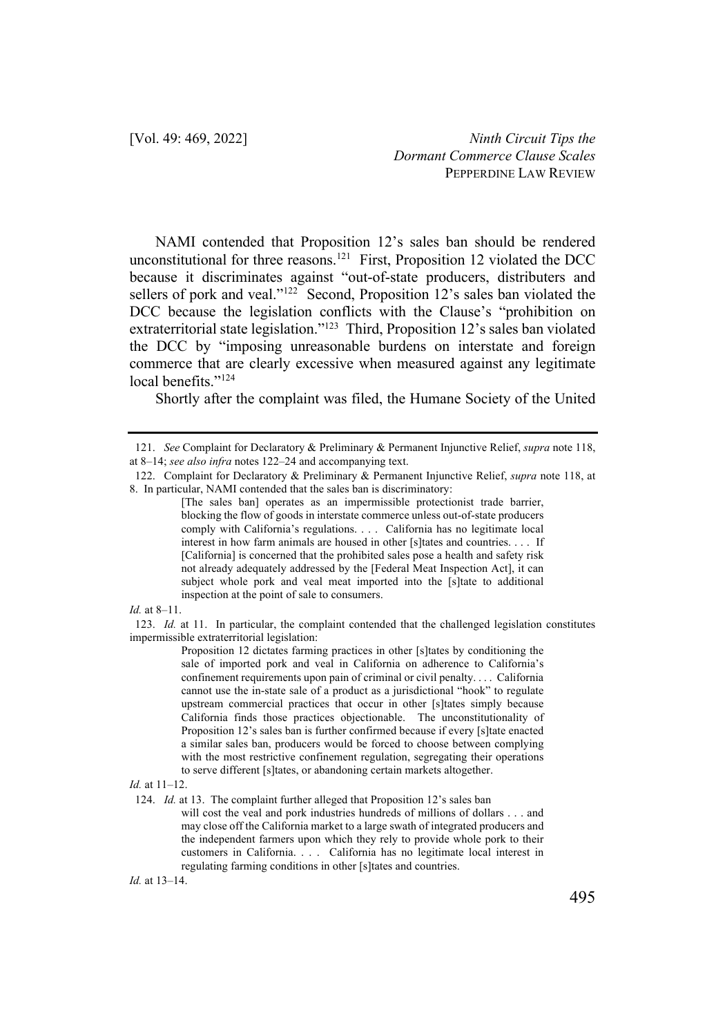NAMI contended that Proposition 12's sales ban should be rendered unconstitutional for three reasons.[121] First, Proposition 12 violated the DCC because it discriminates against "out-of-state producers, distributers and sellers of pork and veal."[122] Second, Proposition 12's sales ban violated the DCC because the legislation conflicts with the Clause's "prohibition on extraterritorial state legislation."[123] Third, Proposition 12's sales ban violated the DCC by "imposing unreasonable burdens on interstate and foreign commerce that are clearly excessive when measured against any legitimate local benefits."[124]

Shortly after the complaint was filed, the Humane Society of the United

---

121. *See* Complaint for Declaratory & Preliminary & Permanent Injunctive Relief, *supra* note 118, at 8–14; *see also infra* notes 122–24 and accompanying text.

122. Complaint for Declaratory & Preliminary & Permanent Injunctive Relief, *supra* note 118, at 8. In particular, NAMI contended that the sales ban is discriminatory:

> [The sales ban] operates as an impermissible protectionist trade barrier, blocking the flow of goods in interstate commerce unless out-of-state producers comply with California's regulations. . . . California has no legitimate local interest in how farm animals are housed in other [s]tates and countries. . . . If [California] is concerned that the prohibited sales pose a health and safety risk not already adequately addressed by the [Federal Meat Inspection Act], it can subject whole pork and veal meat imported into the [s]tate to additional inspection at the point of sale to consumers.

*Id.* at 8–11.

123. *Id.* at 11. In particular, the complaint contended that the challenged legislation constitutes impermissible extraterritorial legislation:

> Proposition 12 dictates farming practices in other [s]tates by conditioning the sale of imported pork and veal in California on adherence to California's confinement requirements upon pain of criminal or civil penalty. . . . California cannot use the in-state sale of a product as a jurisdictional "hook" to regulate upstream commercial practices that occur in other [s]tates simply because California finds those practices objectionable. The unconstitutionality of Proposition 12's sales ban is further confirmed because if every [s]tate enacted a similar sales ban, producers would be forced to choose between complying with the most restrictive confinement regulation, segregating their operations to serve different [s]tates, or abandoning certain markets altogether.

*Id.* at 11–12.

124. *Id.* at 13. The complaint further alleged that Proposition 12's sales ban

> will cost the veal and pork industries hundreds of millions of dollars . . . and may close off the California market to a large swath of integrated producers and the independent farmers upon which they rely to provide whole pork to their customers in California. . . . California has no legitimate local interest in regulating farming conditions in other [s]tates and countries.

*Id.* at 13–14.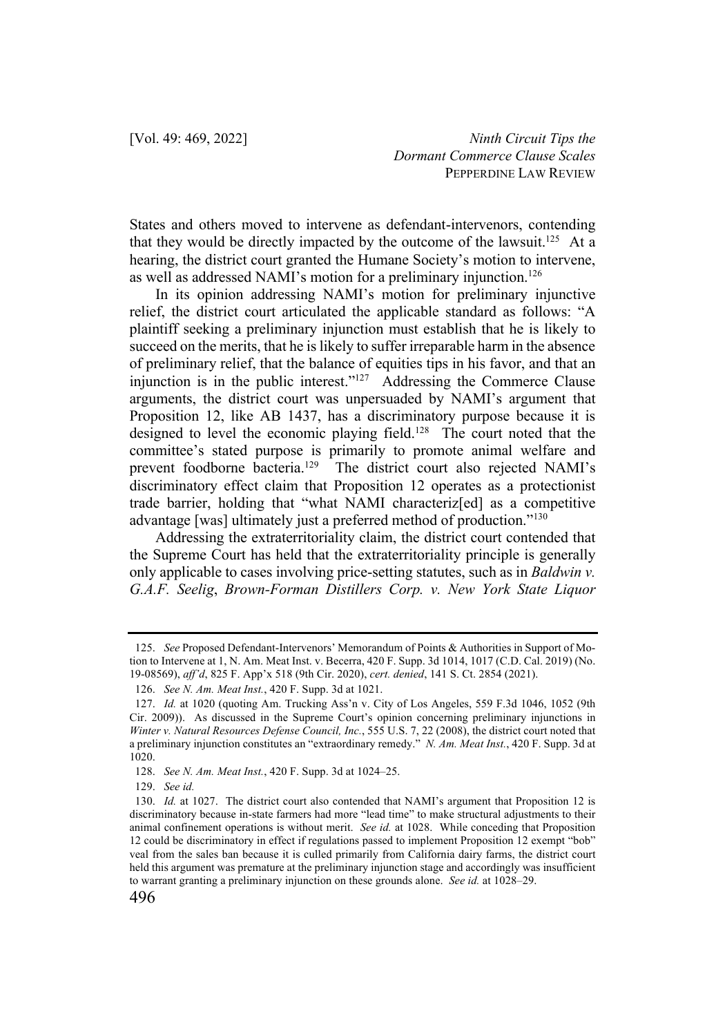States and others moved to intervene as defendant-intervenors, contending that they would be directly impacted by the outcome of the lawsuit.[125] At a hearing, the district court granted the Humane Society's motion to intervene, as well as addressed NAMI's motion for a preliminary injunction.[126]

In its opinion addressing NAMI's motion for preliminary injunctive relief, the district court articulated the applicable standard as follows: "A plaintiff seeking a preliminary injunction must establish that he is likely to succeed on the merits, that he is likely to suffer irreparable harm in the absence of preliminary relief, that the balance of equities tips in his favor, and that an injunction is in the public interest."[127] Addressing the Commerce Clause arguments, the district court was unpersuaded by NAMI's argument that Proposition 12, like AB 1437, has a discriminatory purpose because it is designed to level the economic playing field.[128] The court noted that the committee's stated purpose is primarily to promote animal welfare and prevent foodborne bacteria.[129] The district court also rejected NAMI's discriminatory effect claim that Proposition 12 operates as a protectionist trade barrier, holding that "what NAMI characteriz[ed] as a competitive advantage [was] ultimately just a preferred method of production."[130]

Addressing the extraterritoriality claim, the district court contended that the Supreme Court has held that the extraterritoriality principle is generally only applicable to cases involving price-setting statutes, such as in *Baldwin v. G.A.F. Seelig*, *Brown-Forman Distillers Corp. v. New York State Liquor*

---

125. *See* Proposed Defendant-Intervenors' Memorandum of Points & Authorities in Support of Motion to Intervene at 1, N. Am. Meat Inst. v. Becerra, 420 F. Supp. 3d 1014, 1017 (C.D. Cal. 2019) (No. 19-08569), *aff'd*, 825 F. App'x 518 (9th Cir. 2020), *cert. denied*, 141 S. Ct. 2854 (2021).

126. *See N. Am. Meat Inst.*, 420 F. Supp. 3d at 1021.

127. *Id.* at 1020 (quoting Am. Trucking Ass'n v. City of Los Angeles, 559 F.3d 1046, 1052 (9th Cir. 2009)). As discussed in the Supreme Court's opinion concerning preliminary injunctions in *Winter v. Natural Resources Defense Council, Inc.*, 555 U.S. 7, 22 (2008), the district court noted that a preliminary injunction constitutes an "extraordinary remedy." *N. Am. Meat Inst.*, 420 F. Supp. 3d at 1020.

128. *See N. Am. Meat Inst.*, 420 F. Supp. 3d at 1024–25.

129. *See id.*

130. *Id.* at 1027. The district court also contended that NAMI's argument that Proposition 12 is discriminatory because in-state farmers had more "lead time" to make structural adjustments to their animal confinement operations is without merit. *See id.* at 1028. While conceding that Proposition 12 could be discriminatory in effect if regulations passed to implement Proposition 12 exempt "bob" veal from the sales ban because it is culled primarily from California dairy farms, the district court held this argument was premature at the preliminary injunction stage and accordingly was insufficient to warrant granting a preliminary injunction on these grounds alone. *See id.* at 1028–29.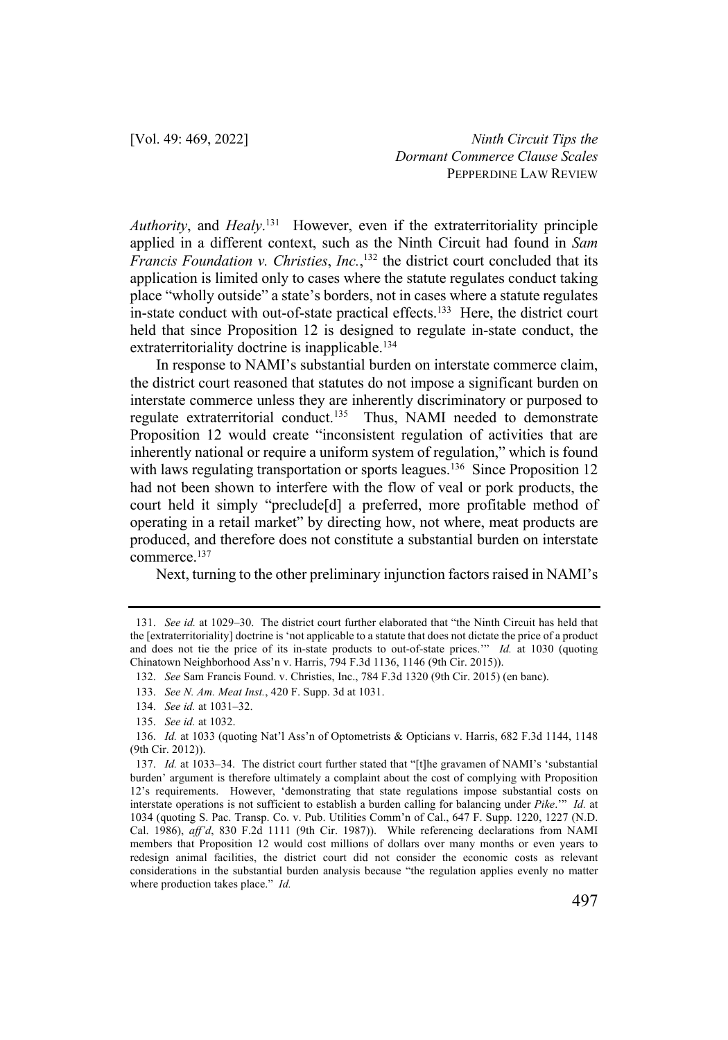*Authority*, and *Healy*.[131] However, even if the extraterritoriality principle applied in a different context, such as the Ninth Circuit had found in *Sam Francis Foundation v. Christies*, *Inc.*,[132] the district court concluded that its application is limited only to cases where the statute regulates conduct taking place "wholly outside" a state's borders, not in cases where a statute regulates in-state conduct with out-of-state practical effects.[133] Here, the district court held that since Proposition 12 is designed to regulate in-state conduct, the extraterritoriality doctrine is inapplicable.[134]

In response to NAMI's substantial burden on interstate commerce claim, the district court reasoned that statutes do not impose a significant burden on interstate commerce unless they are inherently discriminatory or purposed to regulate extraterritorial conduct.[135] Thus, NAMI needed to demonstrate Proposition 12 would create "inconsistent regulation of activities that are inherently national or require a uniform system of regulation," which is found with laws regulating transportation or sports leagues.[136] Since Proposition 12 had not been shown to interfere with the flow of veal or pork products, the court held it simply "preclude[d] a preferred, more profitable method of operating in a retail market" by directing how, not where, meat products are produced, and therefore does not constitute a substantial burden on interstate commerce.[137]

Next, turning to the other preliminary injunction factors raised in NAMI's

---

131. *See id.* at 1029–30. The district court further elaborated that "the Ninth Circuit has held that the [extraterritoriality] doctrine is 'not applicable to a statute that does not dictate the price of a product and does not tie the price of its in-state products to out-of-state prices.'" *Id.* at 1030 (quoting Chinatown Neighborhood Ass'n v. Harris, 794 F.3d 1136, 1146 (9th Cir. 2015)).

132. *See* Sam Francis Found. v. Christies, Inc., 784 F.3d 1320 (9th Cir. 2015) (en banc).

133. *See N. Am. Meat Inst.*, 420 F. Supp. 3d at 1031.

134. *See id.* at 1031–32.

135. *See id.* at 1032.

136. *Id.* at 1033 (quoting Nat'l Ass'n of Optometrists & Opticians v. Harris, 682 F.3d 1144, 1148 (9th Cir. 2012)).

137. *Id.* at 1033–34. The district court further stated that "[t]he gravamen of NAMI's 'substantial burden' argument is therefore ultimately a complaint about the cost of complying with Proposition 12's requirements. However, 'demonstrating that state regulations impose substantial costs on interstate operations is not sufficient to establish a burden calling for balancing under *Pike*.'" *Id.* at 1034 (quoting S. Pac. Transp. Co. v. Pub. Utilities Comm'n of Cal., 647 F. Supp. 1220, 1227 (N.D. Cal. 1986), *aff'd*, 830 F.2d 1111 (9th Cir. 1987)). While referencing declarations from NAMI members that Proposition 12 would cost millions of dollars over many months or even years to redesign animal facilities, the district court did not consider the economic costs as relevant considerations in the substantial burden analysis because "the regulation applies evenly no matter where production takes place." *Id.*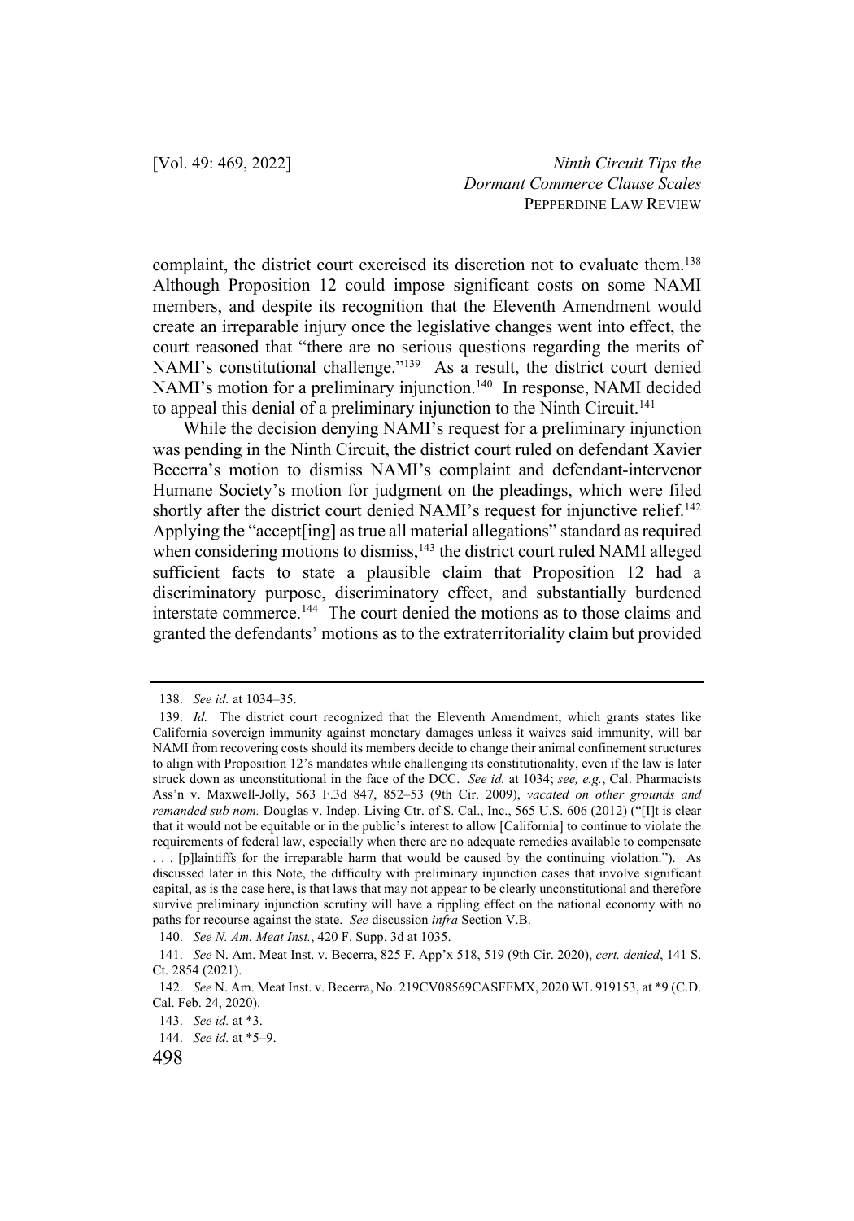complaint, the district court exercised its discretion not to evaluate them.[138] Although Proposition 12 could impose significant costs on some NAMI members, and despite its recognition that the Eleventh Amendment would create an irreparable injury once the legislative changes went into effect, the court reasoned that "there are no serious questions regarding the merits of NAMI's constitutional challenge."[139] As a result, the district court denied NAMI's motion for a preliminary injunction.[140] In response, NAMI decided to appeal this denial of a preliminary injunction to the Ninth Circuit.[141]

While the decision denying NAMI's request for a preliminary injunction was pending in the Ninth Circuit, the district court ruled on defendant Xavier Becerra's motion to dismiss NAMI's complaint and defendant-intervenor Humane Society's motion for judgment on the pleadings, which were filed shortly after the district court denied NAMI's request for injunctive relief.[142] Applying the "accept[ing] as true all material allegations" standard as required when considering motions to dismiss,[143] the district court ruled NAMI alleged sufficient facts to state a plausible claim that Proposition 12 had a discriminatory purpose, discriminatory effect, and substantially burdened interstate commerce.[144] The court denied the motions as to those claims and granted the defendants' motions as to the extraterritoriality claim but provided

---

138. *See id.* at 1034–35.

139. *Id.* The district court recognized that the Eleventh Amendment, which grants states like California sovereign immunity against monetary damages unless it waives said immunity, will bar NAMI from recovering costs should its members decide to change their animal confinement structures to align with Proposition 12's mandates while challenging its constitutionality, even if the law is later struck down as unconstitutional in the face of the DCC. *See id.* at 1034; *see, e.g.*, Cal. Pharmacists Ass'n v. Maxwell-Jolly, 563 F.3d 847, 852–53 (9th Cir. 2009), *vacated on other grounds and remanded sub nom.* Douglas v. Indep. Living Ctr. of S. Cal., Inc., 565 U.S. 606 (2012) ("[I]t is clear that it would not be equitable or in the public's interest to allow [California] to continue to violate the requirements of federal law, especially when there are no adequate remedies available to compensate . . . [p]laintiffs for the irreparable harm that would be caused by the continuing violation."). As discussed later in this Note, the difficulty with preliminary injunction cases that involve significant capital, as is the case here, is that laws that may not appear to be clearly unconstitutional and therefore survive preliminary injunction scrutiny will have a rippling effect on the national economy with no paths for recourse against the state. *See* discussion *infra* Section V.B.

140. *See N. Am. Meat Inst.*, 420 F. Supp. 3d at 1035.

141. *See* N. Am. Meat Inst. v. Becerra, 825 F. App'x 518, 519 (9th Cir. 2020), *cert. denied*, 141 S. Ct. 2854 (2021).

142. *See* N. Am. Meat Inst. v. Becerra, No. 219CV08569CASFFMX, 2020 WL 919153, at *9 (C.D. Cal. Feb. 24, 2020).

143. *See id.* at *3.

144. *See id.* at *5–9.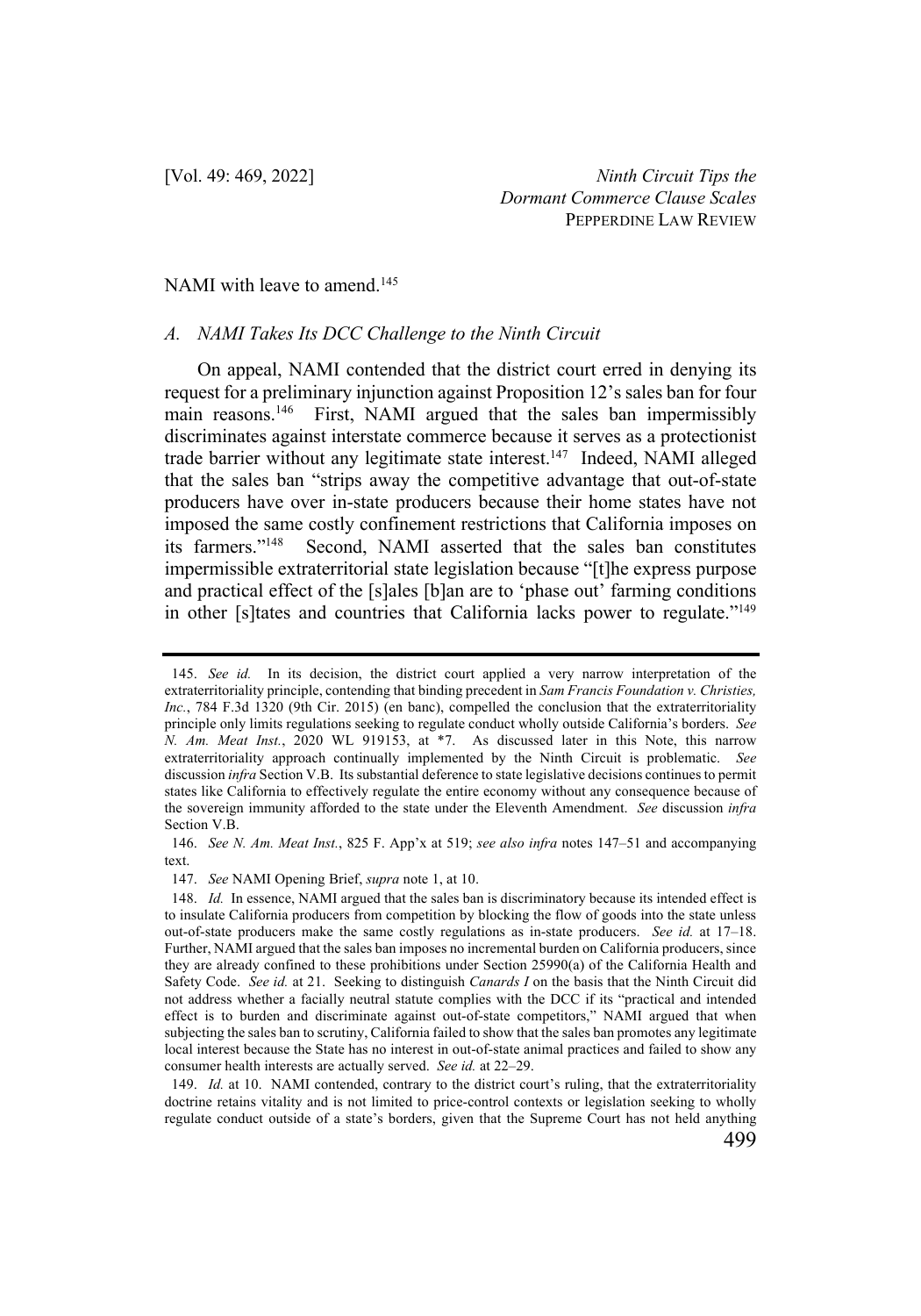NAMI with leave to amend.[145]

### *A. NAMI Takes Its DCC Challenge to the Ninth Circuit*

On appeal, NAMI contended that the district court erred in denying its request for a preliminary injunction against Proposition 12's sales ban for four main reasons.[146] First, NAMI argued that the sales ban impermissibly discriminates against interstate commerce because it serves as a protectionist trade barrier without any legitimate state interest.[147] Indeed, NAMI alleged that the sales ban "strips away the competitive advantage that out-of-state producers have over in-state producers because their home states have not imposed the same costly confinement restrictions that California imposes on its farmers."[148] Second, NAMI asserted that the sales ban constitutes impermissible extraterritorial state legislation because "[t]he express purpose and practical effect of the [s]ales [b]an are to 'phase out' farming conditions in other [s]tates and countries that California lacks power to regulate."[149]

---

145. *See id.* In its decision, the district court applied a very narrow interpretation of the extraterritoriality principle, contending that binding precedent in *Sam Francis Foundation v. Christies, Inc.*, 784 F.3d 1320 (9th Cir. 2015) (en banc), compelled the conclusion that the extraterritoriality principle only limits regulations seeking to regulate conduct wholly outside California's borders. *See N. Am. Meat Inst.*, 2020 WL 919153, at *7. As discussed later in this Note, this narrow extraterritoriality approach continually implemented by the Ninth Circuit is problematic. *See* discussion *infra* Section V.B. Its substantial deference to state legislative decisions continues to permit states like California to effectively regulate the entire economy without any consequence because of the sovereign immunity afforded to the state under the Eleventh Amendment. *See* discussion *infra* Section V.B.

146. *See N. Am. Meat Inst.*, 825 F. App'x at 519; *see also infra* notes 147–51 and accompanying text.

147. *See* NAMI Opening Brief, *supra* note 1, at 10.

148. *Id.* In essence, NAMI argued that the sales ban is discriminatory because its intended effect is to insulate California producers from competition by blocking the flow of goods into the state unless out-of-state producers make the same costly regulations as in-state producers. *See id.* at 17–18. Further, NAMI argued that the sales ban imposes no incremental burden on California producers, since they are already confined to these prohibitions under Section 25990(a) of the California Health and Safety Code. *See id.* at 21. Seeking to distinguish *Canards I* on the basis that the Ninth Circuit did not address whether a facially neutral statute complies with the DCC if its "practical and intended effect is to burden and discriminate against out-of-state competitors," NAMI argued that when subjecting the sales ban to scrutiny, California failed to show that the sales ban promotes any legitimate local interest because the State has no interest in out-of-state animal practices and failed to show any consumer health interests are actually served. *See id.* at 22–29.

149. *Id.* at 10. NAMI contended, contrary to the district court's ruling, that the extraterritoriality doctrine retains vitality and is not limited to price-control contexts or legislation seeking to wholly regulate conduct outside of a state's borders, given that the Supreme Court has not held anything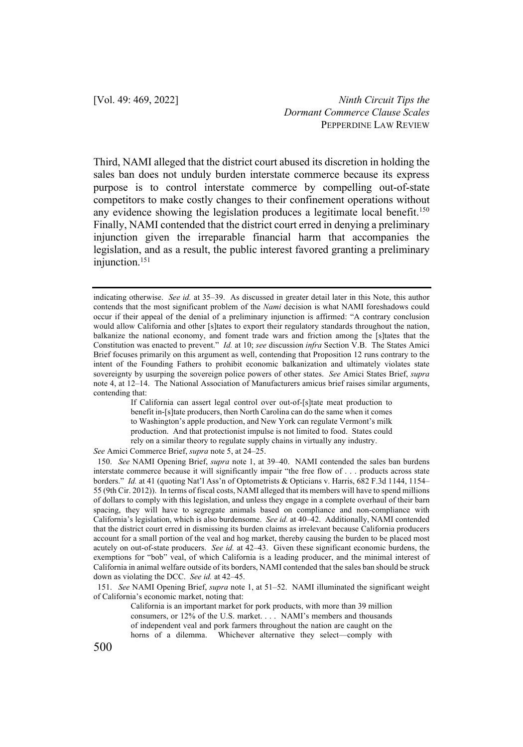Third, NAMI alleged that the district court abused its discretion in holding the sales ban does not unduly burden interstate commerce because its express purpose is to control interstate commerce by compelling out-of-state competitors to make costly changes to their confinement operations without any evidence showing the legislation produces a legitimate local benefit.[150] Finally, NAMI contended that the district court erred in denying a preliminary injunction given the irreparable financial harm that accompanies the legislation, and as a result, the public interest favored granting a preliminary injunction.[151]

---

indicating otherwise. *See id.* at 35–39. As discussed in greater detail later in this Note, this author contends that the most significant problem of the *Nami* decision is what NAMI foreshadows could occur if their appeal of the denial of a preliminary injunction is affirmed: "A contrary conclusion would allow California and other [s]tates to export their regulatory standards throughout the nation, balkanize the national economy, and foment trade wars and friction among the [s]tates that the Constitution was enacted to prevent." *Id.* at 10; *see* discussion *infra* Section V.B. The States Amici Brief focuses primarily on this argument as well, contending that Proposition 12 runs contrary to the intent of the Founding Fathers to prohibit economic balkanization and ultimately violates state sovereignty by usurping the sovereign police powers of other states. *See* Amici States Brief, *supra* note 4, at 12–14. The National Association of Manufacturers amicus brief raises similar arguments, contending that:

> If California can assert legal control over out-of-[s]tate meat production to benefit in-[s]tate producers, then North Carolina can do the same when it comes to Washington's apple production, and New York can regulate Vermont's milk production. And that protectionist impulse is not limited to food. States could rely on a similar theory to regulate supply chains in virtually any industry.

*See* Amici Commerce Brief, *supra* note 5, at 24–25.

150. *See* NAMI Opening Brief, *supra* note 1, at 39–40. NAMI contended the sales ban burdens interstate commerce because it will significantly impair "the free flow of . . . products across state borders." *Id.* at 41 (quoting Nat'l Ass'n of Optometrists & Opticians v. Harris, 682 F.3d 1144, 1154–55 (9th Cir. 2012)). In terms of fiscal costs, NAMI alleged that its members will have to spend millions of dollars to comply with this legislation, and unless they engage in a complete overhaul of their barn spacing, they will have to segregate animals based on compliance and non-compliance with California's legislation, which is also burdensome. *See id.* at 40–42. Additionally, NAMI contended that the district court erred in dismissing its burden claims as irrelevant because California producers account for a small portion of the veal and hog market, thereby causing the burden to be placed most acutely on out-of-state producers. *See id.* at 42–43. Given these significant economic burdens, the exemptions for "bob" veal, of which California is a leading producer, and the minimal interest of California in animal welfare outside of its borders, NAMI contended that the sales ban should be struck down as violating the DCC. *See id.* at 42–45.

151. *See* NAMI Opening Brief, *supra* note 1, at 51–52. NAMI illuminated the significant weight of California's economic market, noting that:

> California is an important market for pork products, with more than 39 million consumers, or 12% of the U.S. market. . . . NAMI's members and thousands of independent veal and pork farmers throughout the nation are caught on the horns of a dilemma. Whichever alternative they select—comply with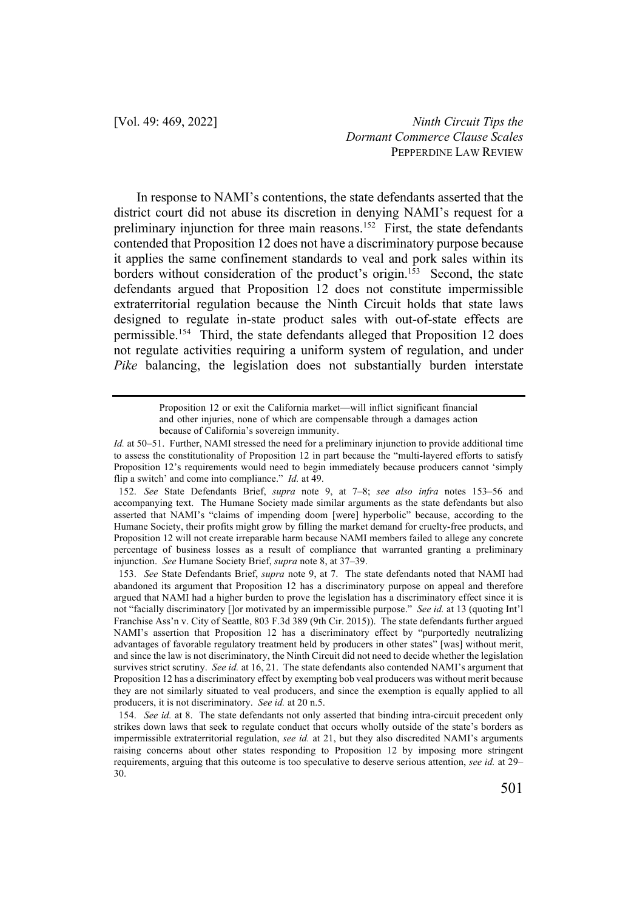In response to NAMI's contentions, the state defendants asserted that the district court did not abuse its discretion in denying NAMI's request for a preliminary injunction for three main reasons.[152] First, the state defendants contended that Proposition 12 does not have a discriminatory purpose because it applies the same confinement standards to veal and pork sales within its borders without consideration of the product's origin.[153] Second, the state defendants argued that Proposition 12 does not constitute impermissible extraterritorial regulation because the Ninth Circuit holds that state laws designed to regulate in-state product sales with out-of-state effects are permissible.[154] Third, the state defendants alleged that Proposition 12 does not regulate activities requiring a uniform system of regulation, and under *Pike* balancing, the legislation does not substantially burden interstate

---

> Proposition 12 or exit the California market—will inflict significant financial and other injuries, none of which are compensable through a damages action because of California's sovereign immunity.

*Id.* at 50–51. Further, NAMI stressed the need for a preliminary injunction to provide additional time to assess the constitutionality of Proposition 12 in part because the "multi-layered efforts to satisfy Proposition 12's requirements would need to begin immediately because producers cannot 'simply flip a switch' and come into compliance." *Id.* at 49.

152. *See* State Defendants Brief, *supra* note 9, at 7–8; *see also infra* notes 153–56 and accompanying text. The Humane Society made similar arguments as the state defendants but also asserted that NAMI's "claims of impending doom [were] hyperbolic" because, according to the Humane Society, their profits might grow by filling the market demand for cruelty-free products, and Proposition 12 will not create irreparable harm because NAMI members failed to allege any concrete percentage of business losses as a result of compliance that warranted granting a preliminary injunction. *See* Humane Society Brief, *supra* note 8, at 37–39.

153. *See* State Defendants Brief, *supra* note 9, at 7. The state defendants noted that NAMI had abandoned its argument that Proposition 12 has a discriminatory purpose on appeal and therefore argued that NAMI had a higher burden to prove the legislation has a discriminatory effect since it is not "facially discriminatory []or motivated by an impermissible purpose." *See id.* at 13 (quoting Int'l Franchise Ass'n v. City of Seattle, 803 F.3d 389 (9th Cir. 2015)). The state defendants further argued NAMI's assertion that Proposition 12 has a discriminatory effect by "purportedly neutralizing advantages of favorable regulatory treatment held by producers in other states" [was] without merit, and since the law is not discriminatory, the Ninth Circuit did not need to decide whether the legislation survives strict scrutiny. *See id.* at 16, 21. The state defendants also contended NAMI's argument that Proposition 12 has a discriminatory effect by exempting bob veal producers was without merit because they are not similarly situated to veal producers, and since the exemption is equally applied to all producers, it is not discriminatory. *See id.* at 20 n.5.

154. *See id.* at 8. The state defendants not only asserted that binding intra-circuit precedent only strikes down laws that seek to regulate conduct that occurs wholly outside of the state's borders as impermissible extraterritorial regulation, *see id.* at 21, but they also discredited NAMI's arguments raising concerns about other states responding to Proposition 12 by imposing more stringent requirements, arguing that this outcome is too speculative to deserve serious attention, *see id.* at 29–30.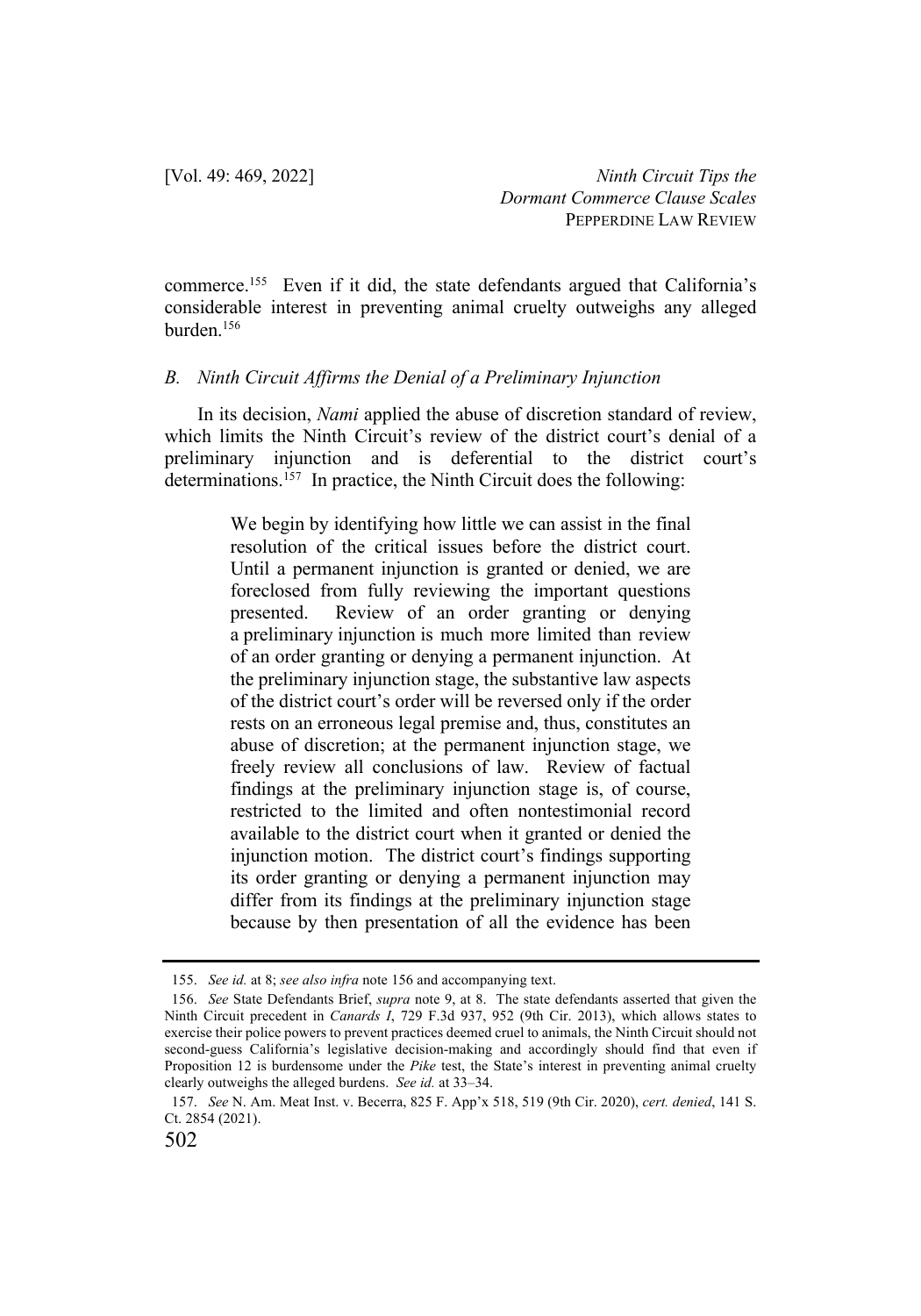commerce.[155] Even if it did, the state defendants argued that California's considerable interest in preventing animal cruelty outweighs any alleged burden.[156]

### B. *Ninth Circuit Affirms the Denial of a Preliminary Injunction*

In its decision, *Nami* applied the abuse of discretion standard of review, which limits the Ninth Circuit's review of the district court's denial of a preliminary injunction and is deferential to the district court's determinations.[157] In practice, the Ninth Circuit does the following:

> We begin by identifying how little we can assist in the final resolution of the critical issues before the district court. Until a permanent injunction is granted or denied, we are foreclosed from fully reviewing the important questions presented. Review of an order granting or denying a preliminary injunction is much more limited than review of an order granting or denying a permanent injunction. At the preliminary injunction stage, the substantive law aspects of the district court's order will be reversed only if the order rests on an erroneous legal premise and, thus, constitutes an abuse of discretion; at the permanent injunction stage, we freely review all conclusions of law. Review of factual findings at the preliminary injunction stage is, of course, restricted to the limited and often nontestimonial record available to the district court when it granted or denied the injunction motion. The district court's findings supporting its order granting or denying a permanent injunction may differ from its findings at the preliminary injunction stage because by then presentation of all the evidence has been

---

155. *See id.* at 8; *see also infra* note 156 and accompanying text.

156. *See* State Defendants Brief, *supra* note 9, at 8. The state defendants asserted that given the Ninth Circuit precedent in *Canards I*, 729 F.3d 937, 952 (9th Cir. 2013), which allows states to exercise their police powers to prevent practices deemed cruel to animals, the Ninth Circuit should not second-guess California's legislative decision-making and accordingly should find that even if Proposition 12 is burdensome under the *Pike* test, the State's interest in preventing animal cruelty clearly outweighs the alleged burdens. *See id.* at 33–34.

157. *See* N. Am. Meat Inst. v. Becerra, 825 F. App'x 518, 519 (9th Cir. 2020), *cert. denied*, 141 S. Ct. 2854 (2021).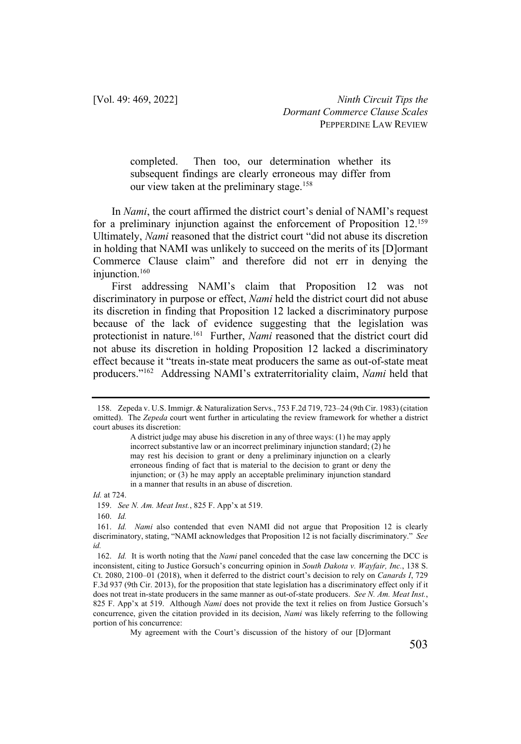> completed. Then too, our determination whether its subsequent findings are clearly erroneous may differ from our view taken at the preliminary stage.[158]

In *Nami*, the court affirmed the district court's denial of NAMI's request for a preliminary injunction against the enforcement of Proposition 12.[159] Ultimately, *Nami* reasoned that the district court "did not abuse its discretion in holding that NAMI was unlikely to succeed on the merits of its [D]ormant Commerce Clause claim" and therefore did not err in denying the injunction.[160]

First addressing NAMI's claim that Proposition 12 was not discriminatory in purpose or effect, *Nami* held the district court did not abuse its discretion in finding that Proposition 12 lacked a discriminatory purpose because of the lack of evidence suggesting that the legislation was protectionist in nature.[161] Further, *Nami* reasoned that the district court did not abuse its discretion in holding Proposition 12 lacked a discriminatory effect because it "treats in-state meat producers the same as out-of-state meat producers."[162] Addressing NAMI's extraterritoriality claim, *Nami* held that

---

158. Zepeda v. U.S. Immigr. & Naturalization Servs., 753 F.2d 719, 723–24 (9th Cir. 1983) (citation omitted). The *Zepeda* court went further in articulating the review framework for whether a district court abuses its discretion:

> A district judge may abuse his discretion in any of three ways: (1) he may apply incorrect substantive law or an incorrect preliminary injunction standard; (2) he may rest his decision to grant or deny a preliminary injunction on a clearly erroneous finding of fact that is material to the decision to grant or deny the injunction; or (3) he may apply an acceptable preliminary injunction standard in a manner that results in an abuse of discretion.

*Id.* at 724.

159. *See N. Am. Meat Inst.*, 825 F. App'x at 519.

160. *Id.*

161. *Id.* *Nami* also contended that even NAMI did not argue that Proposition 12 is clearly discriminatory, stating, "NAMI acknowledges that Proposition 12 is not facially discriminatory." *See id.*

162. *Id.* It is worth noting that the *Nami* panel conceded that the case law concerning the DCC is inconsistent, citing to Justice Gorsuch's concurring opinion in *South Dakota v. Wayfair, Inc.*, 138 S. Ct. 2080, 2100–01 (2018), when it deferred to the district court's decision to rely on *Canards I*, 729 F.3d 937 (9th Cir. 2013), for the proposition that state legislation has a discriminatory effect only if it does not treat in-state producers in the same manner as out-of-state producers. *See N. Am. Meat Inst.*, 825 F. App'x at 519. Although *Nami* does not provide the text it relies on from Justice Gorsuch's concurrence, given the citation provided in its decision, *Nami* was likely referring to the following portion of his concurrence:

> My agreement with the Court's discussion of the history of our [D]ormant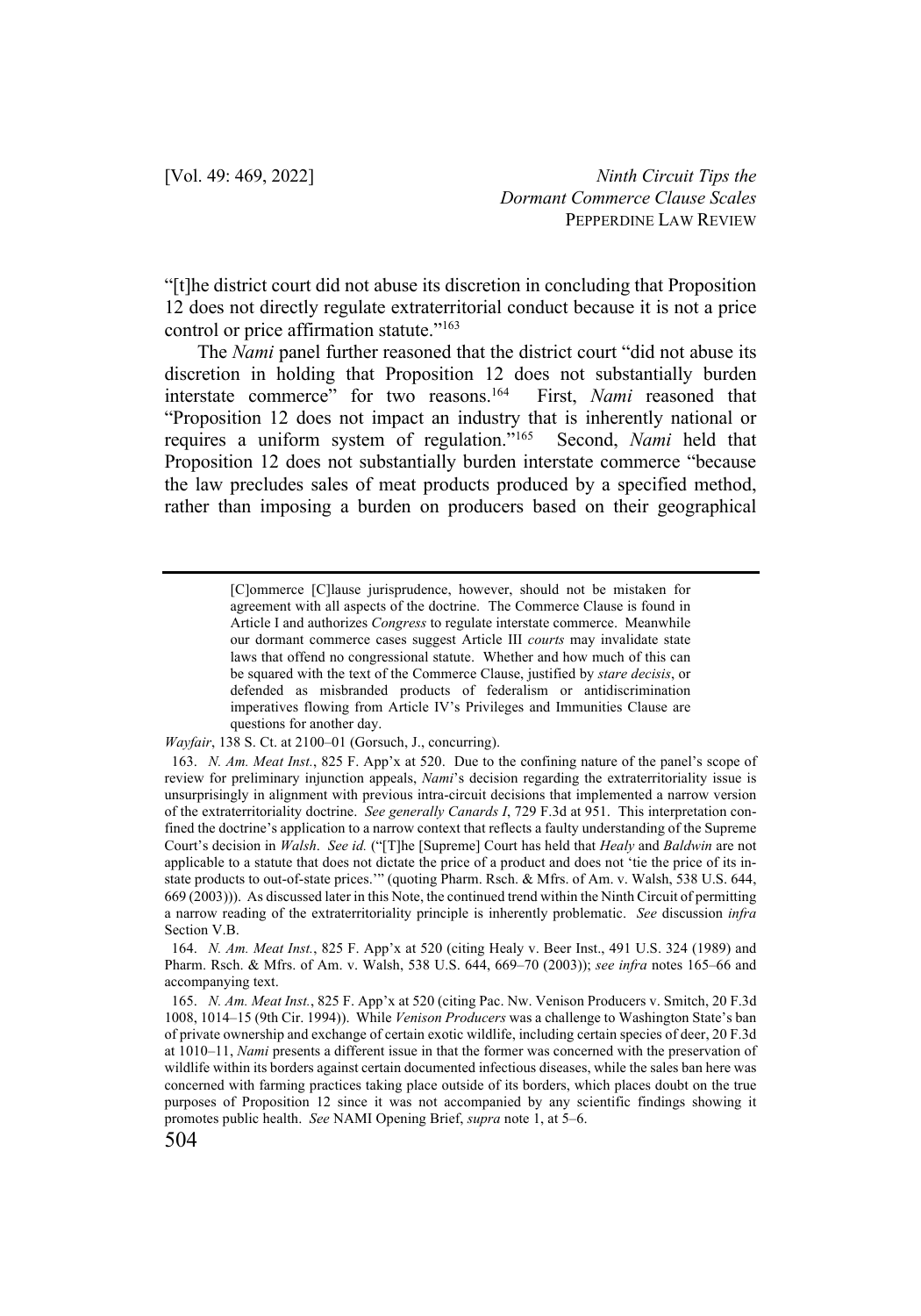"[t]he district court did not abuse its discretion in concluding that Proposition 12 does not directly regulate extraterritorial conduct because it is not a price control or price affirmation statute."[163]

The *Nami* panel further reasoned that the district court "did not abuse its discretion in holding that Proposition 12 does not substantially burden interstate commerce" for two reasons.[164] First, *Nami* reasoned that "Proposition 12 does not impact an industry that is inherently national or requires a uniform system of regulation."[165] Second, *Nami* held that Proposition 12 does not substantially burden interstate commerce "because the law precludes sales of meat products produced by a specified method, rather than imposing a burden on producers based on their geographical

---

> [C]ommerce [C]lause jurisprudence, however, should not be mistaken for agreement with all aspects of the doctrine. The Commerce Clause is found in Article I and authorizes *Congress* to regulate interstate commerce. Meanwhile our dormant commerce cases suggest Article III *courts* may invalidate state laws that offend no congressional statute. Whether and how much of this can be squared with the text of the Commerce Clause, justified by *stare decisis*, or defended as misbranded products of federalism or antidiscrimination imperatives flowing from Article IV's Privileges and Immunities Clause are questions for another day.

*Wayfair*, 138 S. Ct. at 2100–01 (Gorsuch, J., concurring).

163. *N. Am. Meat Inst.*, 825 F. App'x at 520. Due to the confining nature of the panel's scope of review for preliminary injunction appeals, *Nami*'s decision regarding the extraterritoriality issue is unsurprisingly in alignment with previous intra-circuit decisions that implemented a narrow version of the extraterritoriality doctrine. *See generally Canards I*, 729 F.3d at 951. This interpretation confined the doctrine's application to a narrow context that reflects a faulty understanding of the Supreme Court's decision in *Walsh*. *See id.* ("[T]he [Supreme] Court has held that *Healy* and *Baldwin* are not applicable to a statute that does not dictate the price of a product and does not 'tie the price of its in-state products to out-of-state prices.'" (quoting Pharm. Rsch. & Mfrs. of Am. v. Walsh, 538 U.S. 644, 669 (2003))). As discussed later in this Note, the continued trend within the Ninth Circuit of permitting a narrow reading of the extraterritoriality principle is inherently problematic. *See* discussion *infra* Section V.B.

164. *N. Am. Meat Inst.*, 825 F. App'x at 520 (citing Healy v. Beer Inst., 491 U.S. 324 (1989) and Pharm. Rsch. & Mfrs. of Am. v. Walsh, 538 U.S. 644, 669–70 (2003)); *see infra* notes 165–66 and accompanying text.

165. *N. Am. Meat Inst.*, 825 F. App'x at 520 (citing Pac. Nw. Venison Producers v. Smitch, 20 F.3d 1008, 1014–15 (9th Cir. 1994)). While *Venison Producers* was a challenge to Washington State's ban of private ownership and exchange of certain exotic wildlife, including certain species of deer, 20 F.3d at 1010–11, *Nami* presents a different issue in that the former was concerned with the preservation of wildlife within its borders against certain documented infectious diseases, while the sales ban here was concerned with farming practices taking place outside of its borders, which places doubt on the true purposes of Proposition 12 since it was not accompanied by any scientific findings showing it promotes public health. *See* NAMI Opening Brief, *supra* note 1, at 5–6.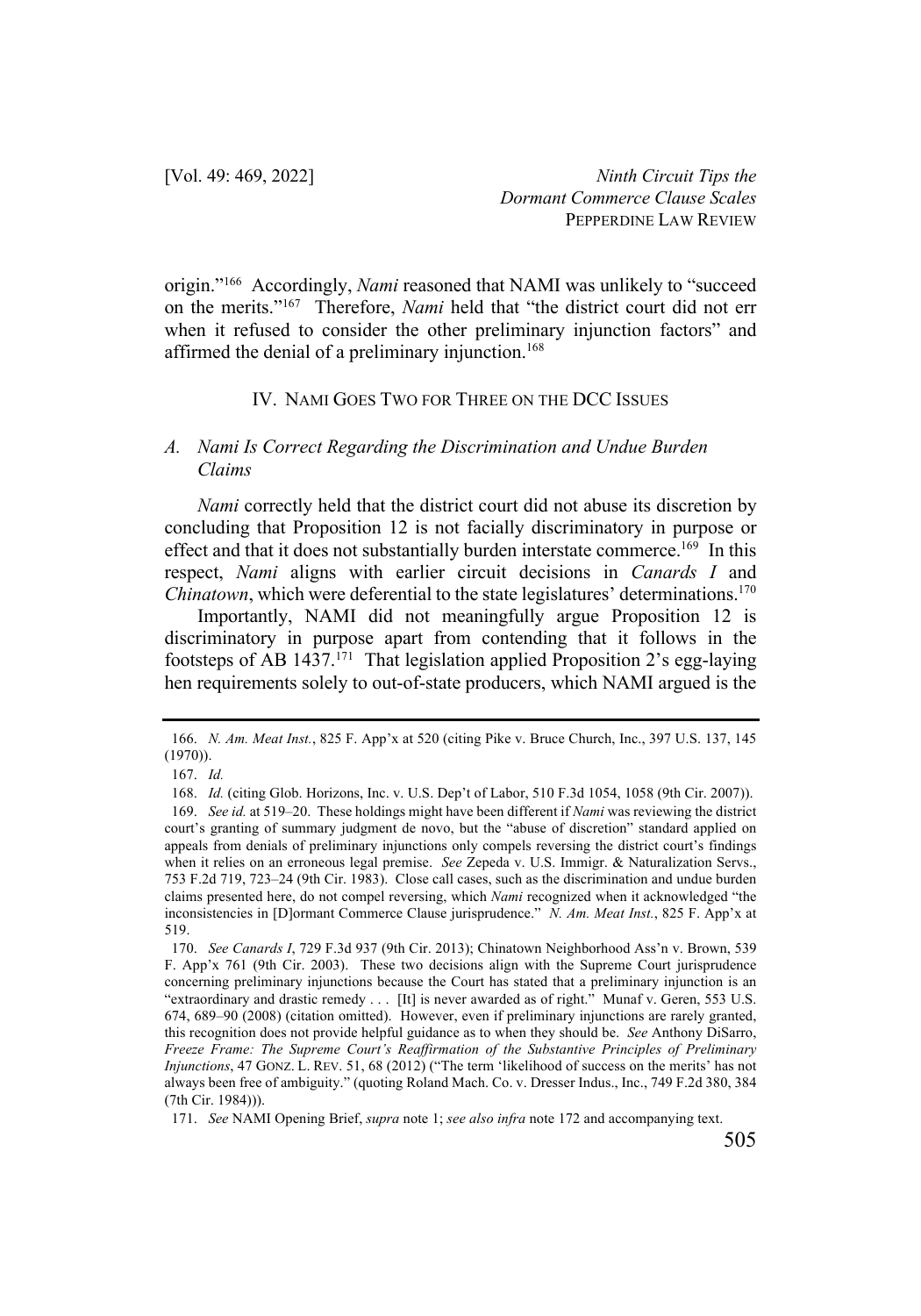origin."[166] Accordingly, *Nami* reasoned that NAMI was unlikely to "succeed on the merits."[167] Therefore, *Nami* held that "the district court did not err when it refused to consider the other preliminary injunction factors" and affirmed the denial of a preliminary injunction.[168]

## IV. NAMI GOES TWO FOR THREE ON THE DCC ISSUES

### *A. Nami Is Correct Regarding the Discrimination and Undue Burden Claims*

*Nami* correctly held that the district court did not abuse its discretion by concluding that Proposition 12 is not facially discriminatory in purpose or effect and that it does not substantially burden interstate commerce.[169] In this respect, *Nami* aligns with earlier circuit decisions in *Canards I* and *Chinatown*, which were deferential to the state legislatures' determinations.[170]

Importantly, NAMI did not meaningfully argue Proposition 12 is discriminatory in purpose apart from contending that it follows in the footsteps of AB 1437.[171] That legislation applied Proposition 2's egg-laying hen requirements solely to out-of-state producers, which NAMI argued is the

---

166. *N. Am. Meat Inst.*, 825 F. App'x at 520 (citing Pike v. Bruce Church, Inc., 397 U.S. 137, 145 (1970)).

167. *Id.*

168. *Id.* (citing Glob. Horizons, Inc. v. U.S. Dep't of Labor, 510 F.3d 1054, 1058 (9th Cir. 2007)).

169. *See id.* at 519–20. These holdings might have been different if *Nami* was reviewing the district court's granting of summary judgment de novo, but the "abuse of discretion" standard applied on appeals from denials of preliminary injunctions only compels reversing the district court's findings when it relies on an erroneous legal premise. *See* Zepeda v. U.S. Immigr. & Naturalization Servs., 753 F.2d 719, 723–24 (9th Cir. 1983). Close call cases, such as the discrimination and undue burden claims presented here, do not compel reversing, which *Nami* recognized when it acknowledged "the inconsistencies in [D]ormant Commerce Clause jurisprudence." *N. Am. Meat Inst.*, 825 F. App'x at 519.

170. *See Canards I*, 729 F.3d 937 (9th Cir. 2013); Chinatown Neighborhood Ass'n v. Brown, 539 F. App'x 761 (9th Cir. 2003). These two decisions align with the Supreme Court jurisprudence concerning preliminary injunctions because the Court has stated that a preliminary injunction is an "extraordinary and drastic remedy . . . [It] is never awarded as of right." Munaf v. Geren, 553 U.S. 674, 689–90 (2008) (citation omitted). However, even if preliminary injunctions are rarely granted, this recognition does not provide helpful guidance as to when they should be. *See* Anthony DiSarro, *Freeze Frame: The Supreme Court's Reaffirmation of the Substantive Principles of Preliminary Injunctions*, 47 GONZ. L. REV. 51, 68 (2012) ("The term 'likelihood of success on the merits' has not always been free of ambiguity." (quoting Roland Mach. Co. v. Dresser Indus., Inc., 749 F.2d 380, 384 (7th Cir. 1984))).

171. *See* NAMI Opening Brief, *supra* note 1; *see also infra* note 172 and accompanying text.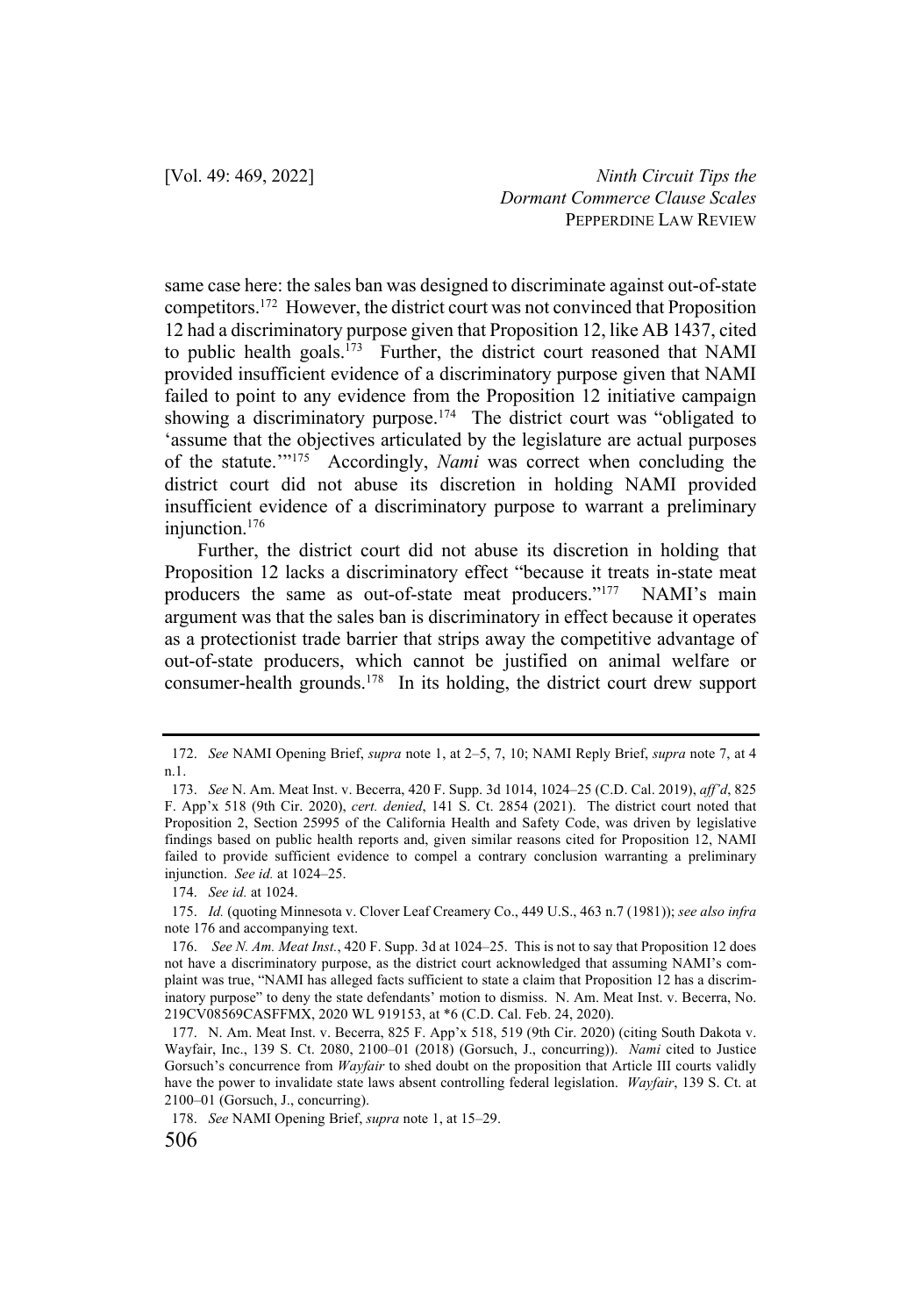same case here: the sales ban was designed to discriminate against out-of-state competitors.[172] However, the district court was not convinced that Proposition 12 had a discriminatory purpose given that Proposition 12, like AB 1437, cited to public health goals.[173] Further, the district court reasoned that NAMI provided insufficient evidence of a discriminatory purpose given that NAMI failed to point to any evidence from the Proposition 12 initiative campaign showing a discriminatory purpose.[174] The district court was "obligated to 'assume that the objectives articulated by the legislature are actual purposes of the statute.'"[175] Accordingly, *Nami* was correct when concluding the district court did not abuse its discretion in holding NAMI provided insufficient evidence of a discriminatory purpose to warrant a preliminary injunction.[176]

Further, the district court did not abuse its discretion in holding that Proposition 12 lacks a discriminatory effect "because it treats in-state meat producers the same as out-of-state meat producers."[177] NAMI's main argument was that the sales ban is discriminatory in effect because it operates as a protectionist trade barrier that strips away the competitive advantage of out-of-state producers, which cannot be justified on animal welfare or consumer-health grounds.[178] In its holding, the district court drew support

---

172. *See* NAMI Opening Brief, *supra* note 1, at 2–5, 7, 10; NAMI Reply Brief, *supra* note 7, at 4 n.1.

173. *See* N. Am. Meat Inst. v. Becerra, 420 F. Supp. 3d 1014, 1024–25 (C.D. Cal. 2019), *aff'd*, 825 F. App'x 518 (9th Cir. 2020), *cert. denied*, 141 S. Ct. 2854 (2021). The district court noted that Proposition 2, Section 25995 of the California Health and Safety Code, was driven by legislative findings based on public health reports and, given similar reasons cited for Proposition 12, NAMI failed to provide sufficient evidence to compel a contrary conclusion warranting a preliminary injunction. *See id.* at 1024–25.

174. *See id.* at 1024.

175. *Id.* (quoting Minnesota v. Clover Leaf Creamery Co., 449 U.S., 463 n.7 (1981)); *see also infra* note 176 and accompanying text.

176. *See N. Am. Meat Inst.*, 420 F. Supp. 3d at 1024–25. This is not to say that Proposition 12 does not have a discriminatory purpose, as the district court acknowledged that assuming NAMI's complaint was true, "NAMI has alleged facts sufficient to state a claim that Proposition 12 has a discriminatory purpose" to deny the state defendants' motion to dismiss. N. Am. Meat Inst. v. Becerra, No. 219CV08569CASFFMX, 2020 WL 919153, at *6 (C.D. Cal. Feb. 24, 2020).

177. N. Am. Meat Inst. v. Becerra, 825 F. App'x 518, 519 (9th Cir. 2020) (citing South Dakota v. Wayfair, Inc., 139 S. Ct. 2080, 2100–01 (2018) (Gorsuch, J., concurring)). *Nami* cited to Justice Gorsuch's concurrence from *Wayfair* to shed doubt on the proposition that Article III courts validly have the power to invalidate state laws absent controlling federal legislation. *Wayfair*, 139 S. Ct. at 2100–01 (Gorsuch, J., concurring).

178. *See* NAMI Opening Brief, *supra* note 1, at 15–29.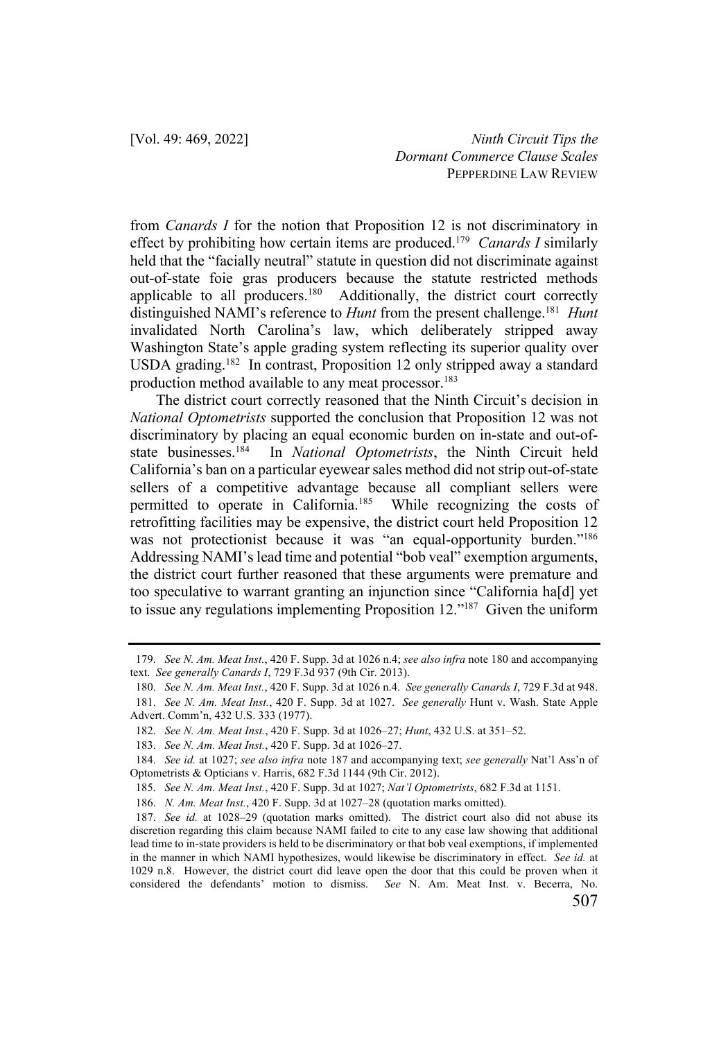from *Canards I* for the notion that Proposition 12 is not discriminatory in effect by prohibiting how certain items are produced.[179] *Canards I* similarly held that the "facially neutral" statute in question did not discriminate against out-of-state foie gras producers because the statute restricted methods applicable to all producers.[180] Additionally, the district court correctly distinguished NAMI's reference to *Hunt* from the present challenge.[181] *Hunt* invalidated North Carolina's law, which deliberately stripped away Washington State's apple grading system reflecting its superior quality over USDA grading.[182] In contrast, Proposition 12 only stripped away a standard production method available to any meat processor.[183]

The district court correctly reasoned that the Ninth Circuit's decision in *National Optometrists* supported the conclusion that Proposition 12 was not discriminatory by placing an equal economic burden on in-state and out-of-state businesses.[184] In *National Optometrists*, the Ninth Circuit held California's ban on a particular eyewear sales method did not strip out-of-state sellers of a competitive advantage because all compliant sellers were permitted to operate in California.[185] While recognizing the costs of retrofitting facilities may be expensive, the district court held Proposition 12 was not protectionist because it was "an equal-opportunity burden."[186] Addressing NAMI's lead time and potential "bob veal" exemption arguments, the district court further reasoned that these arguments were premature and too speculative to warrant granting an injunction since "California ha[d] yet to issue any regulations implementing Proposition 12."[187] Given the uniform

---

179. *See N. Am. Meat Inst.*, 420 F. Supp. 3d at 1026 n.4; *see also infra* note 180 and accompanying text. *See generally Canards I*, 729 F.3d 937 (9th Cir. 2013).

180. *See N. Am. Meat Inst.*, 420 F. Supp. 3d at 1026 n.4. *See generally Canards I*, 729 F.3d at 948.

181. *See N. Am. Meat Inst.*, 420 F. Supp. 3d at 1027. *See generally* Hunt v. Wash. State Apple Advert. Comm'n, 432 U.S. 333 (1977).

182. *See N. Am. Meat Inst.*, 420 F. Supp. 3d at 1026–27; *Hunt*, 432 U.S. at 351–52.

183. *See N. Am. Meat Inst.*, 420 F. Supp. 3d at 1026–27.

184. *See id.* at 1027; *see also infra* note 187 and accompanying text; *see generally* Nat'l Ass'n of Optometrists & Opticians v. Harris, 682 F.3d 1144 (9th Cir. 2012).

185. *See N. Am. Meat Inst.*, 420 F. Supp. 3d at 1027; *Nat'l Optometrists*, 682 F.3d at 1151.

186. *N. Am. Meat Inst.*, 420 F. Supp. 3d at 1027–28 (quotation marks omitted).

187. *See id.* at 1028–29 (quotation marks omitted). The district court also did not abuse its discretion regarding this claim because NAMI failed to cite to any case law showing that additional lead time to in-state providers is held to be discriminatory or that bob veal exemptions, if implemented in the manner in which NAMI hypothesizes, would likewise be discriminatory in effect. *See id.* at 1029 n.8. However, the district court did leave open the door that this could be proven when it considered the defendants' motion to dismiss. *See* N. Am. Meat Inst. v. Becerra, No.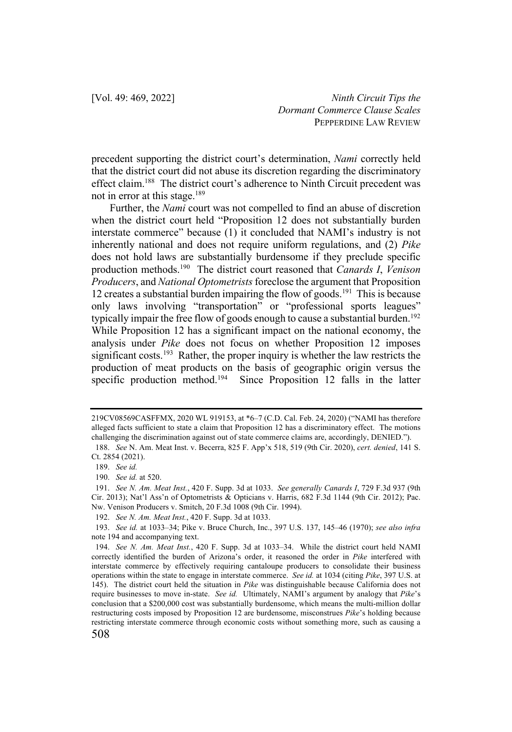precedent supporting the district court's determination, *Nami* correctly held that the district court did not abuse its discretion regarding the discriminatory effect claim.[188] The district court's adherence to Ninth Circuit precedent was not in error at this stage.[189]

Further, the *Nami* court was not compelled to find an abuse of discretion when the district court held "Proposition 12 does not substantially burden interstate commerce" because (1) it concluded that NAMI's industry is not inherently national and does not require uniform regulations, and (2) *Pike* does not hold laws are substantially burdensome if they preclude specific production methods.[190] The district court reasoned that *Canards I*, *Venison Producers*, and *National Optometrists* foreclose the argument that Proposition 12 creates a substantial burden impairing the flow of goods.[191] This is because only laws involving "transportation" or "professional sports leagues" typically impair the free flow of goods enough to cause a substantial burden.[192] While Proposition 12 has a significant impact on the national economy, the analysis under *Pike* does not focus on whether Proposition 12 imposes significant costs.[193] Rather, the proper inquiry is whether the law restricts the production of meat products on the basis of geographic origin versus the specific production method.[194] Since Proposition 12 falls in the latter

---

219CV08569CASFFMX, 2020 WL 919153, at *6–7 (C.D. Cal. Feb. 24, 2020) ("NAMI has therefore alleged facts sufficient to state a claim that Proposition 12 has a discriminatory effect. The motions challenging the discrimination against out of state commerce claims are, accordingly, DENIED.").

188. *See* N. Am. Meat Inst. v. Becerra, 825 F. App'x 518, 519 (9th Cir. 2020), *cert. denied*, 141 S. Ct. 2854 (2021).

189. *See id.*

190. *See id.* at 520.

191. *See N. Am. Meat Inst.*, 420 F. Supp. 3d at 1033. *See generally Canards I*, 729 F.3d 937 (9th Cir. 2013); Nat'l Ass'n of Optometrists & Opticians v. Harris, 682 F.3d 1144 (9th Cir. 2012); Pac. Nw. Venison Producers v. Smitch, 20 F.3d 1008 (9th Cir. 1994).

192. *See N. Am. Meat Inst.*, 420 F. Supp. 3d at 1033.

193. *See id.* at 1033–34; Pike v. Bruce Church, Inc., 397 U.S. 137, 145–46 (1970); *see also infra* note 194 and accompanying text.

194. *See N. Am. Meat Inst.*, 420 F. Supp. 3d at 1033–34. While the district court held NAMI correctly identified the burden of Arizona's order, it reasoned the order in *Pike* interfered with interstate commerce by effectively requiring cantaloupe producers to consolidate their business operations within the state to engage in interstate commerce. *See id.* at 1034 (citing *Pike*, 397 U.S. at 145). The district court held the situation in *Pike* was distinguishable because California does not require businesses to move in-state. *See id.* Ultimately, NAMI's argument by analogy that *Pike*'s conclusion that a $200,000 cost was substantially burdensome, which means the multi-million dollar restructuring costs imposed by Proposition 12 are burdensome, misconstrues *Pike*'s holding because restricting interstate commerce through economic costs without something more, such as causing a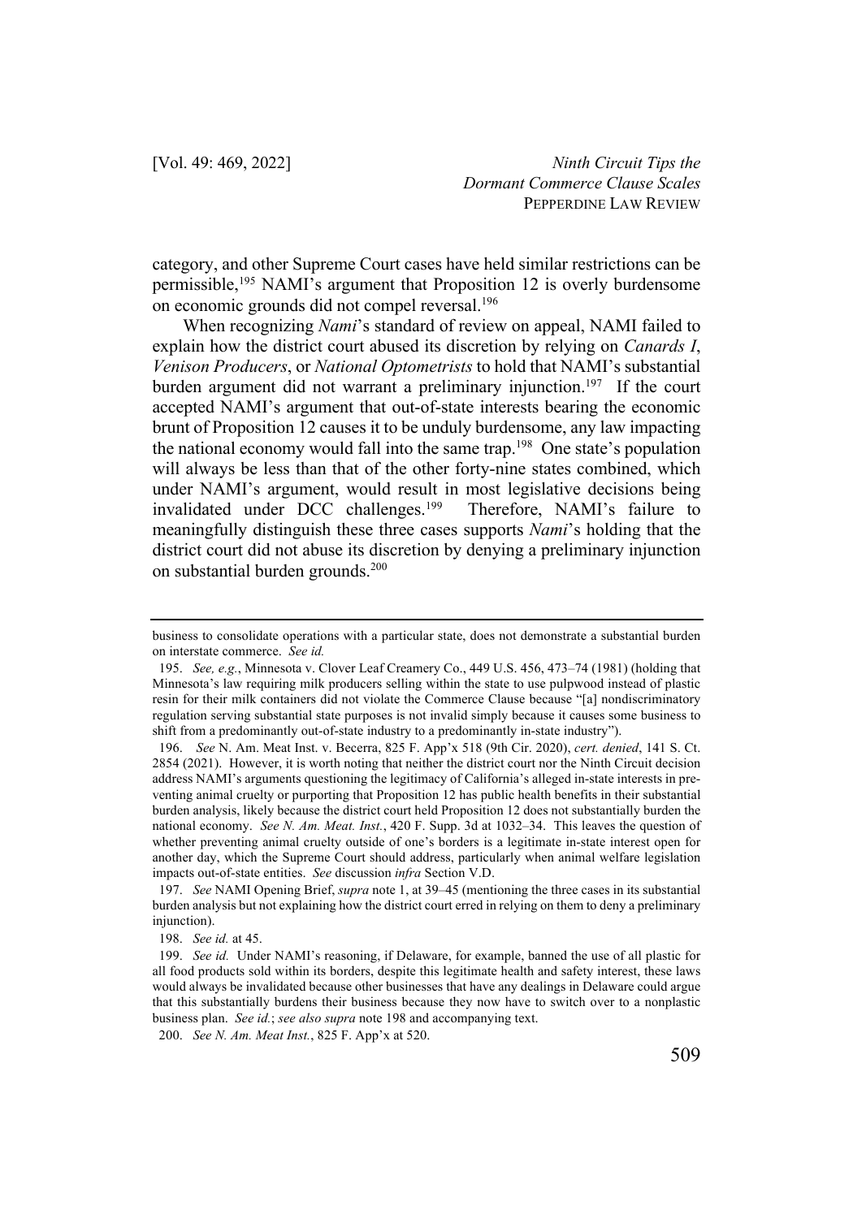category, and other Supreme Court cases have held similar restrictions can be permissible,[195] NAMI's argument that Proposition 12 is overly burdensome on economic grounds did not compel reversal.[196]

When recognizing *Nami*'s standard of review on appeal, NAMI failed to explain how the district court abused its discretion by relying on *Canards I*, *Venison Producers*, or *National Optometrists* to hold that NAMI's substantial burden argument did not warrant a preliminary injunction.[197] If the court accepted NAMI's argument that out-of-state interests bearing the economic brunt of Proposition 12 causes it to be unduly burdensome, any law impacting the national economy would fall into the same trap.[198] One state's population will always be less than that of the other forty-nine states combined, which under NAMI's argument, would result in most legislative decisions being invalidated under DCC challenges.[199] Therefore, NAMI's failure to meaningfully distinguish these three cases supports *Nami*'s holding that the district court did not abuse its discretion by denying a preliminary injunction on substantial burden grounds.[200]

---

business to consolidate operations with a particular state, does not demonstrate a substantial burden on interstate commerce. *See id.*

195. *See, e.g.*, Minnesota v. Clover Leaf Creamery Co., 449 U.S. 456, 473–74 (1981) (holding that Minnesota's law requiring milk producers selling within the state to use pulpwood instead of plastic resin for their milk containers did not violate the Commerce Clause because "[a] nondiscriminatory regulation serving substantial state purposes is not invalid simply because it causes some business to shift from a predominantly out-of-state industry to a predominantly in-state industry").

196. *See* N. Am. Meat Inst. v. Becerra, 825 F. App'x 518 (9th Cir. 2020), *cert. denied*, 141 S. Ct. 2854 (2021). However, it is worth noting that neither the district court nor the Ninth Circuit decision address NAMI's arguments questioning the legitimacy of California's alleged in-state interests in preventing animal cruelty or purporting that Proposition 12 has public health benefits in their substantial burden analysis, likely because the district court held Proposition 12 does not substantially burden the national economy. *See N. Am. Meat. Inst.*, 420 F. Supp. 3d at 1032–34. This leaves the question of whether preventing animal cruelty outside of one's borders is a legitimate in-state interest open for another day, which the Supreme Court should address, particularly when animal welfare legislation impacts out-of-state entities. *See* discussion *infra* Section V.D.

197. *See* NAMI Opening Brief, *supra* note 1, at 39–45 (mentioning the three cases in its substantial burden analysis but not explaining how the district court erred in relying on them to deny a preliminary injunction).

198. *See id.* at 45.

199. *See id.* Under NAMI's reasoning, if Delaware, for example, banned the use of all plastic for all food products sold within its borders, despite this legitimate health and safety interest, these laws would always be invalidated because other businesses that have any dealings in Delaware could argue that this substantially burdens their business because they now have to switch over to a nonplastic business plan. *See id.*; *see also supra* note 198 and accompanying text.

200. *See N. Am. Meat Inst.*, 825 F. App'x at 520.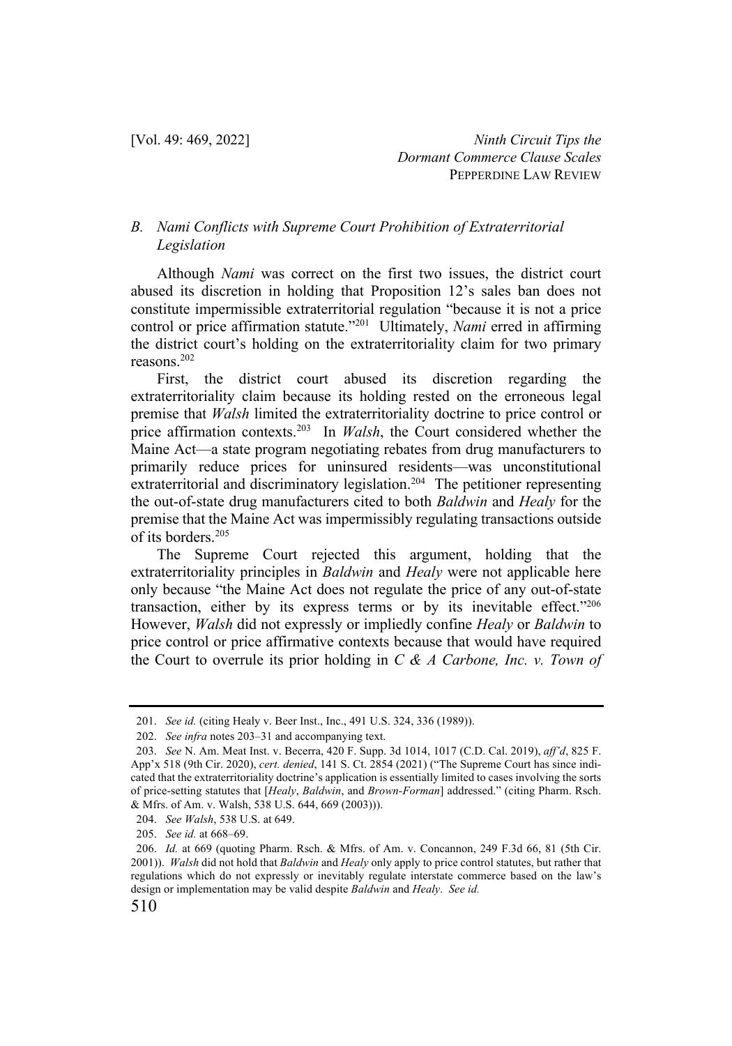### *B. Nami Conflicts with Supreme Court Prohibition of Extraterritorial Legislation*

Although *Nami* was correct on the first two issues, the district court abused its discretion in holding that Proposition 12's sales ban does not constitute impermissible extraterritorial regulation "because it is not a price control or price affirmation statute."[201] Ultimately, *Nami* erred in affirming the district court's holding on the extraterritoriality claim for two primary reasons.[202]

First, the district court abused its discretion regarding the extraterritoriality claim because its holding rested on the erroneous legal premise that *Walsh* limited the extraterritoriality doctrine to price control or price affirmation contexts.[203] In *Walsh*, the Court considered whether the Maine Act—a state program negotiating rebates from drug manufacturers to primarily reduce prices for uninsured residents—was unconstitutional extraterritorial and discriminatory legislation.[204] The petitioner representing the out-of-state drug manufacturers cited to both *Baldwin* and *Healy* for the premise that the Maine Act was impermissibly regulating transactions outside of its borders.[205]

The Supreme Court rejected this argument, holding that the extraterritoriality principles in *Baldwin* and *Healy* were not applicable here only because "the Maine Act does not regulate the price of any out-of-state transaction, either by its express terms or by its inevitable effect."[206] However, *Walsh* did not expressly or impliedly confine *Healy* or *Baldwin* to price control or price affirmative contexts because that would have required the Court to overrule its prior holding in *C & A Carbone, Inc. v. Town of*

---

201. *See id.* (citing Healy v. Beer Inst., Inc., 491 U.S. 324, 336 (1989)).

202. *See infra* notes 203–31 and accompanying text.

203. *See* N. Am. Meat Inst. v. Becerra, 420 F. Supp. 3d 1014, 1017 (C.D. Cal. 2019), *aff'd*, 825 F. App'x 518 (9th Cir. 2020), *cert. denied*, 141 S. Ct. 2854 (2021) ("The Supreme Court has since indicated that the extraterritoriality doctrine's application is essentially limited to cases involving the sorts of price-setting statutes that [*Healy*, *Baldwin*, and *Brown-Forman*] addressed." (citing Pharm. Rsch. & Mfrs. of Am. v. Walsh, 538 U.S. 644, 669 (2003))).

204. *See Walsh*, 538 U.S. at 649.

205. *See id.* at 668–69.

206. *Id.* at 669 (quoting Pharm. Rsch. & Mfrs. of Am. v. Concannon, 249 F.3d 66, 81 (5th Cir. 2001)). *Walsh* did not hold that *Baldwin* and *Healy* only apply to price control statutes, but rather that regulations which do not expressly or inevitably regulate interstate commerce based on the law's design or implementation may be valid despite *Baldwin* and *Healy*. *See id.*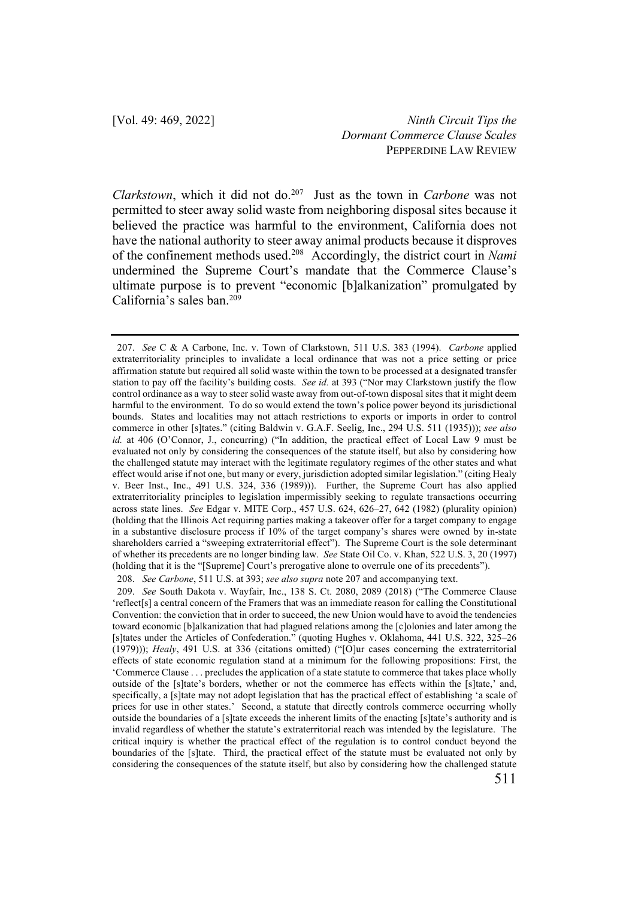*Clarkstown*, which it did not do.[207] Just as the town in *Carbone* was not permitted to steer away solid waste from neighboring disposal sites because it believed the practice was harmful to the environment, California does not have the national authority to steer away animal products because it disproves of the confinement methods used.[208] Accordingly, the district court in *Nami* undermined the Supreme Court's mandate that the Commerce Clause's ultimate purpose is to prevent "economic [b]alkanization" promulgated by California's sales ban.[209]

---

207. *See* C & A Carbone, Inc. v. Town of Clarkstown, 511 U.S. 383 (1994). *Carbone* applied extraterritoriality principles to invalidate a local ordinance that was not a price setting or price affirmation statute but required all solid waste within the town to be processed at a designated transfer station to pay off the facility's building costs. *See id.* at 393 ("Nor may Clarkstown justify the flow control ordinance as a way to steer solid waste away from out-of-town disposal sites that it might deem harmful to the environment. To do so would extend the town's police power beyond its jurisdictional bounds. States and localities may not attach restrictions to exports or imports in order to control commerce in other [s]tates." (citing Baldwin v. G.A.F. Seelig, Inc., 294 U.S. 511 (1935))); *see also id.* at 406 (O'Connor, J., concurring) ("In addition, the practical effect of Local Law 9 must be evaluated not only by considering the consequences of the statute itself, but also by considering how the challenged statute may interact with the legitimate regulatory regimes of the other states and what effect would arise if not one, but many or every, jurisdiction adopted similar legislation." (citing Healy v. Beer Inst., Inc., 491 U.S. 324, 336 (1989))). Further, the Supreme Court has also applied extraterritoriality principles to legislation impermissibly seeking to regulate transactions occurring across state lines. *See* Edgar v. MITE Corp., 457 U.S. 624, 626–27, 642 (1982) (plurality opinion) (holding that the Illinois Act requiring parties making a takeover offer for a target company to engage in a substantive disclosure process if 10% of the target company's shares were owned by in-state shareholders carried a "sweeping extraterritorial effect"). The Supreme Court is the sole determinant of whether its precedents are no longer binding law. *See* State Oil Co. v. Khan, 522 U.S. 3, 20 (1997) (holding that it is the "[Supreme] Court's prerogative alone to overrule one of its precedents").

208. *See Carbone*, 511 U.S. at 393; *see also supra* note 207 and accompanying text.

209. *See* South Dakota v. Wayfair, Inc., 138 S. Ct. 2080, 2089 (2018) ("The Commerce Clause 'reflect[s] a central concern of the Framers that was an immediate reason for calling the Constitutional Convention: the conviction that in order to succeed, the new Union would have to avoid the tendencies toward economic [b]alkanization that had plagued relations among the [c]olonies and later among the [s]tates under the Articles of Confederation." (quoting Hughes v. Oklahoma, 441 U.S. 322, 325–26 (1979))); *Healy*, 491 U.S. at 336 (citations omitted) ("[O]ur cases concerning the extraterritorial effects of state economic regulation stand at a minimum for the following propositions: First, the 'Commerce Clause . . . precludes the application of a state statute to commerce that takes place wholly outside of the [s]tate's borders, whether or not the commerce has effects within the [s]tate,' and, specifically, a [s]tate may not adopt legislation that has the practical effect of establishing 'a scale of prices for use in other states.' Second, a statute that directly controls commerce occurring wholly outside the boundaries of a [s]tate exceeds the inherent limits of the enacting [s]tate's authority and is invalid regardless of whether the statute's extraterritorial reach was intended by the legislature. The critical inquiry is whether the practical effect of the regulation is to control conduct beyond the boundaries of the [s]tate. Third, the practical effect of the statute must be evaluated not only by considering the consequences of the statute itself, but also by considering how the challenged statute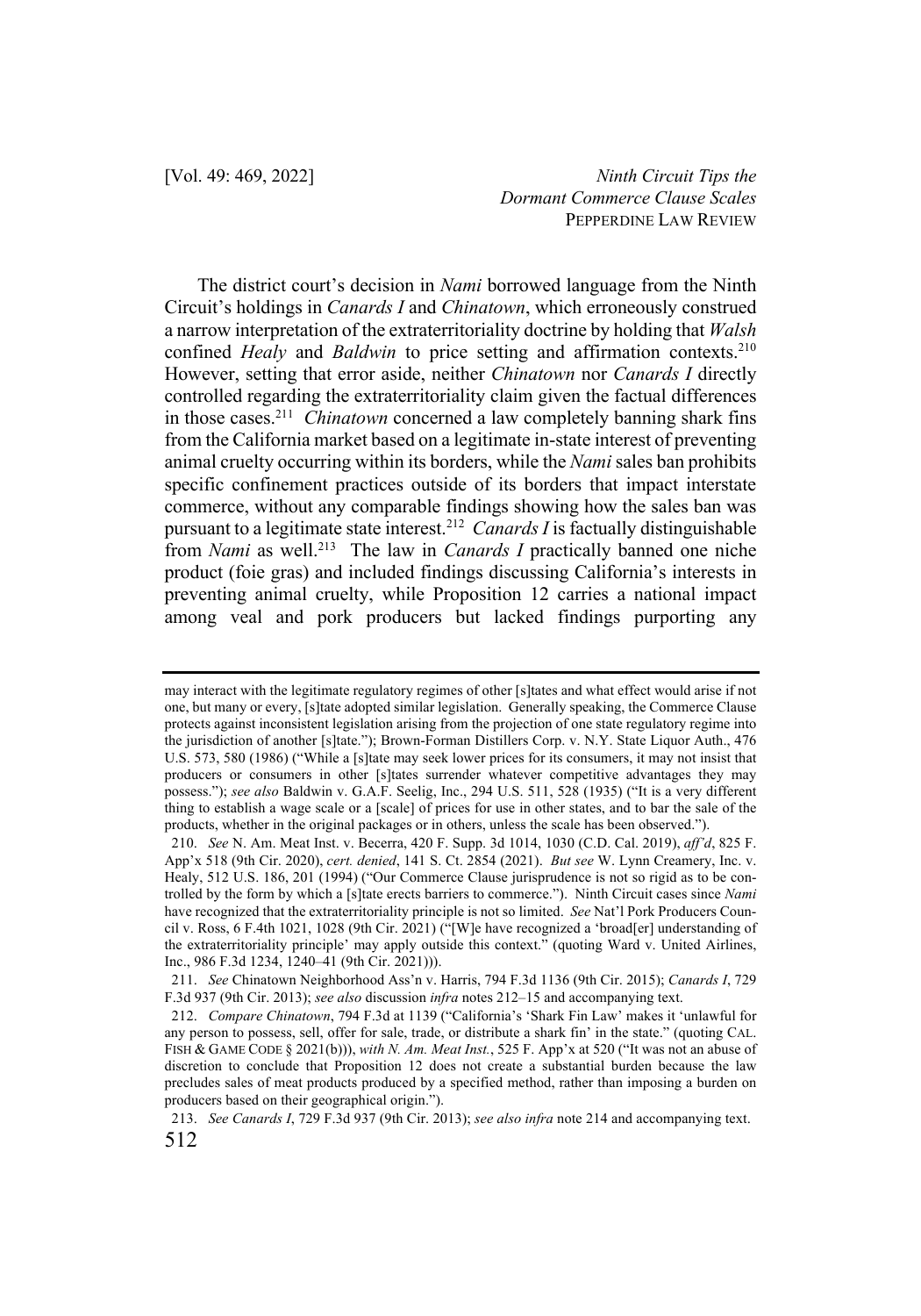The district court's decision in *Nami* borrowed language from the Ninth Circuit's holdings in *Canards I* and *Chinatown*, which erroneously construed a narrow interpretation of the extraterritoriality doctrine by holding that *Walsh* confined *Healy* and *Baldwin* to price setting and affirmation contexts.[210] However, setting that error aside, neither *Chinatown* nor *Canards I* directly controlled regarding the extraterritoriality claim given the factual differences in those cases.[211] *Chinatown* concerned a law completely banning shark fins from the California market based on a legitimate in-state interest of preventing animal cruelty occurring within its borders, while the *Nami* sales ban prohibits specific confinement practices outside of its borders that impact interstate commerce, without any comparable findings showing how the sales ban was pursuant to a legitimate state interest.[212] *Canards I* is factually distinguishable from *Nami* as well.[213] The law in *Canards I* practically banned one niche product (foie gras) and included findings discussing California's interests in preventing animal cruelty, while Proposition 12 carries a national impact among veal and pork producers but lacked findings purporting any

---

may interact with the legitimate regulatory regimes of other [s]tates and what effect would arise if not one, but many or every, [s]tate adopted similar legislation. Generally speaking, the Commerce Clause protects against inconsistent legislation arising from the projection of one state regulatory regime into the jurisdiction of another [s]tate."); Brown-Forman Distillers Corp. v. N.Y. State Liquor Auth., 476 U.S. 573, 580 (1986) ("While a [s]tate may seek lower prices for its consumers, it may not insist that producers or consumers in other [s]tates surrender whatever competitive advantages they may possess."); *see also* Baldwin v. G.A.F. Seelig, Inc., 294 U.S. 511, 528 (1935) ("It is a very different thing to establish a wage scale or a [scale] of prices for use in other states, and to bar the sale of the products, whether in the original packages or in others, unless the scale has been observed.").

210. *See* N. Am. Meat Inst. v. Becerra, 420 F. Supp. 3d 1014, 1030 (C.D. Cal. 2019), *aff'd*, 825 F. App'x 518 (9th Cir. 2020), *cert. denied*, 141 S. Ct. 2854 (2021). *But see* W. Lynn Creamery, Inc. v. Healy, 512 U.S. 186, 201 (1994) ("Our Commerce Clause jurisprudence is not so rigid as to be controlled by the form by which a [s]tate erects barriers to commerce."). Ninth Circuit cases since *Nami* have recognized that the extraterritoriality principle is not so limited. *See* Nat'l Pork Producers Council v. Ross, 6 F.4th 1021, 1028 (9th Cir. 2021) ("[W]e have recognized a 'broad[er] understanding of the extraterritoriality principle' may apply outside this context." (quoting Ward v. United Airlines, Inc., 986 F.3d 1234, 1240–41 (9th Cir. 2021))).

211. *See* Chinatown Neighborhood Ass'n v. Harris, 794 F.3d 1136 (9th Cir. 2015); *Canards I*, 729 F.3d 937 (9th Cir. 2013); *see also* discussion *infra* notes 212–15 and accompanying text.

212. *Compare Chinatown*, 794 F.3d at 1139 ("California's 'Shark Fin Law' makes it 'unlawful for any person to possess, sell, offer for sale, trade, or distribute a shark fin' in the state." (quoting CAL. FISH & GAME CODE § 2021(b))), *with N. Am. Meat Inst.*, 525 F. App'x at 520 ("It was not an abuse of discretion to conclude that Proposition 12 does not create a substantial burden because the law precludes sales of meat products produced by a specified method, rather than imposing a burden on producers based on their geographical origin.").

213. *See Canards I*, 729 F.3d 937 (9th Cir. 2013); *see also infra* note 214 and accompanying text.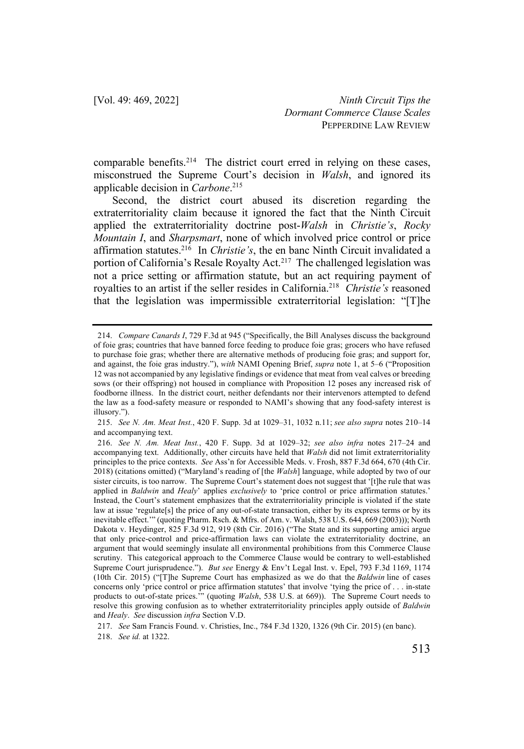comparable benefits.[214] The district court erred in relying on these cases, misconstrued the Supreme Court's decision in *Walsh*, and ignored its applicable decision in *Carbone*.[215]

Second, the district court abused its discretion regarding the extraterritoriality claim because it ignored the fact that the Ninth Circuit applied the extraterritoriality doctrine post-*Walsh* in *Christie's*, *Rocky Mountain I*, and *Sharpsmart*, none of which involved price control or price affirmation statutes.[216] In *Christie's*, the en banc Ninth Circuit invalidated a portion of California's Resale Royalty Act.[217] The challenged legislation was not a price setting or affirmation statute, but an act requiring payment of royalties to an artist if the seller resides in California.[218] *Christie's* reasoned that the legislation was impermissible extraterritorial legislation: "[T]he

---

214. *Compare Canards I*, 729 F.3d at 945 ("Specifically, the Bill Analyses discuss the background of foie gras; countries that have banned force feeding to produce foie gras; grocers who have refused to purchase foie gras; whether there are alternative methods of producing foie gras; and support for, and against, the foie gras industry."), *with* NAMI Opening Brief, *supra* note 1, at 5–6 ("Proposition 12 was not accompanied by any legislative findings or evidence that meat from veal calves or breeding sows (or their offspring) not housed in compliance with Proposition 12 poses any increased risk of foodborne illness. In the district court, neither defendants nor their intervenors attempted to defend the law as a food-safety measure or responded to NAMI's showing that any food-safety interest is illusory.").

215. *See N. Am. Meat Inst.*, 420 F. Supp. 3d at 1029–31, 1032 n.11; *see also supra* notes 210–14 and accompanying text.

216. *See N. Am. Meat Inst.*, 420 F. Supp. 3d at 1029–32; *see also infra* notes 217–24 and accompanying text. Additionally, other circuits have held that *Walsh* did not limit extraterritoriality principles to the price contexts. *See* Ass'n for Accessible Meds. v. Frosh, 887 F.3d 664, 670 (4th Cir. 2018) (citations omitted) ("Maryland's reading of [the *Walsh*] language, while adopted by two of our sister circuits, is too narrow. The Supreme Court's statement does not suggest that '[t]he rule that was applied in *Baldwin* and *Healy*' applies *exclusively* to 'price control or price affirmation statutes.' Instead, the Court's statement emphasizes that the extraterritoriality principle is violated if the state law at issue 'regulate[s] the price of any out-of-state transaction, either by its express terms or by its inevitable effect.'" (quoting Pharm. Rsch. & Mfrs. of Am. v. Walsh, 538 U.S. 644, 669 (2003))); North Dakota v. Heydinger, 825 F.3d 912, 919 (8th Cir. 2016) ("The State and its supporting amici argue that only price-control and price-affirmation laws can violate the extraterritoriality doctrine, an argument that would seemingly insulate all environmental prohibitions from this Commerce Clause scrutiny. This categorical approach to the Commerce Clause would be contrary to well-established Supreme Court jurisprudence."). *But see* Energy & Env't Legal Inst. v. Epel, 793 F.3d 1169, 1174 (10th Cir. 2015) ("[T]he Supreme Court has emphasized as we do that the *Baldwin* line of cases concerns only 'price control or price affirmation statutes' that involve 'tying the price of . . . in-state products to out-of-state prices.'" (quoting *Walsh*, 538 U.S. at 669)). The Supreme Court needs to resolve this growing confusion as to whether extraterritoriality principles apply outside of *Baldwin* and *Healy*. *See* discussion *infra* Section V.D.

217. *See* Sam Francis Found. v. Christies, Inc., 784 F.3d 1320, 1326 (9th Cir. 2015) (en banc).

218. *See id.* at 1322.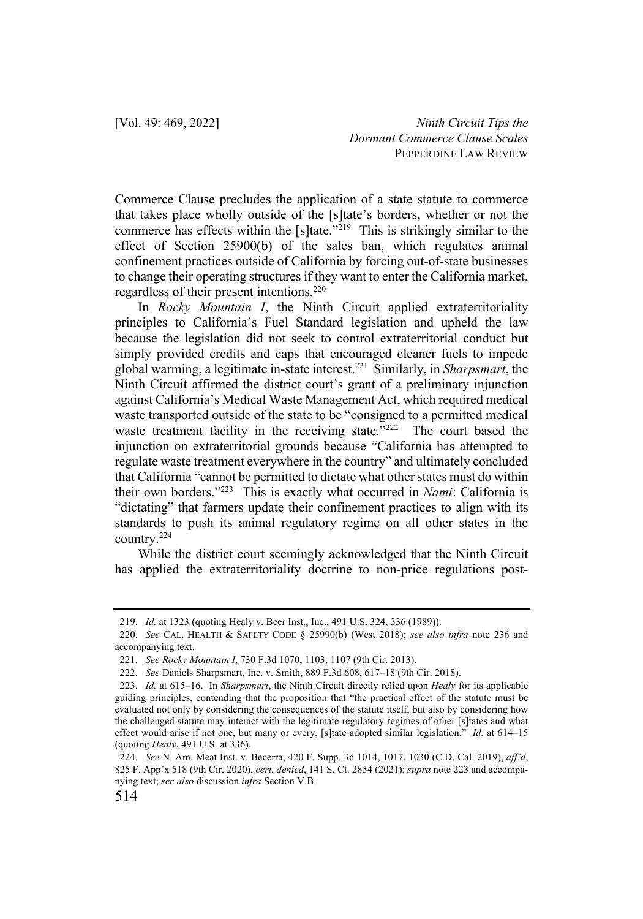Commerce Clause precludes the application of a state statute to commerce that takes place wholly outside of the [s]tate's borders, whether or not the commerce has effects within the [s]tate."[219] This is strikingly similar to the effect of Section 25900(b) of the sales ban, which regulates animal confinement practices outside of California by forcing out-of-state businesses to change their operating structures if they want to enter the California market, regardless of their present intentions.[220]

In *Rocky Mountain I*, the Ninth Circuit applied extraterritoriality principles to California's Fuel Standard legislation and upheld the law because the legislation did not seek to control extraterritorial conduct but simply provided credits and caps that encouraged cleaner fuels to impede global warming, a legitimate in-state interest.[221] Similarly, in *Sharpsmart*, the Ninth Circuit affirmed the district court's grant of a preliminary injunction against California's Medical Waste Management Act, which required medical waste transported outside of the state to be "consigned to a permitted medical waste treatment facility in the receiving state."[222] The court based the injunction on extraterritorial grounds because "California has attempted to regulate waste treatment everywhere in the country" and ultimately concluded that California "cannot be permitted to dictate what other states must do within their own borders."[223] This is exactly what occurred in *Nami*: California is "dictating" that farmers update their confinement practices to align with its standards to push its animal regulatory regime on all other states in the country.[224]

While the district court seemingly acknowledged that the Ninth Circuit has applied the extraterritoriality doctrine to non-price regulations post-

---

219. *Id.* at 1323 (quoting Healy v. Beer Inst., Inc., 491 U.S. 324, 336 (1989)).

220. *See* CAL. HEALTH & SAFETY CODE § 25990(b) (West 2018); *see also infra* note 236 and accompanying text.

221. *See Rocky Mountain I*, 730 F.3d 1070, 1103, 1107 (9th Cir. 2013).

222. *See* Daniels Sharpsmart, Inc. v. Smith, 889 F.3d 608, 617–18 (9th Cir. 2018).

223. *Id.* at 615–16. In *Sharpsmart*, the Ninth Circuit directly relied upon *Healy* for its applicable guiding principles, contending that the proposition that "the practical effect of the statute must be evaluated not only by considering the consequences of the statute itself, but also by considering how the challenged statute may interact with the legitimate regulatory regimes of other [s]tates and what effect would arise if not one, but many or every, [s]tate adopted similar legislation." *Id.* at 614–15 (quoting *Healy*, 491 U.S. at 336).

224. *See* N. Am. Meat Inst. v. Becerra, 420 F. Supp. 3d 1014, 1017, 1030 (C.D. Cal. 2019), *aff'd*, 825 F. App'x 518 (9th Cir. 2020), *cert. denied*, 141 S. Ct. 2854 (2021); *supra* note 223 and accompanying text; *see also* discussion *infra* Section V.B.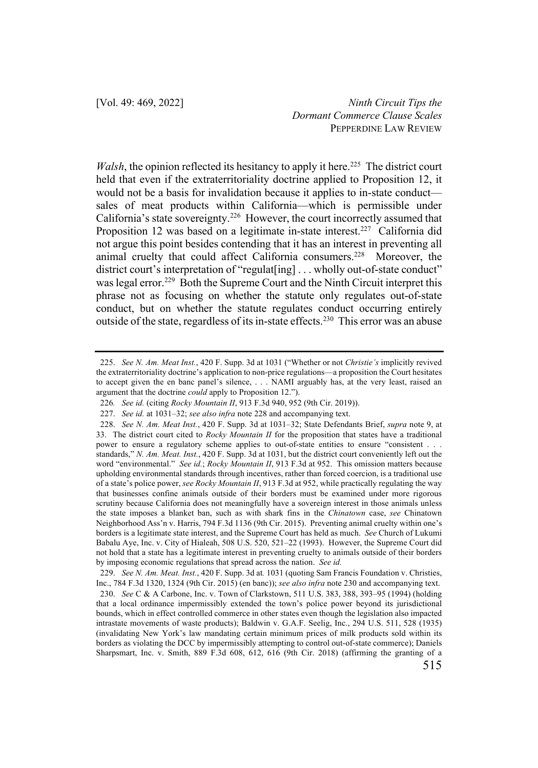*Walsh*, the opinion reflected its hesitancy to apply it here.[225] The district court held that even if the extraterritoriality doctrine applied to Proposition 12, it would not be a basis for invalidation because it applies to in-state conduct—sales of meat products within California—which is permissible under California's state sovereignty.[226] However, the court incorrectly assumed that Proposition 12 was based on a legitimate in-state interest.[227] California did not argue this point besides contending that it has an interest in preventing all animal cruelty that could affect California consumers.[228] Moreover, the district court's interpretation of "regulat[ing] . . . wholly out-of-state conduct" was legal error.[229] Both the Supreme Court and the Ninth Circuit interpret this phrase not as focusing on whether the statute only regulates out-of-state conduct, but on whether the statute regulates conduct occurring entirely outside of the state, regardless of its in-state effects.[230] This error was an abuse

---

225. *See N. Am. Meat Inst.*, 420 F. Supp. 3d at 1031 ("Whether or not *Christie's* implicitly revived the extraterritoriality doctrine's application to non-price regulations—a proposition the Court hesitates to accept given the en banc panel's silence, . . . NAMI arguably has, at the very least, raised an argument that the doctrine *could* apply to Proposition 12.").

226. *See id.* (citing *Rocky Mountain II*, 913 F.3d 940, 952 (9th Cir. 2019)).

227. *See id.* at 1031–32; *see also infra* note 228 and accompanying text.

228. *See N. Am. Meat Inst.*, 420 F. Supp. 3d at 1031–32; State Defendants Brief, *supra* note 9, at 33. The district court cited to *Rocky Mountain II* for the proposition that states have a traditional power to ensure a regulatory scheme applies to out-of-state entities to ensure "consistent . . . standards," *N. Am. Meat. Inst.*, 420 F. Supp. 3d at 1031, but the district court conveniently left out the word "environmental." *See id.*; *Rocky Mountain II*, 913 F.3d at 952. This omission matters because upholding environmental standards through incentives, rather than forced coercion, is a traditional use of a state's police power, *see Rocky Mountain II*, 913 F.3d at 952, while practically regulating the way that businesses confine animals outside of their borders must be examined under more rigorous scrutiny because California does not meaningfully have a sovereign interest in those animals unless the state imposes a blanket ban, such as with shark fins in the *Chinatown* case, *see* Chinatown Neighborhood Ass'n v. Harris, 794 F.3d 1136 (9th Cir. 2015). Preventing animal cruelty within one's borders is a legitimate state interest, and the Supreme Court has held as much. *See* Church of Lukumi Babalu Aye, Inc. v. City of Hialeah, 508 U.S. 520, 521–22 (1993). However, the Supreme Court did not hold that a state has a legitimate interest in preventing cruelty to animals outside of their borders by imposing economic regulations that spread across the nation. *See id.*

229. *See N. Am. Meat. Inst.*, 420 F. Supp. 3d at 1031 (quoting Sam Francis Foundation v. Christies, Inc., 784 F.3d 1320, 1324 (9th Cir. 2015) (en banc)); *see also infra* note 230 and accompanying text.

230. *See* C & A Carbone, Inc. v. Town of Clarkstown, 511 U.S. 383, 388, 393–95 (1994) (holding that a local ordinance impermissibly extended the town's police power beyond its jurisdictional bounds, which in effect controlled commerce in other states even though the legislation also impacted intrastate movements of waste products); Baldwin v. G.A.F. Seelig, Inc., 294 U.S. 511, 528 (1935) (invalidating New York's law mandating certain minimum prices of milk products sold within its borders as violating the DCC by impermissibly attempting to control out-of-state commerce); Daniels Sharpsmart, Inc. v. Smith, 889 F.3d 608, 612, 616 (9th Cir. 2018) (affirming the granting of a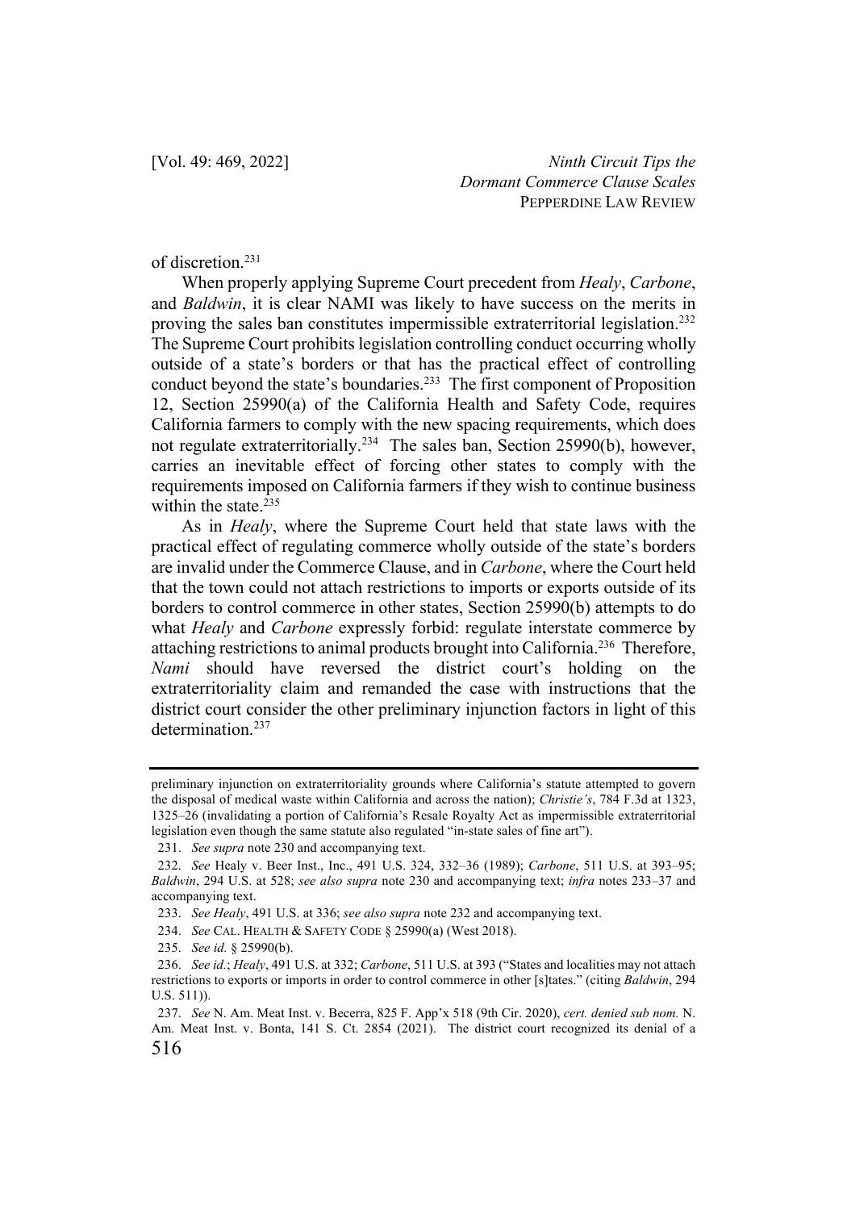of discretion.[231]

When properly applying Supreme Court precedent from *Healy*, *Carbone*, and *Baldwin*, it is clear NAMI was likely to have success on the merits in proving the sales ban constitutes impermissible extraterritorial legislation.[232] The Supreme Court prohibits legislation controlling conduct occurring wholly outside of a state's borders or that has the practical effect of controlling conduct beyond the state's boundaries.[233] The first component of Proposition 12, Section 25990(a) of the California Health and Safety Code, requires California farmers to comply with the new spacing requirements, which does not regulate extraterritorially.[234] The sales ban, Section 25990(b), however, carries an inevitable effect of forcing other states to comply with the requirements imposed on California farmers if they wish to continue business within the state.[235]

As in *Healy*, where the Supreme Court held that state laws with the practical effect of regulating commerce wholly outside of the state's borders are invalid under the Commerce Clause, and in *Carbone*, where the Court held that the town could not attach restrictions to imports or exports outside of its borders to control commerce in other states, Section 25990(b) attempts to do what *Healy* and *Carbone* expressly forbid: regulate interstate commerce by attaching restrictions to animal products brought into California.[236] Therefore, *Nami* should have reversed the district court's holding on the extraterritoriality claim and remanded the case with instructions that the district court consider the other preliminary injunction factors in light of this determination.[237]

---

preliminary injunction on extraterritoriality grounds where California's statute attempted to govern the disposal of medical waste within California and across the nation); *Christie's*, 784 F.3d at 1323, 1325–26 (invalidating a portion of California's Resale Royalty Act as impermissible extraterritorial legislation even though the same statute also regulated "in-state sales of fine art").

231. *See supra* note 230 and accompanying text.

232. *See* Healy v. Beer Inst., Inc., 491 U.S. 324, 332–36 (1989); *Carbone*, 511 U.S. at 393–95; *Baldwin*, 294 U.S. at 528; *see also supra* note 230 and accompanying text; *infra* notes 233–37 and accompanying text.

233. *See Healy*, 491 U.S. at 336; *see also supra* note 232 and accompanying text.

234. *See* CAL. HEALTH & SAFETY CODE § 25990(a) (West 2018).

235. *See id.* § 25990(b).

236. *See id.*; *Healy*, 491 U.S. at 332; *Carbone*, 511 U.S. at 393 ("States and localities may not attach restrictions to exports or imports in order to control commerce in other [s]tates." (citing *Baldwin*, 294 U.S. 511)).

237. *See* N. Am. Meat Inst. v. Becerra, 825 F. App'x 518 (9th Cir. 2020), *cert. denied sub nom.* N. Am. Meat Inst. v. Bonta, 141 S. Ct. 2854 (2021). The district court recognized its denial of a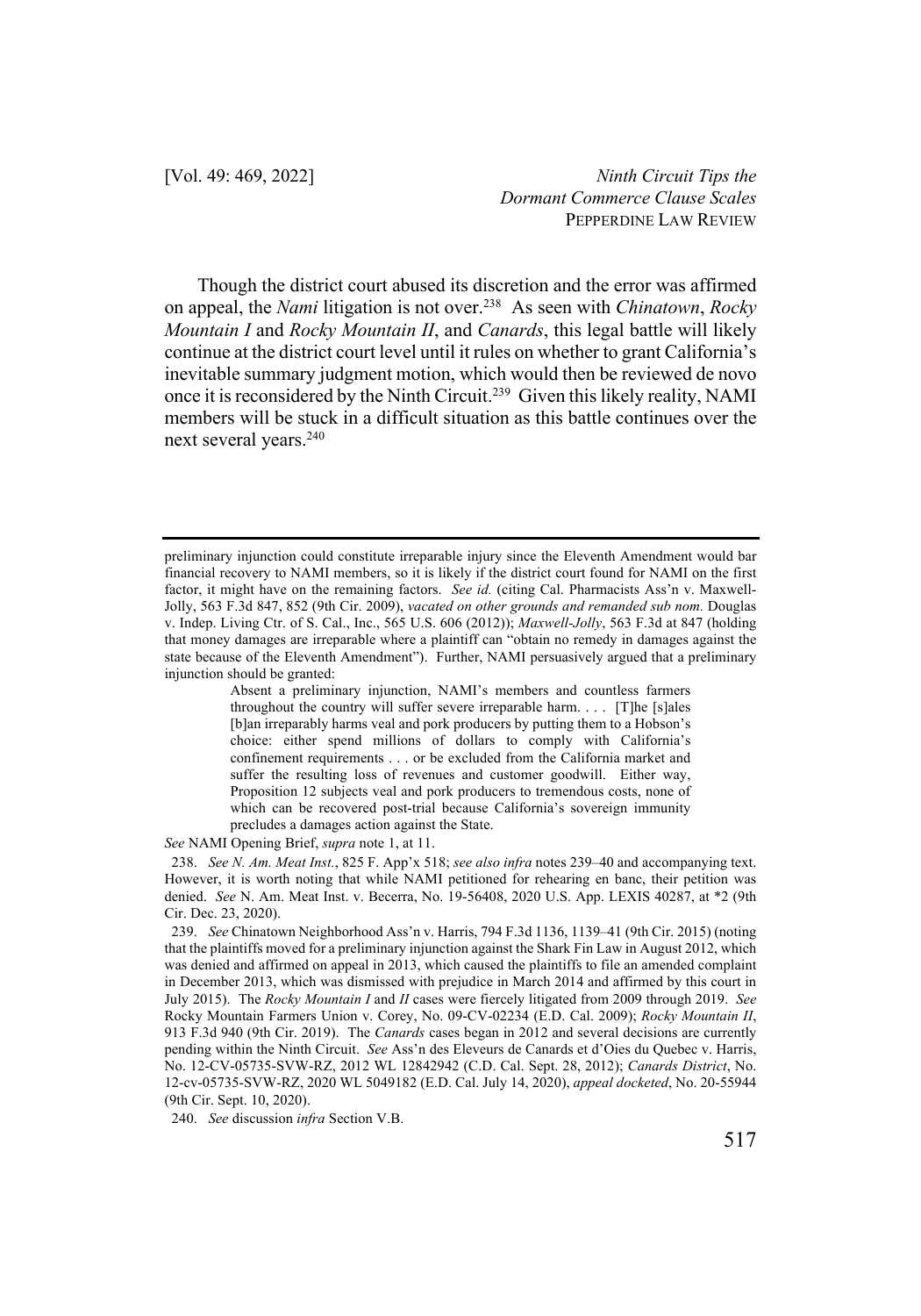Though the district court abused its discretion and the error was affirmed on appeal, the *Nami* litigation is not over.[238] As seen with *Chinatown*, *Rocky Mountain I* and *Rocky Mountain II*, and *Canards*, this legal battle will likely continue at the district court level until it rules on whether to grant California's inevitable summary judgment motion, which would then be reviewed de novo once it is reconsidered by the Ninth Circuit.[239] Given this likely reality, NAMI members will be stuck in a difficult situation as this battle continues over the next several years.[240]

---

preliminary injunction could constitute irreparable injury since the Eleventh Amendment would bar financial recovery to NAMI members, so it is likely if the district court found for NAMI on the first factor, it might have on the remaining factors. *See id.* (citing Cal. Pharmacists Ass'n v. Maxwell-Jolly, 563 F.3d 847, 852 (9th Cir. 2009), *vacated on other grounds and remanded sub nom.* Douglas v. Indep. Living Ctr. of S. Cal., Inc., 565 U.S. 606 (2012)); *Maxwell-Jolly*, 563 F.3d at 847 (holding that money damages are irreparable where a plaintiff can "obtain no remedy in damages against the state because of the Eleventh Amendment"). Further, NAMI persuasively argued that a preliminary injunction should be granted:

> Absent a preliminary injunction, NAMI's members and countless farmers throughout the country will suffer severe irreparable harm. . . . [T]he [s]ales [b]an irreparably harms veal and pork producers by putting them to a Hobson's choice: either spend millions of dollars to comply with California's confinement requirements . . . or be excluded from the California market and suffer the resulting loss of revenues and customer goodwill. Either way, Proposition 12 subjects veal and pork producers to tremendous costs, none of which can be recovered post-trial because California's sovereign immunity precludes a damages action against the State.

*See* NAMI Opening Brief, *supra* note 1, at 11.

238. *See N. Am. Meat Inst.*, 825 F. App'x 518; *see also infra* notes 239–40 and accompanying text. However, it is worth noting that while NAMI petitioned for rehearing en banc, their petition was denied. *See* N. Am. Meat Inst. v. Becerra, No. 19-56408, 2020 U.S. App. LEXIS 40287, at *2 (9th Cir. Dec. 23, 2020).

239. *See* Chinatown Neighborhood Ass'n v. Harris, 794 F.3d 1136, 1139–41 (9th Cir. 2015) (noting that the plaintiffs moved for a preliminary injunction against the Shark Fin Law in August 2012, which was denied and affirmed on appeal in 2013, which caused the plaintiffs to file an amended complaint in December 2013, which was dismissed with prejudice in March 2014 and affirmed by this court in July 2015). The *Rocky Mountain I* and *II* cases were fiercely litigated from 2009 through 2019. *See* Rocky Mountain Farmers Union v. Corey, No. 09-CV-02234 (E.D. Cal. 2009); *Rocky Mountain II*, 913 F.3d 940 (9th Cir. 2019). The *Canards* cases began in 2012 and several decisions are currently pending within the Ninth Circuit. *See* Ass'n des Eleveurs de Canards et d'Oies du Quebec v. Harris, No. 12-CV-05735-SVW-RZ, 2012 WL 12842942 (C.D. Cal. Sept. 28, 2012); *Canards District*, No. 12-cv-05735-SVW-RZ, 2020 WL 5049182 (E.D. Cal. July 14, 2020), *appeal docketed*, No. 20-55944 (9th Cir. Sept. 10, 2020).

240. *See* discussion *infra* Section V.B.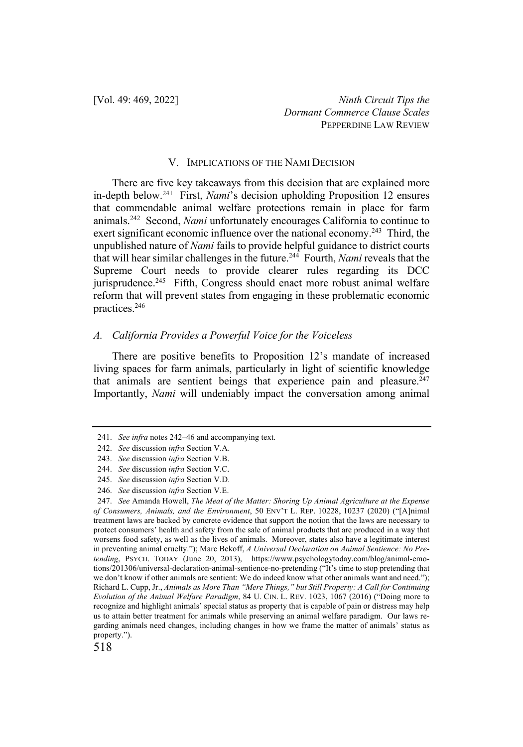## V. Implications of the Nami Decision

There are five key takeaways from this decision that are explained more in-depth below.[241] First, *Nami*'s decision upholding Proposition 12 ensures that commendable animal welfare protections remain in place for farm animals.[242] Second, *Nami* unfortunately encourages California to continue to exert significant economic influence over the national economy.[243] Third, the unpublished nature of *Nami* fails to provide helpful guidance to district courts that will hear similar challenges in the future.[244] Fourth, *Nami* reveals that the Supreme Court needs to provide clearer rules regarding its DCC jurisprudence.[245] Fifth, Congress should enact more robust animal welfare reform that will prevent states from engaging in these problematic economic practices.[246]

### *A. California Provides a Powerful Voice for the Voiceless*

There are positive benefits to Proposition 12's mandate of increased living spaces for farm animals, particularly in light of scientific knowledge that animals are sentient beings that experience pain and pleasure.[247] Importantly, *Nami* will undeniably impact the conversation among animal

---

241. *See infra* notes 242–46 and accompanying text.

242. *See* discussion *infra* Section V.A.

243. *See* discussion *infra* Section V.B.

244. *See* discussion *infra* Section V.C.

245. *See* discussion *infra* Section V.D.

246. *See* discussion *infra* Section V.E.

247. *See* Amanda Howell, *The Meat of the Matter: Shoring Up Animal Agriculture at the Expense of Consumers, Animals, and the Environment*, 50 ENV'T L. REP. 10228, 10237 (2020) ("[A]nimal treatment laws are backed by concrete evidence that support the notion that the laws are necessary to protect consumers' health and safety from the sale of animal products that are produced in a way that worsens food safety, as well as the lives of animals. Moreover, states also have a legitimate interest in preventing animal cruelty."); Marc Bekoff, *A Universal Declaration on Animal Sentience: No Pretending*, PSYCH. TODAY (June 20, 2013), https://www.psychologytoday.com/blog/animal-emotions/201306/universal-declaration-animal-sentience-no-pretending ("It's time to stop pretending that we don't know if other animals are sentient: We do indeed know what other animals want and need."); Richard L. Cupp, Jr., *Animals as More Than "Mere Things," but Still Property: A Call for Continuing Evolution of the Animal Welfare Paradigm*, 84 U. CIN. L. REV. 1023, 1067 (2016) ("Doing more to recognize and highlight animals' special status as property that is capable of pain or distress may help us to attain better treatment for animals while preserving an animal welfare paradigm. Our laws regarding animals need changes, including changes in how we frame the matter of animals' status as property.").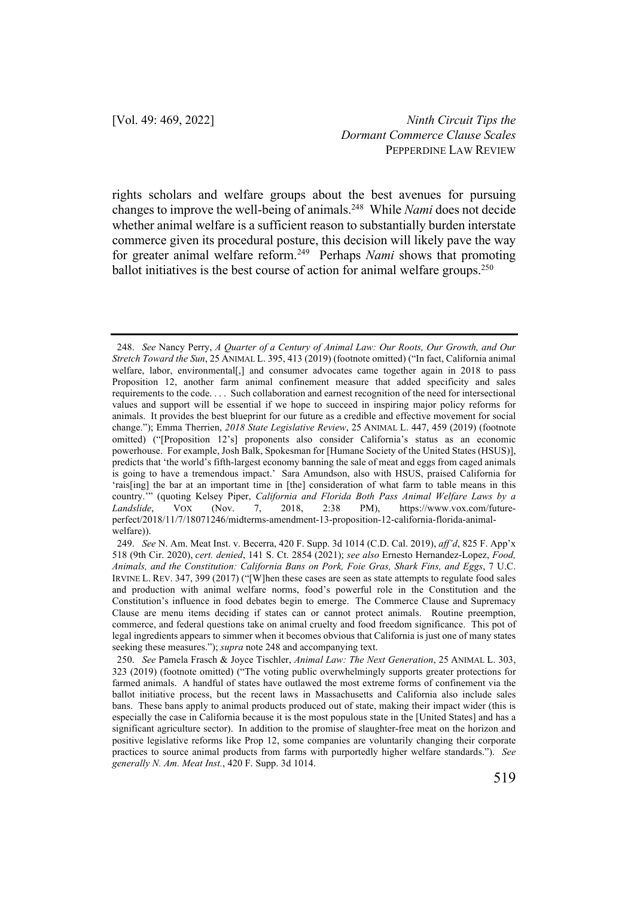rights scholars and welfare groups about the best avenues for pursuing changes to improve the well-being of animals.[248] While *Nami* does not decide whether animal welfare is a sufficient reason to substantially burden interstate commerce given its procedural posture, this decision will likely pave the way for greater animal welfare reform.[249] Perhaps *Nami* shows that promoting ballot initiatives is the best course of action for animal welfare groups.[250]

---

248. *See* Nancy Perry, *A Quarter of a Century of Animal Law: Our Roots, Our Growth, and Our Stretch Toward the Sun*, 25 ANIMAL L. 395, 413 (2019) (footnote omitted) ("In fact, California animal welfare, labor, environmental[,] and consumer advocates came together again in 2018 to pass Proposition 12, another farm animal confinement measure that added specificity and sales requirements to the code. . . . Such collaboration and earnest recognition of the need for intersectional values and support will be essential if we hope to succeed in inspiring major policy reforms for animals. It provides the best blueprint for our future as a credible and effective movement for social change."); Emma Therrien, *2018 State Legislative Review*, 25 ANIMAL L. 447, 459 (2019) (footnote omitted) ("[Proposition 12's] proponents also consider California's status as an economic powerhouse. For example, Josh Balk, Spokesman for [Humane Society of the United States (HSUS)], predicts that 'the world's fifth-largest economy banning the sale of meat and eggs from caged animals is going to have a tremendous impact.' Sara Amundson, also with HSUS, praised California for 'rais[ing] the bar at an important time in [the] consideration of what farm to table means in this country.'" (quoting Kelsey Piper, *California and Florida Both Pass Animal Welfare Laws by a Landslide*, VOX (Nov. 7, 2018, 2:38 PM), https://www.vox.com/future-perfect/2018/11/7/18071246/midterms-amendment-13-proposition-12-california-florida-animal-welfare)).

249. *See* N. Am. Meat Inst. v. Becerra, 420 F. Supp. 3d 1014 (C.D. Cal. 2019), *aff'd*, 825 F. App'x 518 (9th Cir. 2020), *cert. denied*, 141 S. Ct. 2854 (2021); *see also* Ernesto Hernandez-Lopez, *Food, Animals, and the Constitution: California Bans on Pork, Foie Gras, Shark Fins, and Eggs*, 7 U.C. IRVINE L. REV. 347, 399 (2017) ("[W]hen these cases are seen as state attempts to regulate food sales and production with animal welfare norms, food's powerful role in the Constitution and the Constitution's influence in food debates begin to emerge. The Commerce Clause and Supremacy Clause are menu items deciding if states can or cannot protect animals. Routine preemption, commerce, and federal questions take on animal cruelty and food freedom significance. This pot of legal ingredients appears to simmer when it becomes obvious that California is just one of many states seeking these measures."); *supra* note 248 and accompanying text.

250. *See* Pamela Frasch & Joyce Tischler, *Animal Law: The Next Generation*, 25 ANIMAL L. 303, 323 (2019) (footnote omitted) ("The voting public overwhelmingly supports greater protections for farmed animals. A handful of states have outlawed the most extreme forms of confinement via the ballot initiative process, but the recent laws in Massachusetts and California also include sales bans. These bans apply to animal products produced out of state, making their impact wider (this is especially the case in California because it is the most populous state in the [United States] and has a significant agriculture sector). In addition to the promise of slaughter-free meat on the horizon and positive legislative reforms like Prop 12, some companies are voluntarily changing their corporate practices to source animal products from farms with purportedly higher welfare standards."). *See generally N. Am. Meat Inst.*, 420 F. Supp. 3d 1014.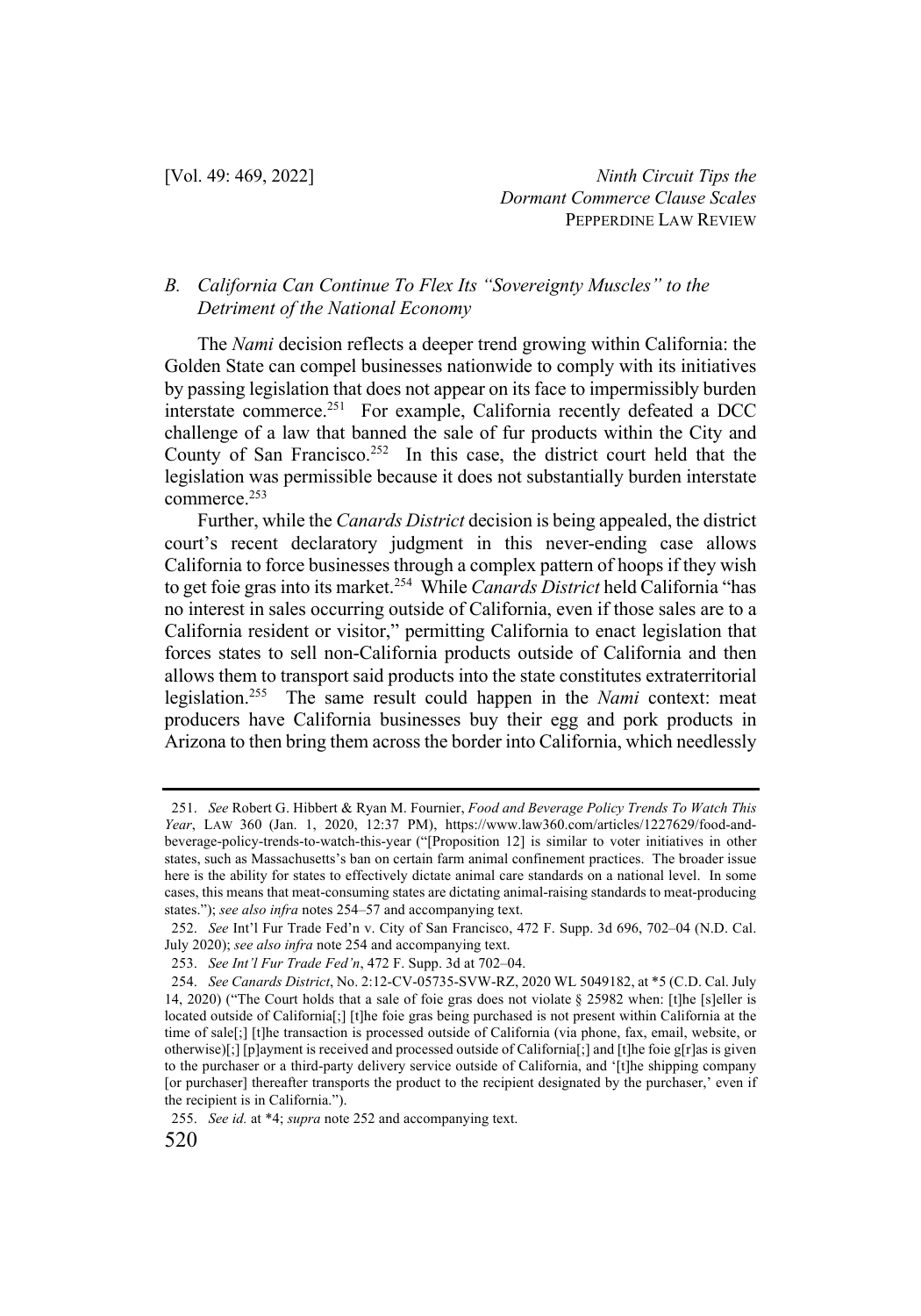### *B. California Can Continue To Flex Its "Sovereignty Muscles" to the Detriment of the National Economy*

The *Nami* decision reflects a deeper trend growing within California: the Golden State can compel businesses nationwide to comply with its initiatives by passing legislation that does not appear on its face to impermissibly burden interstate commerce.[251] For example, California recently defeated a DCC challenge of a law that banned the sale of fur products within the City and County of San Francisco.[252] In this case, the district court held that the legislation was permissible because it does not substantially burden interstate commerce.[253]

Further, while the *Canards District* decision is being appealed, the district court's recent declaratory judgment in this never-ending case allows California to force businesses through a complex pattern of hoops if they wish to get foie gras into its market.[254] While *Canards District* held California "has no interest in sales occurring outside of California, even if those sales are to a California resident or visitor," permitting California to enact legislation that forces states to sell non-California products outside of California and then allows them to transport said products into the state constitutes extraterritorial legislation.[255] The same result could happen in the *Nami* context: meat producers have California businesses buy their egg and pork products in Arizona to then bring them across the border into California, which needlessly

---

251. *See* Robert G. Hibbert & Ryan M. Fournier, *Food and Beverage Policy Trends To Watch This Year*, LAW 360 (Jan. 1, 2020, 12:37 PM), https://www.law360.com/articles/1227629/food-and-beverage-policy-trends-to-watch-this-year ("[Proposition 12] is similar to voter initiatives in other states, such as Massachusetts's ban on certain farm animal confinement practices. The broader issue here is the ability for states to effectively dictate animal care standards on a national level. In some cases, this means that meat-consuming states are dictating animal-raising standards to meat-producing states."); *see also infra* notes 254–57 and accompanying text.

252. *See* Int'l Fur Trade Fed'n v. City of San Francisco, 472 F. Supp. 3d 696, 702–04 (N.D. Cal. July 2020); *see also infra* note 254 and accompanying text.

253. *See Int'l Fur Trade Fed'n*, 472 F. Supp. 3d at 702–04.

254. *See Canards District*, No. 2:12-CV-05735-SVW-RZ, 2020 WL 5049182, at *5 (C.D. Cal. July 14, 2020) ("The Court holds that a sale of foie gras does not violate § 25982 when: [t]he [s]eller is located outside of California[;] [t]he foie gras being purchased is not present within California at the time of sale[;] [t]he transaction is processed outside of California (via phone, fax, email, website, or otherwise)[;] [p]ayment is received and processed outside of California[;] and [t]he foie g[r]as is given to the purchaser or a third-party delivery service outside of California, and '[t]he shipping company [or purchaser] thereafter transports the product to the recipient designated by the purchaser,' even if the recipient is in California.").

255. *See id.* at *4; *supra* note 252 and accompanying text.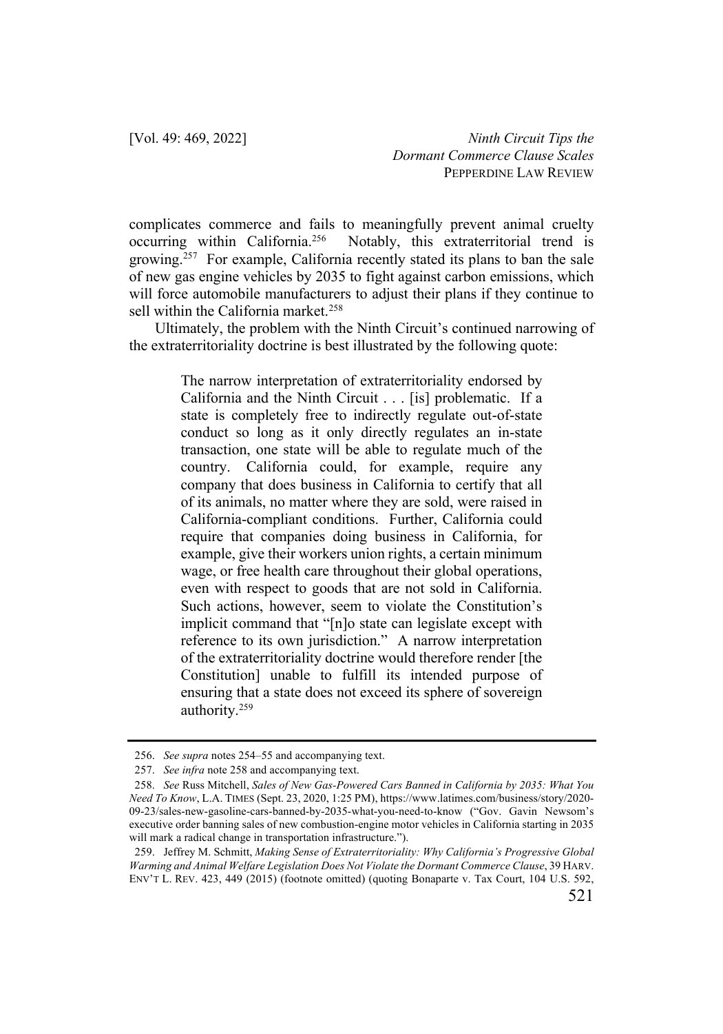complicates commerce and fails to meaningfully prevent animal cruelty occurring within California.[256] Notably, this extraterritorial trend is growing.[257] For example, California recently stated its plans to ban the sale of new gas engine vehicles by 2035 to fight against carbon emissions, which will force automobile manufacturers to adjust their plans if they continue to sell within the California market.[258]

Ultimately, the problem with the Ninth Circuit's continued narrowing of the extraterritoriality doctrine is best illustrated by the following quote:

> The narrow interpretation of extraterritoriality endorsed by California and the Ninth Circuit . . . [is] problematic. If a state is completely free to indirectly regulate out-of-state conduct so long as it only directly regulates an in-state transaction, one state will be able to regulate much of the country. California could, for example, require any company that does business in California to certify that all of its animals, no matter where they are sold, were raised in California-compliant conditions. Further, California could require that companies doing business in California, for example, give their workers union rights, a certain minimum wage, or free health care throughout their global operations, even with respect to goods that are not sold in California. Such actions, however, seem to violate the Constitution's implicit command that "[n]o state can legislate except with reference to its own jurisdiction." A narrow interpretation of the extraterritoriality doctrine would therefore render [the Constitution] unable to fulfill its intended purpose of ensuring that a state does not exceed its sphere of sovereign authority.[259]

---

256. *See supra* notes 254–55 and accompanying text.

257. *See infra* note 258 and accompanying text.

258. *See* Russ Mitchell, *Sales of New Gas-Powered Cars Banned in California by 2035: What You Need To Know*, L.A. TIMES (Sept. 23, 2020, 1:25 PM), https://www.latimes.com/business/story/2020-09-23/sales-new-gasoline-cars-banned-by-2035-what-you-need-to-know ("Gov. Gavin Newsom's executive order banning sales of new combustion-engine motor vehicles in California starting in 2035 will mark a radical change in transportation infrastructure.").

259. Jeffrey M. Schmitt, *Making Sense of Extraterritoriality: Why California's Progressive Global Warming and Animal Welfare Legislation Does Not Violate the Dormant Commerce Clause*, 39 HARV. ENV'T L. REV. 423, 449 (2015) (footnote omitted) (quoting Bonaparte v. Tax Court, 104 U.S. 592,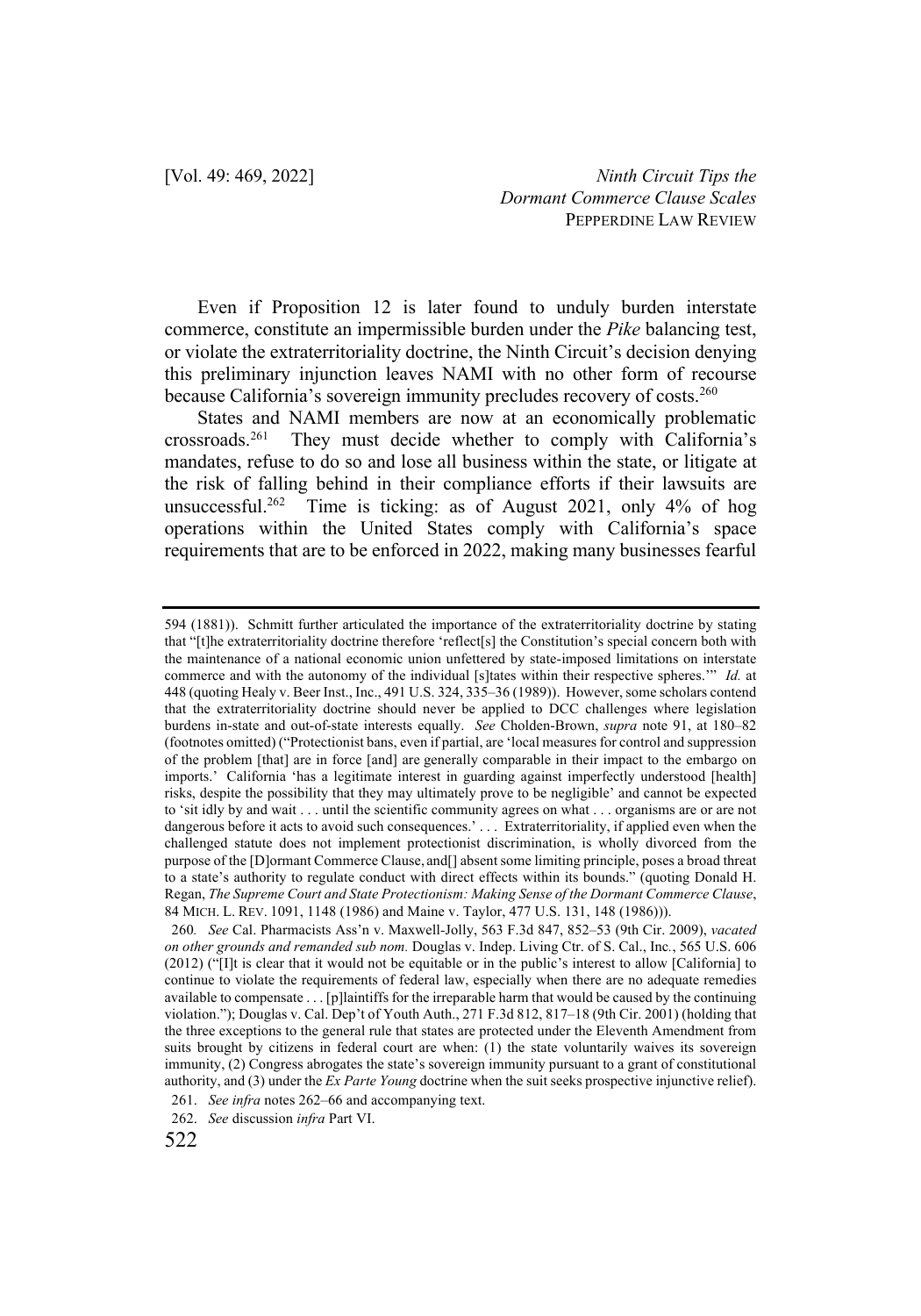Even if Proposition 12 is later found to unduly burden interstate commerce, constitute an impermissible burden under the *Pike* balancing test, or violate the extraterritoriality doctrine, the Ninth Circuit's decision denying this preliminary injunction leaves NAMI with no other form of recourse because California's sovereign immunity precludes recovery of costs.[260]

States and NAMI members are now at an economically problematic crossroads.[261] They must decide whether to comply with California's mandates, refuse to do so and lose all business within the state, or litigate at the risk of falling behind in their compliance efforts if their lawsuits are unsuccessful.[262] Time is ticking: as of August 2021, only 4% of hog operations within the United States comply with California's space requirements that are to be enforced in 2022, making many businesses fearful

---

594 (1881)). Schmitt further articulated the importance of the extraterritoriality doctrine by stating that "[t]he extraterritoriality doctrine therefore 'reflect[s] the Constitution's special concern both with the maintenance of a national economic union unfettered by state-imposed limitations on interstate commerce and with the autonomy of the individual [s]tates within their respective spheres.'" *Id.* at 448 (quoting Healy v. Beer Inst., Inc., 491 U.S. 324, 335–36 (1989)). However, some scholars contend that the extraterritoriality doctrine should never be applied to DCC challenges where legislation burdens in-state and out-of-state interests equally. *See* Cholden-Brown, *supra* note 91, at 180–82 (footnotes omitted) ("Protectionist bans, even if partial, are 'local measures for control and suppression of the problem [that] are in force [and] are generally comparable in their impact to the embargo on imports.' California 'has a legitimate interest in guarding against imperfectly understood [health] risks, despite the possibility that they may ultimately prove to be negligible' and cannot be expected to 'sit idly by and wait . . . until the scientific community agrees on what . . . organisms are or are not dangerous before it acts to avoid such consequences.' . . . Extraterritoriality, if applied even when the challenged statute does not implement protectionist discrimination, is wholly divorced from the purpose of the [D]ormant Commerce Clause, and[] absent some limiting principle, poses a broad threat to a state's authority to regulate conduct with direct effects within its bounds." (quoting Donald H. Regan, *The Supreme Court and State Protectionism: Making Sense of the Dormant Commerce Clause*, 84 MICH. L. REV. 1091, 1148 (1986) and Maine v. Taylor, 477 U.S. 131, 148 (1986))).

260. *See* Cal. Pharmacists Ass'n v. Maxwell-Jolly, 563 F.3d 847, 852–53 (9th Cir. 2009), *vacated on other grounds and remanded sub nom.* Douglas v. Indep. Living Ctr. of S. Cal., Inc., 565 U.S. 606 (2012) ("[I]t is clear that it would not be equitable or in the public's interest to allow [California] to continue to violate the requirements of federal law, especially when there are no adequate remedies available to compensate . . . [p]laintiffs for the irreparable harm that would be caused by the continuing violation."); Douglas v. Cal. Dep't of Youth Auth., 271 F.3d 812, 817–18 (9th Cir. 2001) (holding that the three exceptions to the general rule that states are protected under the Eleventh Amendment from suits brought by citizens in federal court are when: (1) the state voluntarily waives its sovereign immunity, (2) Congress abrogates the state's sovereign immunity pursuant to a grant of constitutional authority, and (3) under the *Ex Parte Young* doctrine when the suit seeks prospective injunctive relief).

261. *See infra* notes 262–66 and accompanying text.

262. *See* discussion *infra* Part VI.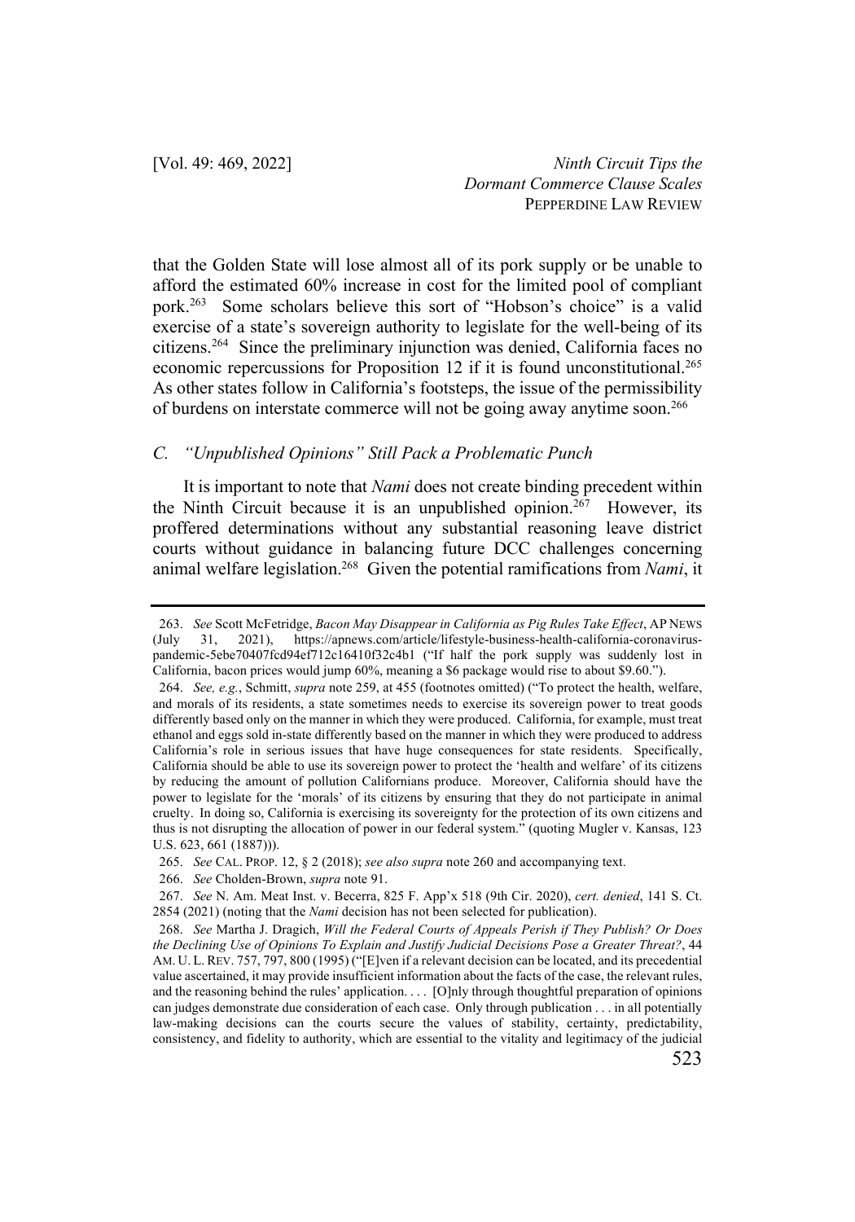that the Golden State will lose almost all of its pork supply or be unable to afford the estimated 60% increase in cost for the limited pool of compliant pork.[263] Some scholars believe this sort of "Hobson's choice" is a valid exercise of a state's sovereign authority to legislate for the well-being of its citizens.[264] Since the preliminary injunction was denied, California faces no economic repercussions for Proposition 12 if it is found unconstitutional.[265] As other states follow in California's footsteps, the issue of the permissibility of burdens on interstate commerce will not be going away anytime soon.[266]

### *C. "Unpublished Opinions" Still Pack a Problematic Punch*

It is important to note that *Nami* does not create binding precedent within the Ninth Circuit because it is an unpublished opinion.[267] However, its proffered determinations without any substantial reasoning leave district courts without guidance in balancing future DCC challenges concerning animal welfare legislation.[268] Given the potential ramifications from *Nami*, it

---

263. *See* Scott McFetridge, *Bacon May Disappear in California as Pig Rules Take Effect*, AP NEWS (July 31, 2021), https://apnews.com/article/lifestyle-business-health-california-coronavirus-pandemic-5ebe70407fcd94ef712c16410f32c4b1 ("If half the pork supply was suddenly lost in California, bacon prices would jump 60%, meaning a $6 package would rise to about $9.60.").

264. *See, e.g.*, Schmitt, *supra* note 259, at 455 (footnotes omitted) ("To protect the health, welfare, and morals of its residents, a state sometimes needs to exercise its sovereign power to treat goods differently based only on the manner in which they were produced. California, for example, must treat ethanol and eggs sold in-state differently based on the manner in which they were produced to address California's role in serious issues that have huge consequences for state residents. Specifically, California should be able to use its sovereign power to protect the 'health and welfare' of its citizens by reducing the amount of pollution Californians produce. Moreover, California should have the power to legislate for the 'morals' of its citizens by ensuring that they do not participate in animal cruelty. In doing so, California is exercising its sovereignty for the protection of its own citizens and thus is not disrupting the allocation of power in our federal system." (quoting Mugler v. Kansas, 123 U.S. 623, 661 (1887))).

265. *See* CAL. PROP. 12, § 2 (2018); *see also supra* note 260 and accompanying text.

266. *See* Cholden-Brown, *supra* note 91.

267. *See* N. Am. Meat Inst. v. Becerra, 825 F. App'x 518 (9th Cir. 2020), *cert. denied*, 141 S. Ct. 2854 (2021) (noting that the *Nami* decision has not been selected for publication).

268. *See* Martha J. Dragich, *Will the Federal Courts of Appeals Perish if They Publish? Or Does the Declining Use of Opinions To Explain and Justify Judicial Decisions Pose a Greater Threat?*, 44 AM. U. L. REV. 757, 797, 800 (1995) ("[E]ven if a relevant decision can be located, and its precedential value ascertained, it may provide insufficient information about the facts of the case, the relevant rules, and the reasoning behind the rules' application. . . . [O]nly through thoughtful preparation of opinions can judges demonstrate due consideration of each case. Only through publication . . . in all potentially law-making decisions can the courts secure the values of stability, certainty, predictability, consistency, and fidelity to authority, which are essential to the vitality and legitimacy of the judicial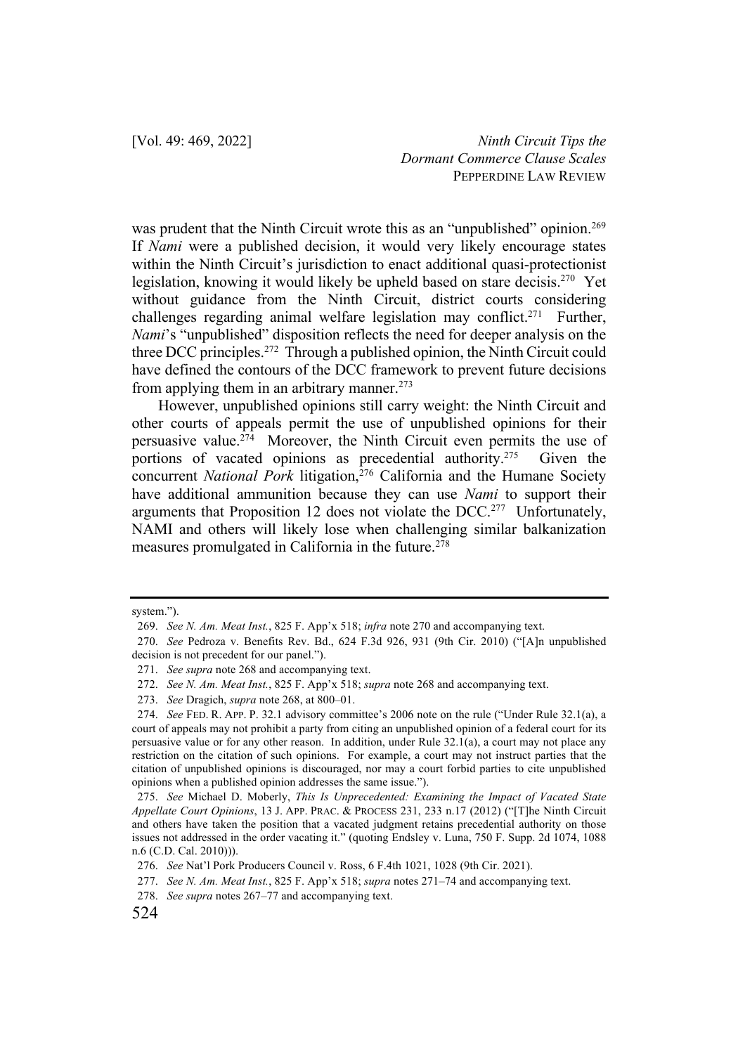was prudent that the Ninth Circuit wrote this as an "unpublished" opinion.[269] If *Nami* were a published decision, it would very likely encourage states within the Ninth Circuit's jurisdiction to enact additional quasi-protectionist legislation, knowing it would likely be upheld based on stare decisis.[270] Yet without guidance from the Ninth Circuit, district courts considering challenges regarding animal welfare legislation may conflict.[271] Further, *Nami*'s "unpublished" disposition reflects the need for deeper analysis on the three DCC principles.[272] Through a published opinion, the Ninth Circuit could have defined the contours of the DCC framework to prevent future decisions from applying them in an arbitrary manner.[273]

However, unpublished opinions still carry weight: the Ninth Circuit and other courts of appeals permit the use of unpublished opinions for their persuasive value.[274] Moreover, the Ninth Circuit even permits the use of portions of vacated opinions as precedential authority.[275] Given the concurrent *National Pork* litigation,[276] California and the Humane Society have additional ammunition because they can use *Nami* to support their arguments that Proposition 12 does not violate the DCC.[277] Unfortunately, NAMI and others will likely lose when challenging similar balkanization measures promulgated in California in the future.[278]

---

system.").

269. *See N. Am. Meat Inst.*, 825 F. App'x 518; *infra* note 270 and accompanying text.

270. *See* Pedroza v. Benefits Rev. Bd., 624 F.3d 926, 931 (9th Cir. 2010) ("[A]n unpublished decision is not precedent for our panel.").

271. *See supra* note 268 and accompanying text.

272. *See N. Am. Meat Inst.*, 825 F. App'x 518; *supra* note 268 and accompanying text.

273. *See* Dragich, *supra* note 268, at 800–01.

274. *See* FED. R. APP. P. 32.1 advisory committee's 2006 note on the rule ("Under Rule 32.1(a), a court of appeals may not prohibit a party from citing an unpublished opinion of a federal court for its persuasive value or for any other reason. In addition, under Rule 32.1(a), a court may not place any restriction on the citation of such opinions. For example, a court may not instruct parties that the citation of unpublished opinions is discouraged, nor may a court forbid parties to cite unpublished opinions when a published opinion addresses the same issue.").

275. *See* Michael D. Moberly, *This Is Unprecedented: Examining the Impact of Vacated State Appellate Court Opinions*, 13 J. APP. PRAC. & PROCESS 231, 233 n.17 (2012) ("[T]he Ninth Circuit and others have taken the position that a vacated judgment retains precedential authority on those issues not addressed in the order vacating it." (quoting Endsley v. Luna, 750 F. Supp. 2d 1074, 1088 n.6 (C.D. Cal. 2010))).

276. *See* Nat'l Pork Producers Council v. Ross, 6 F.4th 1021, 1028 (9th Cir. 2021).

277. *See N. Am. Meat Inst.*, 825 F. App'x 518; *supra* notes 271–74 and accompanying text.

278. *See supra* notes 267–77 and accompanying text.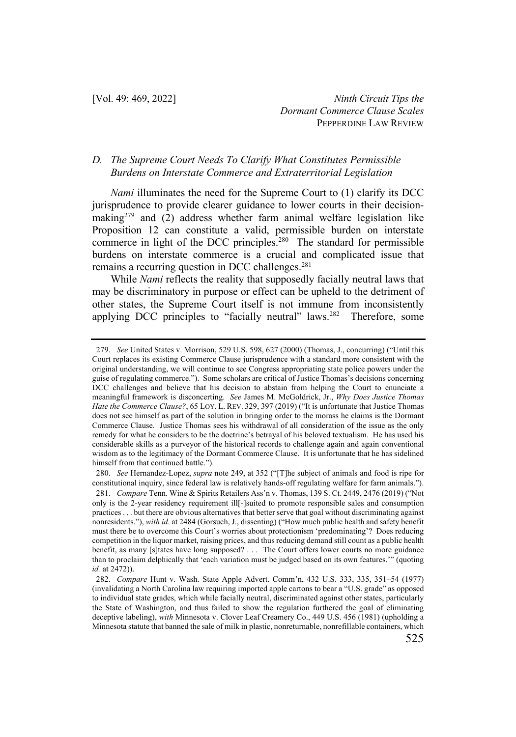### *D. The Supreme Court Needs To Clarify What Constitutes Permissible Burdens on Interstate Commerce and Extraterritorial Legislation*

*Nami* illuminates the need for the Supreme Court to (1) clarify its DCC jurisprudence to provide clearer guidance to lower courts in their decision-making[279] and (2) address whether farm animal welfare legislation like Proposition 12 can constitute a valid, permissible burden on interstate commerce in light of the DCC principles.[280] The standard for permissible burdens on interstate commerce is a crucial and complicated issue that remains a recurring question in DCC challenges.[281]

While *Nami* reflects the reality that supposedly facially neutral laws that may be discriminatory in purpose or effect can be upheld to the detriment of other states, the Supreme Court itself is not immune from inconsistently applying DCC principles to "facially neutral" laws.[282] Therefore, some

---

279. *See* United States v. Morrison, 529 U.S. 598, 627 (2000) (Thomas, J., concurring) ("Until this Court replaces its existing Commerce Clause jurisprudence with a standard more consistent with the original understanding, we will continue to see Congress appropriating state police powers under the guise of regulating commerce."). Some scholars are critical of Justice Thomas's decisions concerning DCC challenges and believe that his decision to abstain from helping the Court to enunciate a meaningful framework is disconcerting. *See* James M. McGoldrick, Jr., *Why Does Justice Thomas Hate the Commerce Clause?*, 65 LOY. L. REV. 329, 397 (2019) ("It is unfortunate that Justice Thomas does not see himself as part of the solution in bringing order to the morass he claims is the Dormant Commerce Clause. Justice Thomas sees his withdrawal of all consideration of the issue as the only remedy for what he considers to be the doctrine's betrayal of his beloved textualism. He has used his considerable skills as a purveyor of the historical records to challenge again and again conventional wisdom as to the legitimacy of the Dormant Commerce Clause. It is unfortunate that he has sidelined himself from that continued battle.").

280. *See* Hernandez-Lopez, *supra* note 249, at 352 ("[T]he subject of animals and food is ripe for constitutional inquiry, since federal law is relatively hands-off regulating welfare for farm animals.").

281. *Compare* Tenn. Wine & Spirits Retailers Ass'n v. Thomas, 139 S. Ct. 2449, 2476 (2019) ("Not only is the 2-year residency requirement ill[-]suited to promote responsible sales and consumption practices . . . but there are obvious alternatives that better serve that goal without discriminating against nonresidents."), *with id.* at 2484 (Gorsuch, J., dissenting) ("How much public health and safety benefit must there be to overcome this Court's worries about protectionism 'predominating'? Does reducing competition in the liquor market, raising prices, and thus reducing demand still count as a public health benefit, as many [s]tates have long supposed? . . . The Court offers lower courts no more guidance than to proclaim delphically that 'each variation must be judged based on its own features.'" (quoting *id.* at 2472)).

282. *Compare* Hunt v. Wash. State Apple Advert. Comm'n, 432 U.S. 333, 335, 351–54 (1977) (invalidating a North Carolina law requiring imported apple cartons to bear a "U.S. grade" as opposed to individual state grades, which while facially neutral, discriminated against other states, particularly the State of Washington, and thus failed to show the regulation furthered the goal of eliminating deceptive labeling), *with* Minnesota v. Clover Leaf Creamery Co., 449 U.S. 456 (1981) (upholding a Minnesota statute that banned the sale of milk in plastic, nonreturnable, nonrefillable containers, which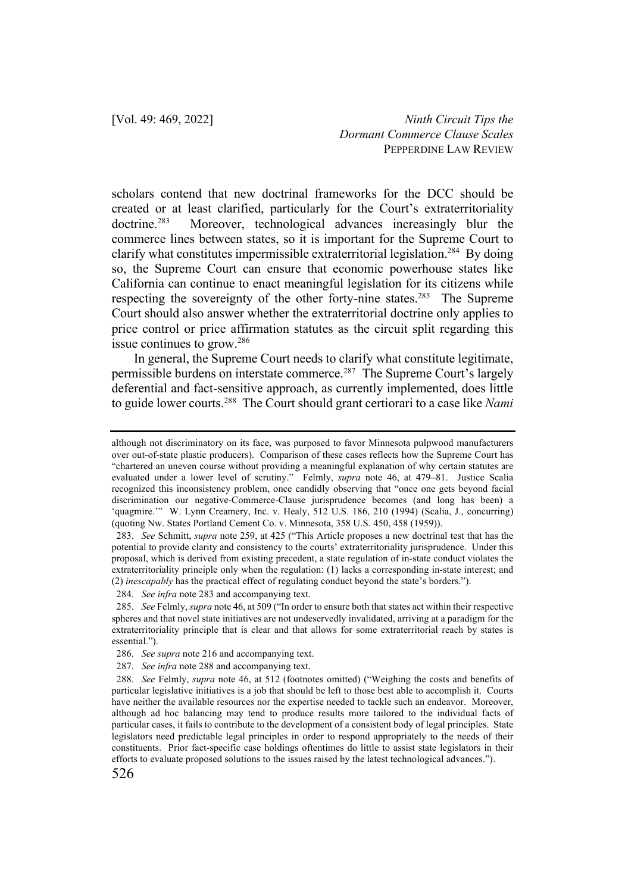scholars contend that new doctrinal frameworks for the DCC should be created or at least clarified, particularly for the Court's extraterritoriality doctrine.[283] Moreover, technological advances increasingly blur the commerce lines between states, so it is important for the Supreme Court to clarify what constitutes impermissible extraterritorial legislation.[284] By doing so, the Supreme Court can ensure that economic powerhouse states like California can continue to enact meaningful legislation for its citizens while respecting the sovereignty of the other forty-nine states.[285] The Supreme Court should also answer whether the extraterritorial doctrine only applies to price control or price affirmation statutes as the circuit split regarding this issue continues to grow.[286]

In general, the Supreme Court needs to clarify what constitute legitimate, permissible burdens on interstate commerce.[287] The Supreme Court's largely deferential and fact-sensitive approach, as currently implemented, does little to guide lower courts.[288] The Court should grant certiorari to a case like *Nami*

---

although not discriminatory on its face, was purposed to favor Minnesota pulpwood manufacturers over out-of-state plastic producers). Comparison of these cases reflects how the Supreme Court has "chartered an uneven course without providing a meaningful explanation of why certain statutes are evaluated under a lower level of scrutiny." Felmly, *supra* note 46, at 479–81. Justice Scalia recognized this inconsistency problem, once candidly observing that "once one gets beyond facial discrimination our negative-Commerce-Clause jurisprudence becomes (and long has been) a 'quagmire.'" W. Lynn Creamery, Inc. v. Healy, 512 U.S. 186, 210 (1994) (Scalia, J., concurring) (quoting Nw. States Portland Cement Co. v. Minnesota, 358 U.S. 450, 458 (1959)).

283. *See* Schmitt, *supra* note 259, at 425 ("This Article proposes a new doctrinal test that has the potential to provide clarity and consistency to the courts' extraterritoriality jurisprudence. Under this proposal, which is derived from existing precedent, a state regulation of in-state conduct violates the extraterritoriality principle only when the regulation: (1) lacks a corresponding in-state interest; and (2) *inescapably* has the practical effect of regulating conduct beyond the state's borders.").

284. *See infra* note 283 and accompanying text.

285. *See* Felmly, *supra* note 46, at 509 ("In order to ensure both that states act within their respective spheres and that novel state initiatives are not undeservedly invalidated, arriving at a paradigm for the extraterritoriality principle that is clear and that allows for some extraterritorial reach by states is essential.").

286. *See supra* note 216 and accompanying text.

287. *See infra* note 288 and accompanying text.

288. *See* Felmly, *supra* note 46, at 512 (footnotes omitted) ("Weighing the costs and benefits of particular legislative initiatives is a job that should be left to those best able to accomplish it. Courts have neither the available resources nor the expertise needed to tackle such an endeavor. Moreover, although ad hoc balancing may tend to produce results more tailored to the individual facts of particular cases, it fails to contribute to the development of a consistent body of legal principles. State legislators need predictable legal principles in order to respond appropriately to the needs of their constituents. Prior fact-specific case holdings oftentimes do little to assist state legislators in their efforts to evaluate proposed solutions to the issues raised by the latest technological advances.").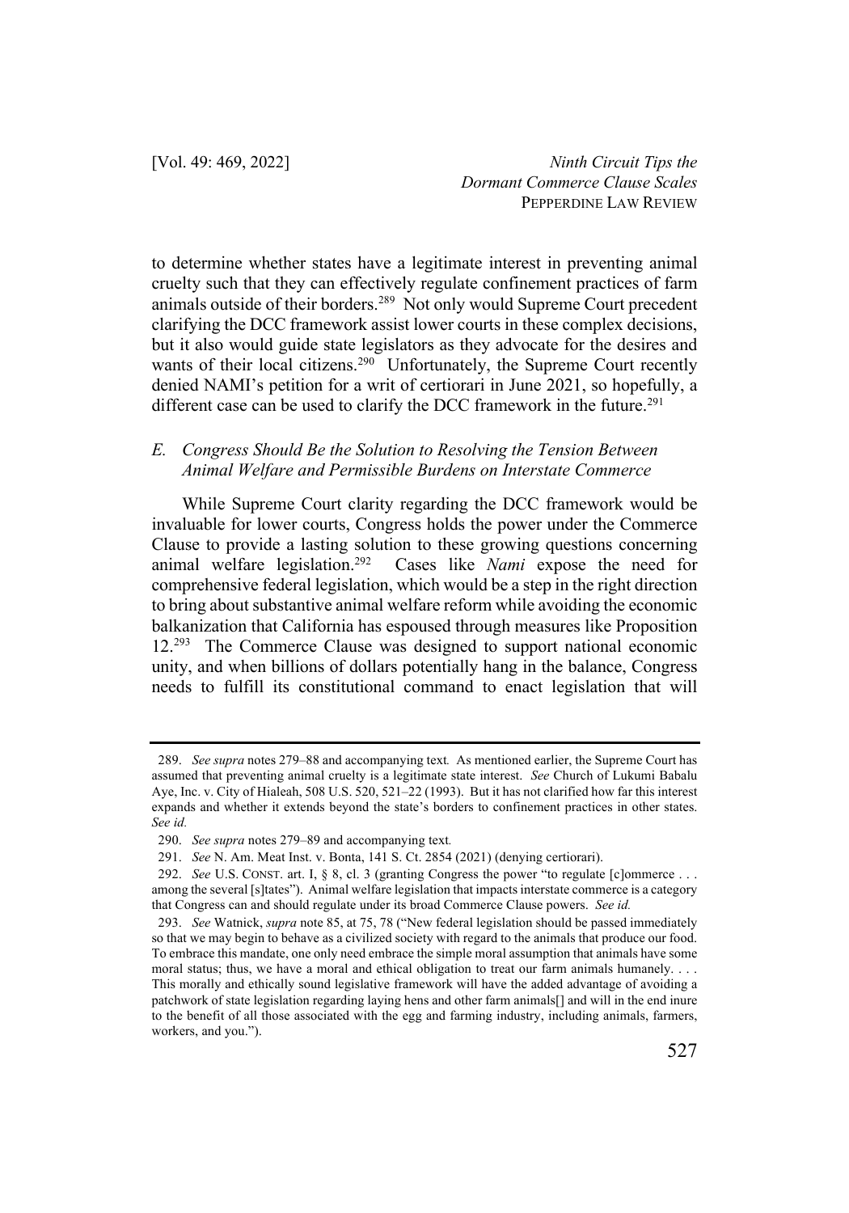to determine whether states have a legitimate interest in preventing animal cruelty such that they can effectively regulate confinement practices of farm animals outside of their borders.[289] Not only would Supreme Court precedent clarifying the DCC framework assist lower courts in these complex decisions, but it also would guide state legislators as they advocate for the desires and wants of their local citizens.[290] Unfortunately, the Supreme Court recently denied NAMI's petition for a writ of certiorari in June 2021, so hopefully, a different case can be used to clarify the DCC framework in the future.[291]

### *E. Congress Should Be the Solution to Resolving the Tension Between Animal Welfare and Permissible Burdens on Interstate Commerce*

While Supreme Court clarity regarding the DCC framework would be invaluable for lower courts, Congress holds the power under the Commerce Clause to provide a lasting solution to these growing questions concerning animal welfare legislation.[292] Cases like *Nami* expose the need for comprehensive federal legislation, which would be a step in the right direction to bring about substantive animal welfare reform while avoiding the economic balkanization that California has espoused through measures like Proposition 12.[293] The Commerce Clause was designed to support national economic unity, and when billions of dollars potentially hang in the balance, Congress needs to fulfill its constitutional command to enact legislation that will

---

289. *See supra* notes 279–88 and accompanying text*.* As mentioned earlier, the Supreme Court has assumed that preventing animal cruelty is a legitimate state interest. *See* Church of Lukumi Babalu Aye, Inc. v. City of Hialeah, 508 U.S. 520, 521–22 (1993). But it has not clarified how far this interest expands and whether it extends beyond the state's borders to confinement practices in other states. *See id.*

290. *See supra* notes 279–89 and accompanying text*.*

291. *See* N. Am. Meat Inst. v. Bonta, 141 S. Ct. 2854 (2021) (denying certiorari).

292. *See* U.S. CONST. art. I, § 8, cl. 3 (granting Congress the power "to regulate [c]ommerce . . . among the several [s]tates"). Animal welfare legislation that impacts interstate commerce is a category that Congress can and should regulate under its broad Commerce Clause powers. *See id.*

293. *See* Watnick, *supra* note 85, at 75, 78 ("New federal legislation should be passed immediately so that we may begin to behave as a civilized society with regard to the animals that produce our food. To embrace this mandate, one only need embrace the simple moral assumption that animals have some moral status; thus, we have a moral and ethical obligation to treat our farm animals humanely. . . . This morally and ethically sound legislative framework will have the added advantage of avoiding a patchwork of state legislation regarding laying hens and other farm animals[] and will in the end inure to the benefit of all those associated with the egg and farming industry, including animals, farmers, workers, and you.").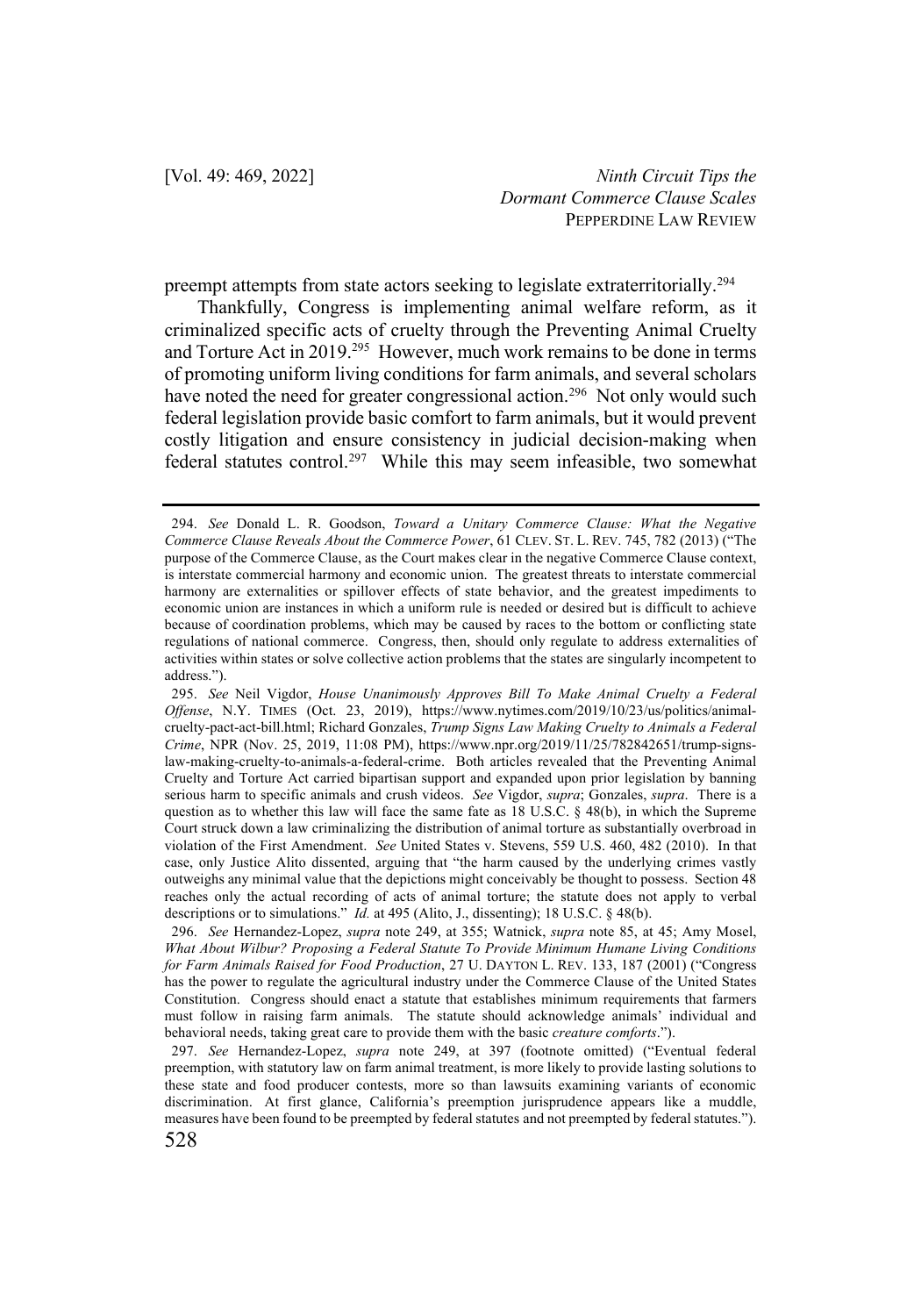preempt attempts from state actors seeking to legislate extraterritorially.[294]

Thankfully, Congress is implementing animal welfare reform, as it criminalized specific acts of cruelty through the Preventing Animal Cruelty and Torture Act in 2019.[295] However, much work remains to be done in terms of promoting uniform living conditions for farm animals, and several scholars have noted the need for greater congressional action.[296] Not only would such federal legislation provide basic comfort to farm animals, but it would prevent costly litigation and ensure consistency in judicial decision-making when federal statutes control.[297] While this may seem infeasible, two somewhat

---

294. *See* Donald L. R. Goodson, *Toward a Unitary Commerce Clause: What the Negative Commerce Clause Reveals About the Commerce Power*, 61 CLEV. ST. L. REV. 745, 782 (2013) ("The purpose of the Commerce Clause, as the Court makes clear in the negative Commerce Clause context, is interstate commercial harmony and economic union. The greatest threats to interstate commercial harmony are externalities or spillover effects of state behavior, and the greatest impediments to economic union are instances in which a uniform rule is needed or desired but is difficult to achieve because of coordination problems, which may be caused by races to the bottom or conflicting state regulations of national commerce. Congress, then, should only regulate to address externalities of activities within states or solve collective action problems that the states are singularly incompetent to address.").

295. *See* Neil Vigdor, *House Unanimously Approves Bill To Make Animal Cruelty a Federal Offense*, N.Y. TIMES (Oct. 23, 2019), https://www.nytimes.com/2019/10/23/us/politics/animal-cruelty-pact-act-bill.html; Richard Gonzales, *Trump Signs Law Making Cruelty to Animals a Federal Crime*, NPR (Nov. 25, 2019, 11:08 PM), https://www.npr.org/2019/11/25/782842651/trump-signs-law-making-cruelty-to-animals-a-federal-crime. Both articles revealed that the Preventing Animal Cruelty and Torture Act carried bipartisan support and expanded upon prior legislation by banning serious harm to specific animals and crush videos. *See* Vigdor, *supra*; Gonzales, *supra*. There is a question as to whether this law will face the same fate as 18 U.S.C. § 48(b), in which the Supreme Court struck down a law criminalizing the distribution of animal torture as substantially overbroad in violation of the First Amendment. *See* United States v. Stevens, 559 U.S. 460, 482 (2010). In that case, only Justice Alito dissented, arguing that "the harm caused by the underlying crimes vastly outweighs any minimal value that the depictions might conceivably be thought to possess. Section 48 reaches only the actual recording of acts of animal torture; the statute does not apply to verbal descriptions or to simulations." *Id.* at 495 (Alito, J., dissenting); 18 U.S.C. § 48(b).

296. *See* Hernandez-Lopez, *supra* note 249, at 355; Watnick, *supra* note 85, at 45; Amy Mosel, *What About Wilbur? Proposing a Federal Statute To Provide Minimum Humane Living Conditions for Farm Animals Raised for Food Production*, 27 U. DAYTON L. REV. 133, 187 (2001) ("Congress has the power to regulate the agricultural industry under the Commerce Clause of the United States Constitution. Congress should enact a statute that establishes minimum requirements that farmers must follow in raising farm animals. The statute should acknowledge animals' individual and behavioral needs, taking great care to provide them with the basic *creature comforts*.").

297. *See* Hernandez-Lopez, *supra* note 249, at 397 (footnote omitted) ("Eventual federal preemption, with statutory law on farm animal treatment, is more likely to provide lasting solutions to these state and food producer contests, more so than lawsuits examining variants of economic discrimination. At first glance, California's preemption jurisprudence appears like a muddle, measures have been found to be preempted by federal statutes and not preempted by federal statutes.").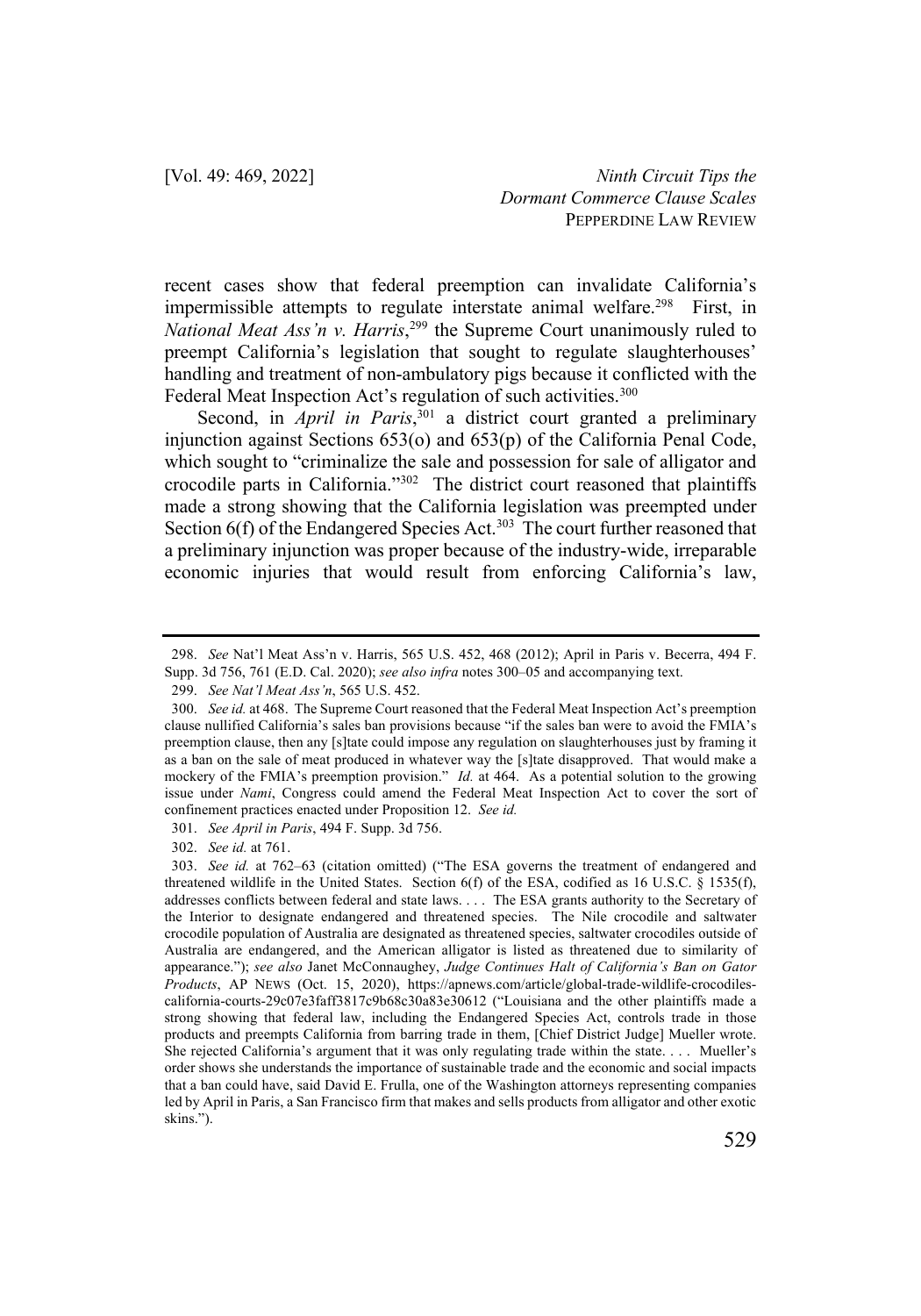recent cases show that federal preemption can invalidate California's impermissible attempts to regulate interstate animal welfare.[298] First, in *National Meat Ass'n v. Harris*,[299] the Supreme Court unanimously ruled to preempt California's legislation that sought to regulate slaughterhouses' handling and treatment of non-ambulatory pigs because it conflicted with the Federal Meat Inspection Act's regulation of such activities.[300]

Second, in *April in Paris*,[301] a district court granted a preliminary injunction against Sections 653(o) and 653(p) of the California Penal Code, which sought to "criminalize the sale and possession for sale of alligator and crocodile parts in California."[302] The district court reasoned that plaintiffs made a strong showing that the California legislation was preempted under Section 6(f) of the Endangered Species Act.[303] The court further reasoned that a preliminary injunction was proper because of the industry-wide, irreparable economic injuries that would result from enforcing California's law,

---

298. *See* Nat'l Meat Ass'n v. Harris, 565 U.S. 452, 468 (2012); April in Paris v. Becerra, 494 F. Supp. 3d 756, 761 (E.D. Cal. 2020); *see also infra* notes 300–05 and accompanying text.

299. *See Nat'l Meat Ass'n*, 565 U.S. 452.

300. *See id.* at 468. The Supreme Court reasoned that the Federal Meat Inspection Act's preemption clause nullified California's sales ban provisions because "if the sales ban were to avoid the FMIA's preemption clause, then any [s]tate could impose any regulation on slaughterhouses just by framing it as a ban on the sale of meat produced in whatever way the [s]tate disapproved. That would make a mockery of the FMIA's preemption provision." *Id.* at 464. As a potential solution to the growing issue under *Nami*, Congress could amend the Federal Meat Inspection Act to cover the sort of confinement practices enacted under Proposition 12. *See id.*

301. *See April in Paris*, 494 F. Supp. 3d 756.

302. *See id.* at 761.

303. *See id.* at 762–63 (citation omitted) ("The ESA governs the treatment of endangered and threatened wildlife in the United States. Section 6(f) of the ESA, codified as 16 U.S.C. § 1535(f), addresses conflicts between federal and state laws. . . . The ESA grants authority to the Secretary of the Interior to designate endangered and threatened species. The Nile crocodile and saltwater crocodile population of Australia are designated as threatened species, saltwater crocodiles outside of Australia are endangered, and the American alligator is listed as threatened due to similarity of appearance."); *see also* Janet McConnaughey, *Judge Continues Halt of California's Ban on Gator Products*, AP NEWS (Oct. 15, 2020), https://apnews.com/article/global-trade-wildlife-crocodiles-california-courts-29c07e3faff3817c9b68c30a83e30612 ("Louisiana and the other plaintiffs made a strong showing that federal law, including the Endangered Species Act, controls trade in those products and preempts California from barring trade in them, [Chief District Judge] Mueller wrote. She rejected California's argument that it was only regulating trade within the state. . . . Mueller's order shows she understands the importance of sustainable trade and the economic and social impacts that a ban could have, said David E. Frulla, one of the Washington attorneys representing companies led by April in Paris, a San Francisco firm that makes and sells products from alligator and other exotic skins.").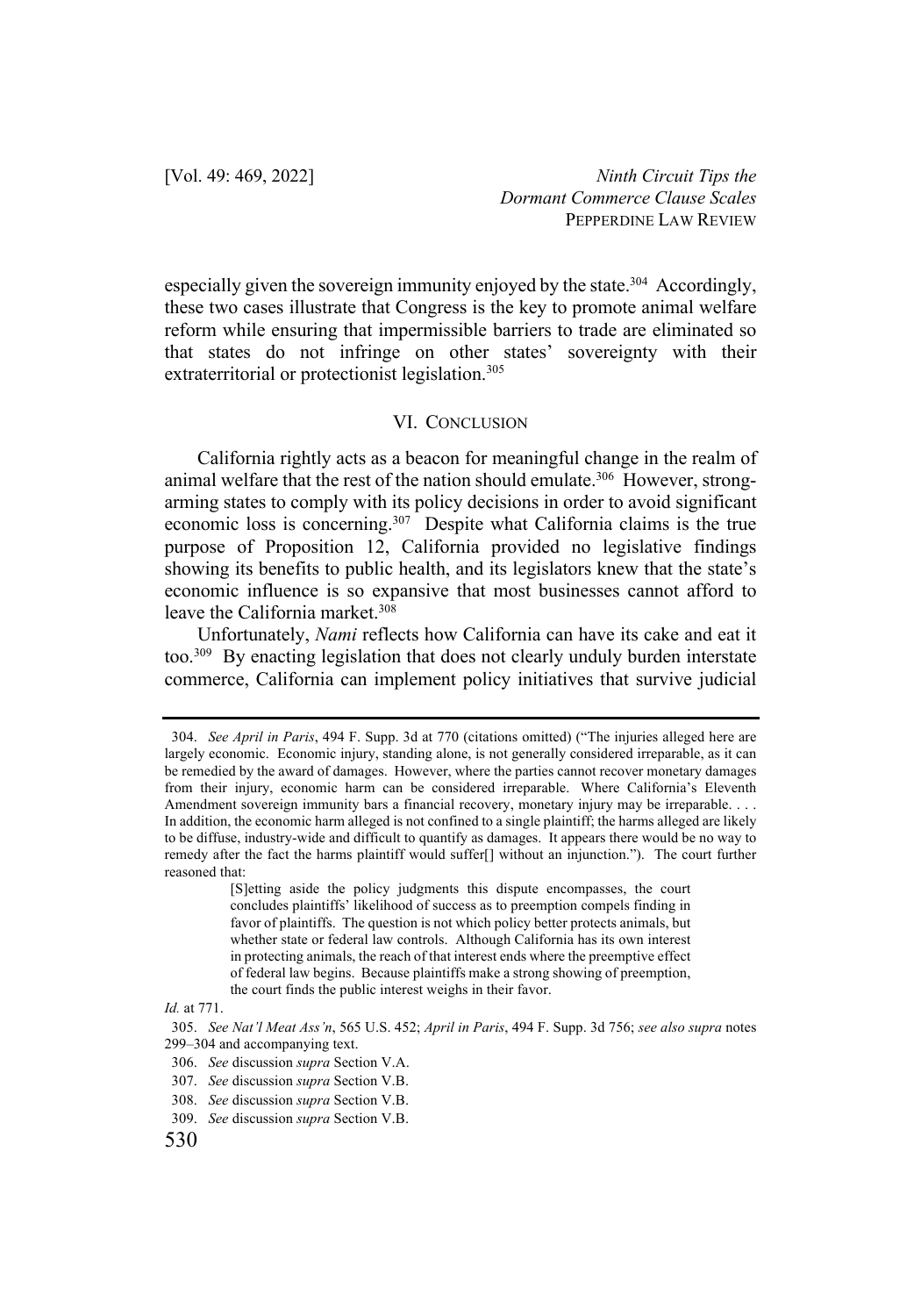especially given the sovereign immunity enjoyed by the state.[304] Accordingly, these two cases illustrate that Congress is the key to promote animal welfare reform while ensuring that impermissible barriers to trade are eliminated so that states do not infringe on other states' sovereignty with their extraterritorial or protectionist legislation.[305]

## VI. Conclusion

California rightly acts as a beacon for meaningful change in the realm of animal welfare that the rest of the nation should emulate.[306] However, strong-arming states to comply with its policy decisions in order to avoid significant economic loss is concerning.[307] Despite what California claims is the true purpose of Proposition 12, California provided no legislative findings showing its benefits to public health, and its legislators knew that the state's economic influence is so expansive that most businesses cannot afford to leave the California market.[308]

Unfortunately, *Nami* reflects how California can have its cake and eat it too.[309] By enacting legislation that does not clearly unduly burden interstate commerce, California can implement policy initiatives that survive judicial

---

304. *See April in Paris*, 494 F. Supp. 3d at 770 (citations omitted) ("The injuries alleged here are largely economic. Economic injury, standing alone, is not generally considered irreparable, as it can be remedied by the award of damages. However, where the parties cannot recover monetary damages from their injury, economic harm can be considered irreparable. Where California's Eleventh Amendment sovereign immunity bars a financial recovery, monetary injury may be irreparable. . . . In addition, the economic harm alleged is not confined to a single plaintiff; the harms alleged are likely to be diffuse, industry-wide and difficult to quantify as damages. It appears there would be no way to remedy after the fact the harms plaintiff would suffer[] without an injunction."). The court further reasoned that:

> [S]etting aside the policy judgments this dispute encompasses, the court concludes plaintiffs' likelihood of success as to preemption compels finding in favor of plaintiffs. The question is not which policy better protects animals, but whether state or federal law controls. Although California has its own interest in protecting animals, the reach of that interest ends where the preemptive effect of federal law begins. Because plaintiffs make a strong showing of preemption, the court finds the public interest weighs in their favor.

*Id.* at 771.

305. *See Nat'l Meat Ass'n*, 565 U.S. 452; *April in Paris*, 494 F. Supp. 3d 756; *see also supra* notes 299–304 and accompanying text.

306. *See* discussion *supra* Section V.A.

307. *See* discussion *supra* Section V.B.

308. *See* discussion *supra* Section V.B.

309. *See* discussion *supra* Section V.B.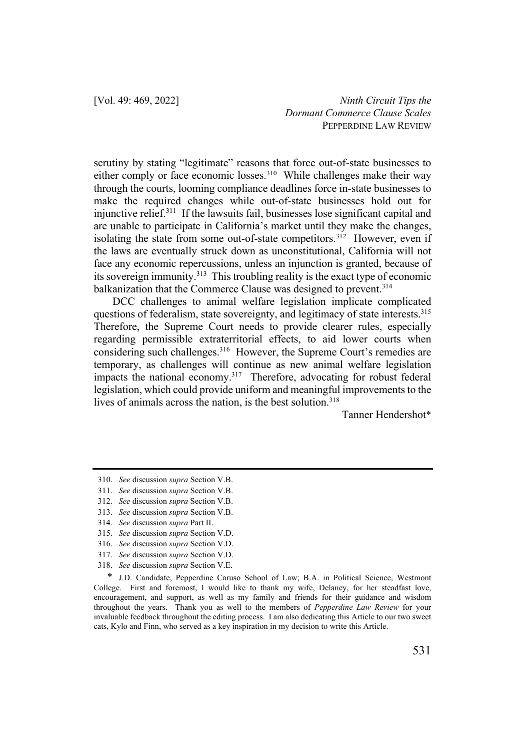scrutiny by stating "legitimate" reasons that force out-of-state businesses to either comply or face economic losses.[310] While challenges make their way through the courts, looming compliance deadlines force in-state businesses to make the required changes while out-of-state businesses hold out for injunctive relief.[311] If the lawsuits fail, businesses lose significant capital and are unable to participate in California's market until they make the changes, isolating the state from some out-of-state competitors.[312] However, even if the laws are eventually struck down as unconstitutional, California will not face any economic repercussions, unless an injunction is granted, because of its sovereign immunity.[313] This troubling reality is the exact type of economic balkanization that the Commerce Clause was designed to prevent.[314]

DCC challenges to animal welfare legislation implicate complicated questions of federalism, state sovereignty, and legitimacy of state interests.[315] Therefore, the Supreme Court needs to provide clearer rules, especially regarding permissible extraterritorial effects, to aid lower courts when considering such challenges.[316] However, the Supreme Court's remedies are temporary, as challenges will continue as new animal welfare legislation impacts the national economy.[317] Therefore, advocating for robust federal legislation, which could provide uniform and meaningful improvements to the lives of animals across the nation, is the best solution.[318]

Tanner Hendershot*

---

310. *See* discussion *supra* Section V.B.

311. *See* discussion *supra* Section V.B.

312. *See* discussion *supra* Section V.B.

313. *See* discussion *supra* Section V.B.

314. *See* discussion *supra* Part II.

315. *See* discussion *supra* Section V.D.

316. *See* discussion *supra* Section V.D.

317. *See* discussion *supra* Section V.D.

318. *See* discussion *supra* Section V.E.

\* J.D. Candidate, Pepperdine Caruso School of Law; B.A. in Political Science, Westmont College. First and foremost, I would like to thank my wife, Delaney, for her steadfast love, encouragement, and support, as well as my family and friends for their guidance and wisdom throughout the years. Thank you as well to the members of *Pepperdine Law Review* for your invaluable feedback throughout the editing process. I am also dedicating this Article to our two sweet cats, Kylo and Finn, who served as a key inspiration in my decision to write this Article.